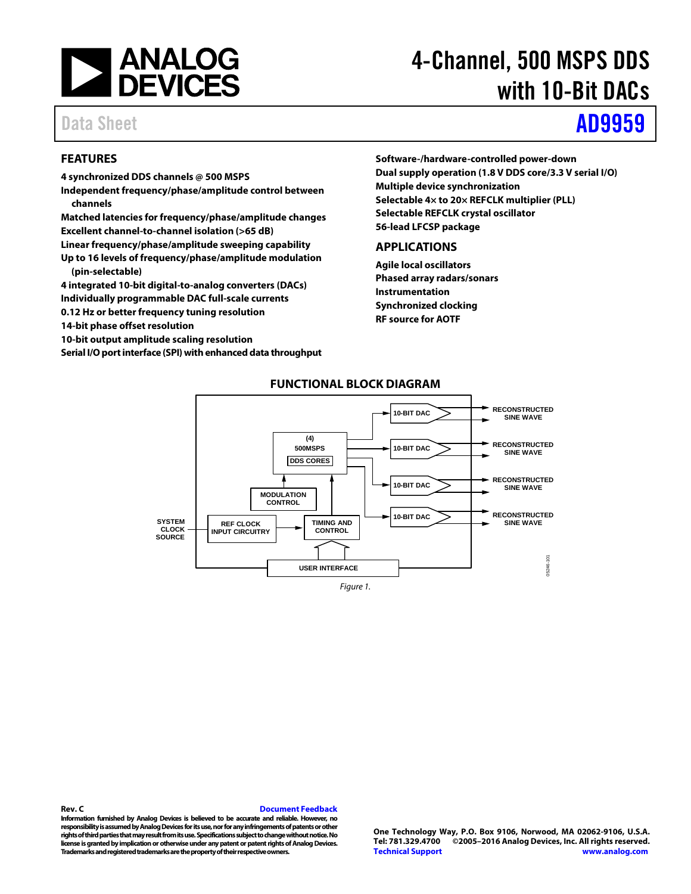# 4-Channel, 500 MSPS DDS with 10-Bit DACs

Data Sheet **AD9959**

## FEATURES

- 4 synchronized DDS channels @ 500 MSPS
- Independent frequency/phase/amplitude control between channels
- Matched latencies for frequency/phase/amplitude changes
- Excellent channel-to-channel isolation (>65 dB)
- Linear frequency/phase/amplitude sweeping capability
- Up to 16 levels of frequency/phase/amplitude modulation (pin-selectable)
- 4 integrated 10-bit digital-to-analog converters (DACs)
- Individually programmable DAC full-scale currents
- 0.12 Hz or better frequency tuning resolution
- 14-bit phase offset resolution
- 10-bit output amplitude scaling resolution
- Serial I/O port interface (SPI) with enhanced data throughput
- Software-/hardware-controlled power-down
- Dual supply operation (1.8 V DDS core/3.3 V serial I/O)
- Multiple device synchronization
- Selectable 4× to 20× REFCLK multiplier (PLL)
- Selectable REFCLK crystal oscillator
- 56-lead LFCSP package

## APPLICATIONS

- Agile local oscillators
- Phased array radars/sonars
- Instrumentation
- Synchronized clocking
- RF source for AOTF

## FUNCTIONAL BLOCK DIAGRAM

Figure 1.

Rev. C

Information furnished by Analog Devices is believed to be accurate and reliable. However, no responsibility is assumed by Analog Devices for its use, nor for any infringements of patents or other rights of third parties that may result from its use. Specifications subject to change without notice. No license is granted by implication or otherwise under any patent or patent rights of Analog Devices. Trademarks and registered trademarks are the property of their respective owners.

One Technology Way, P.O. Box 9106, Norwood, MA 02062-9106, U.S.A.
Tel: 781.329.4700 ©2005–2016 Analog Devices, Inc. All rights reserved.
Technical Support www.analog.com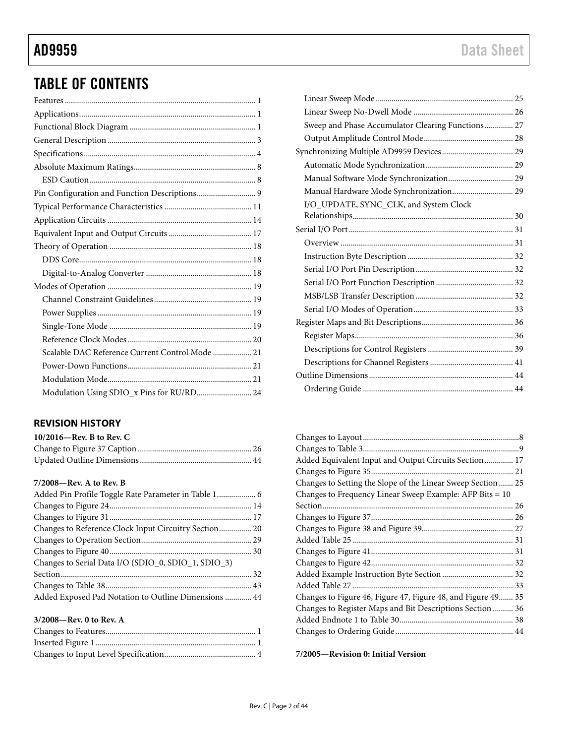# TABLE OF CONTENTS

Features ... 1
Applications ... 1
Functional Block Diagram ... 1
General Description ... 3
Specifications ... 4
Absolute Maximum Ratings ... 8
  ESD Caution ... 8
Pin Configuration and Function Descriptions ... 9
Typical Performance Characteristics ... 11
Application Circuits ... 14
Equivalent Input and Output Circuits ... 17
Theory of Operation ... 18
  DDS Core ... 18
  Digital-to-Analog Converter ... 18
Modes of Operation ... 19
  Channel Constraint Guidelines ... 19
  Power Supplies ... 19
  Single-Tone Mode ... 19
  Reference Clock Modes ... 20
  Scalable DAC Reference Current Control Mode ... 21
  Power-Down Functions ... 21
  Modulation Mode ... 21
  Modulation Using SDIO_x Pins for RU/RD ... 24
  Linear Sweep Mode ... 25
  Linear Sweep No-Dwell Mode ... 26
  Sweep and Phase Accumulator Clearing Functions ... 27
  Output Amplitude Control Mode ... 28
Synchronizing Multiple AD9959 Devices ... 29
  Automatic Mode Synchronization ... 29
  Manual Software Mode Synchronization ... 29
  Manual Hardware Mode Synchronization ... 29
  I/O_UPDATE, SYNC_CLK, and System Clock Relationships ... 30
Serial I/O Port ... 31
  Overview ... 31
  Instruction Byte Description ... 32
  Serial I/O Port Pin Description ... 32
  Serial I/O Port Function Description ... 32
  MSB/LSB Transfer Description ... 32
  Serial I/O Modes of Operation ... 33
Register Maps and Bit Descriptions ... 36
  Register Maps ... 36
  Descriptions for Control Registers ... 39
  Descriptions for Channel Registers ... 41
Outline Dimensions ... 44
  Ordering Guide ... 44

## REVISION HISTORY

**10/2016—Rev. B to Rev. C**

Change to Figure 37 Caption ... 26
Updated Outline Dimensions ... 44

**7/2008—Rev. A to Rev. B**

Added Pin Profile Toggle Rate Parameter in Table 1 ... 6
Changes to Figure 24 ... 14
Changes to Figure 31 ... 17
Changes to Reference Clock Input Circuitry Section ... 20
Changes to Operation Section ... 29
Changes to Figure 40 ... 30
Changes to Serial Data I/O (SDIO_0, SDIO_1, SDIO_3) Section ... 32
Changes to Table 38 ... 43
Added Exposed Pad Notation to Outline Dimensions ... 44

**3/2008—Rev. 0 to Rev. A**

Changes to Features ... 1
Inserted Figure 1 ... 1
Changes to Input Level Specification ... 4
Changes to Layout ... 8
Changes to Table 3 ... 9
Added Equivalent Input and Output Circuits Section ... 17
Changes to Figure 35 ... 21
Changes to Setting the Slope of the Linear Sweep Section ... 25
Changes to Frequency Linear Sweep Example: AFP Bits = 10 Section ... 26
Changes to Figure 37 ... 26
Changes to Figure 38 and Figure 39 ... 27
Added Table 25 ... 31
Changes to Figure 41 ... 31
Changes to Figure 42 ... 32
Added Example Instruction Byte Section ... 32
Added Table 27 ... 33
Changes to Figure 46, Figure 47, Figure 48, and Figure 49 ... 35
Changes to Register Maps and Bit Descriptions Section ... 36
Added Endnote 1 to Table 30 ... 38
Changes to Ordering Guide ... 44

**7/2005—Revision 0: Initial Version**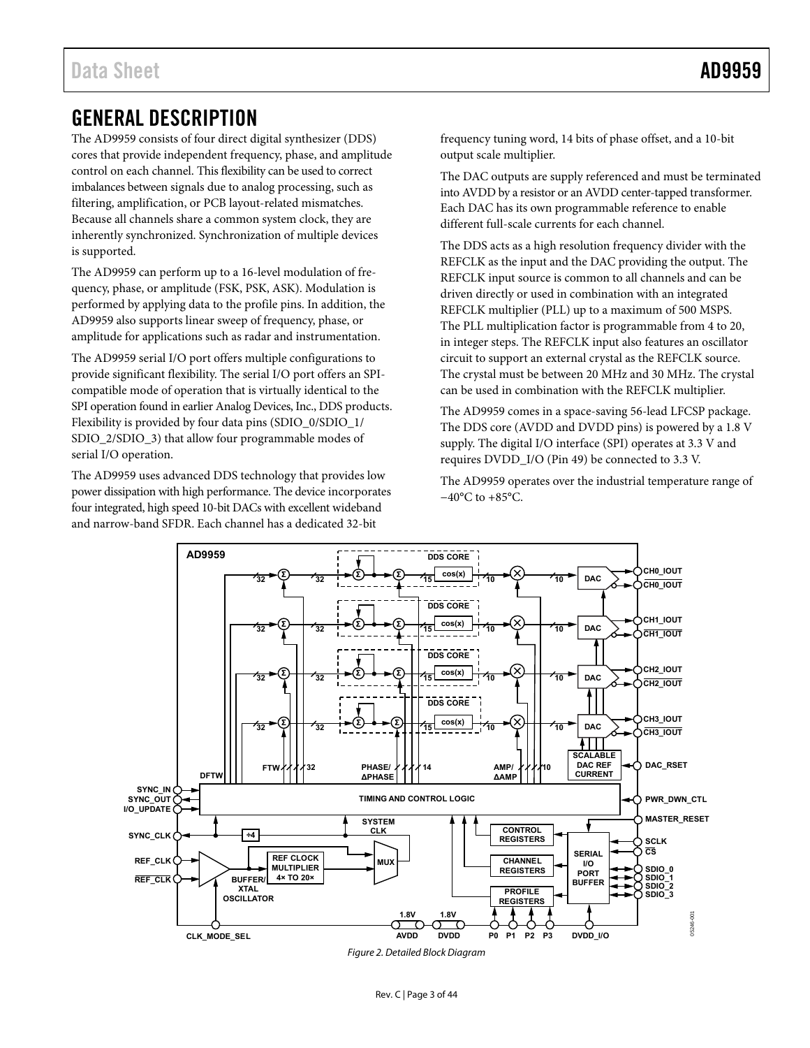# GENERAL DESCRIPTION

The AD9959 consists of four direct digital synthesizer (DDS) cores that provide independent frequency, phase, and amplitude control on each channel. This flexibility can be used to correct imbalances between signals due to analog processing, such as filtering, amplification, or PCB layout-related mismatches. Because all channels share a common system clock, they are inherently synchronized. Synchronization of multiple devices is supported.

The AD9959 can perform up to a 16-level modulation of frequency, phase, or amplitude (FSK, PSK, ASK). Modulation is performed by applying data to the profile pins. In addition, the AD9959 also supports linear sweep of frequency, phase, or amplitude for applications such as radar and instrumentation.

The AD9959 serial I/O port offers multiple configurations to provide significant flexibility. The serial I/O port offers an SPI-compatible mode of operation that is virtually identical to the SPI operation found in earlier Analog Devices, Inc., DDS products. Flexibility is provided by four data pins (SDIO_0/SDIO_1/SDIO_2/SDIO_3) that allow four programmable modes of serial I/O operation.

The AD9959 uses advanced DDS technology that provides low power dissipation with high performance. The device incorporates four integrated, high speed 10-bit DACs with excellent wideband and narrow-band SFDR. Each channel has a dedicated 32-bit frequency tuning word, 14 bits of phase offset, and a 10-bit output scale multiplier.

The DAC outputs are supply referenced and must be terminated into AVDD by a resistor or an AVDD center-tapped transformer. Each DAC has its own programmable reference to enable different full-scale currents for each channel.

The DDS acts as a high resolution frequency divider with the REFCLK as the input and the DAC providing the output. The REFCLK input source is common to all channels and can be driven directly or used in combination with an integrated REFCLK multiplier (PLL) up to a maximum of 500 MSPS. The PLL multiplication factor is programmable from 4 to 20, in integer steps. The REFCLK input also features an oscillator circuit to support an external crystal as the REFCLK source. The crystal must be between 20 MHz and 30 MHz. The crystal can be used in combination with the REFCLK multiplier.

The AD9959 comes in a space-saving 56-lead LFCSP package. The DDS core (AVDD and DVDD pins) is powered by a 1.8 V supply. The digital I/O interface (SPI) operates at 3.3 V and requires DVDD_I/O (Pin 49) be connected to 3.3 V.

The AD9959 operates over the industrial temperature range of −40°C to +85°C.

*Figure 2. Detailed Block Diagram*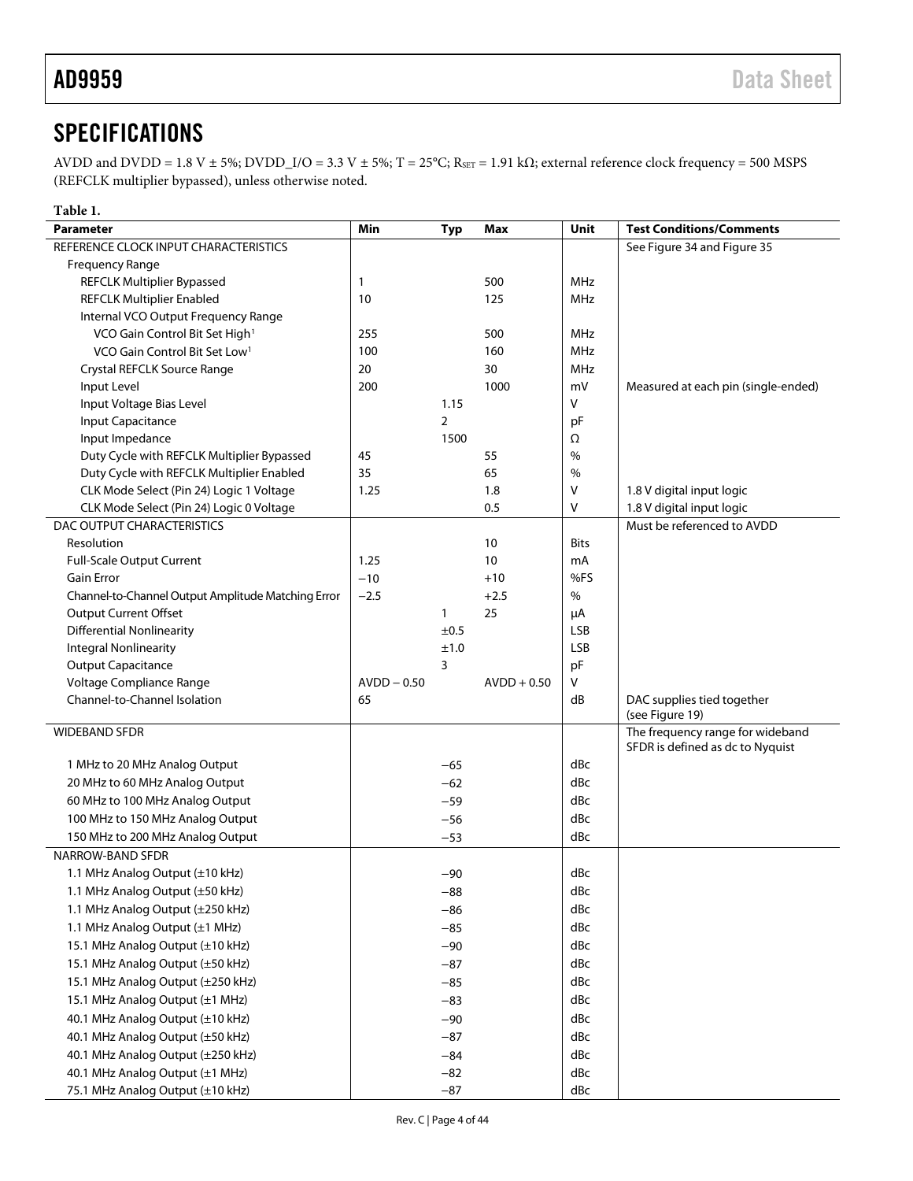## SPECIFICATIONS

AVDD and DVDD = 1.8 V ± 5%; DVDD_I/O = 3.3 V ± 5%; T = 25°C; $R_{SET}$ = 1.91 kΩ; external reference clock frequency = 500 MSPS (REFCLK multiplier bypassed), unless otherwise noted.

**Table 1.**

| Parameter | Min | Typ | Max | Unit | Test Conditions/Comments |
|---|---|---|---|---|---|
| REFERENCE CLOCK INPUT CHARACTERISTICS | | | | | See Figure 34 and Figure 35 |
| Frequency Range | | | | | |
| REFCLK Multiplier Bypassed | 1 | | 500 | MHz | |
| REFCLK Multiplier Enabled | 10 | | 125 | MHz | |
| Internal VCO Output Frequency Range | | | | | |
| VCO Gain Control Bit Set High[1] | 255 | | 500 | MHz | |
| VCO Gain Control Bit Set Low[1] | 100 | | 160 | MHz | |
| Crystal REFCLK Source Range | 20 | | 30 | MHz | |
| Input Level | 200 | | 1000 | mV | Measured at each pin (single-ended) |
| Input Voltage Bias Level | | 1.15 | | V | |
| Input Capacitance | | 2 | | pF | |
| Input Impedance | | 1500 | | Ω | |
| Duty Cycle with REFCLK Multiplier Bypassed | 45 | | 55 | % | |
| Duty Cycle with REFCLK Multiplier Enabled | 35 | | 65 | % | |
| CLK Mode Select (Pin 24) Logic 1 Voltage | 1.25 | | 1.8 | V | 1.8 V digital input logic |
| CLK Mode Select (Pin 24) Logic 0 Voltage | | | 0.5 | V | 1.8 V digital input logic |
| DAC OUTPUT CHARACTERISTICS | | | | | Must be referenced to AVDD |
| Resolution | | | 10 | Bits | |
| Full-Scale Output Current | 1.25 | | 10 | mA | |
| Gain Error | −10 | | +10 | %FS | |
| Channel-to-Channel Output Amplitude Matching Error | −2.5 | | +2.5 | % | |
| Output Current Offset | | 1 | 25 | μA | |
| Differential Nonlinearity | | ±0.5 | | LSB | |
| Integral Nonlinearity | | ±1.0 | | LSB | |
| Output Capacitance | | 3 | | pF | |
| Voltage Compliance Range | AVDD − 0.50 | | AVDD + 0.50 | V | |
| Channel-to-Channel Isolation | 65 | | | dB | DAC supplies tied together (see Figure 19) |
| WIDEBAND SFDR | | | | | The frequency range for wideband SFDR is defined as dc to Nyquist |
| 1 MHz to 20 MHz Analog Output | | −65 | | dBc | |
| 20 MHz to 60 MHz Analog Output | | −62 | | dBc | |
| 60 MHz to 100 MHz Analog Output | | −59 | | dBc | |
| 100 MHz to 150 MHz Analog Output | | −56 | | dBc | |
| 150 MHz to 200 MHz Analog Output | | −53 | | dBc | |
| NARROW-BAND SFDR | | | | | |
| 1.1 MHz Analog Output (±10 kHz) | | −90 | | dBc | |
| 1.1 MHz Analog Output (±50 kHz) | | −88 | | dBc | |
| 1.1 MHz Analog Output (±250 kHz) | | −86 | | dBc | |
| 1.1 MHz Analog Output (±1 MHz) | | −85 | | dBc | |
| 15.1 MHz Analog Output (±10 kHz) | | −90 | | dBc | |
| 15.1 MHz Analog Output (±50 kHz) | | −87 | | dBc | |
| 15.1 MHz Analog Output (±250 kHz) | | −85 | | dBc | |
| 15.1 MHz Analog Output (±1 MHz) | | −83 | | dBc | |
| 40.1 MHz Analog Output (±10 kHz) | | −90 | | dBc | |
| 40.1 MHz Analog Output (±50 kHz) | | −87 | | dBc | |
| 40.1 MHz Analog Output (±250 kHz) | | −84 | | dBc | |
| 40.1 MHz Analog Output (±1 MHz) | | −82 | | dBc | |
| 75.1 MHz Analog Output (±10 kHz) | | −87 | | dBc | |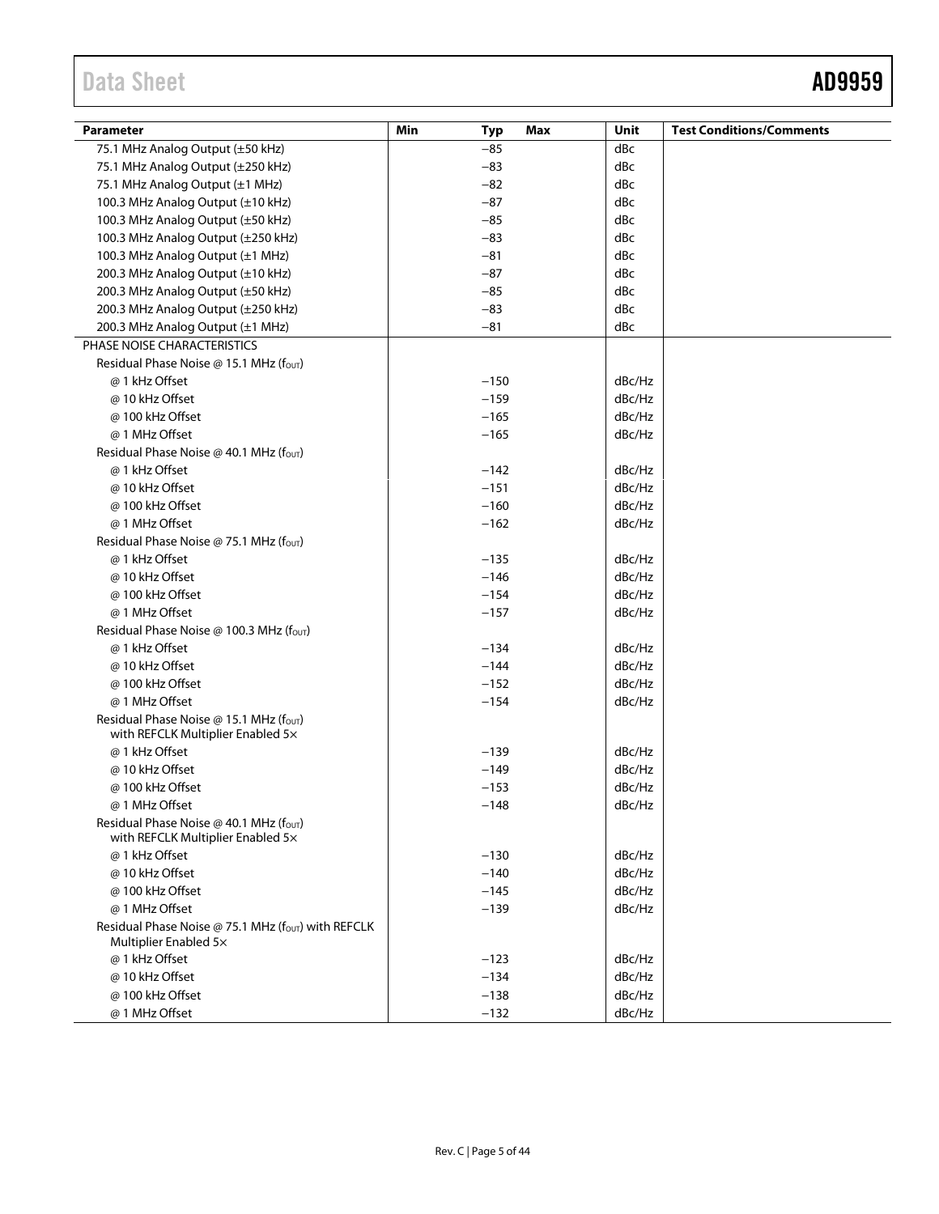| Parameter | Min | Typ | Max | Unit | Test Conditions/Comments |
|---|---|---|---|---|---|
| 75.1 MHz Analog Output (±50 kHz) | | −85 | | dBc | |
| 75.1 MHz Analog Output (±250 kHz) | | −83 | | dBc | |
| 75.1 MHz Analog Output (±1 MHz) | | −82 | | dBc | |
| 100.3 MHz Analog Output (±10 kHz) | | −87 | | dBc | |
| 100.3 MHz Analog Output (±50 kHz) | | −85 | | dBc | |
| 100.3 MHz Analog Output (±250 kHz) | | −83 | | dBc | |
| 100.3 MHz Analog Output (±1 MHz) | | −81 | | dBc | |
| 200.3 MHz Analog Output (±10 kHz) | | −87 | | dBc | |
| 200.3 MHz Analog Output (±50 kHz) | | −85 | | dBc | |
| 200.3 MHz Analog Output (±250 kHz) | | −83 | | dBc | |
| 200.3 MHz Analog Output (±1 MHz) | | −81 | | dBc | |
| PHASE NOISE CHARACTERISTICS | | | | | |
| Residual Phase Noise @ 15.1 MHz ($f_{OUT}$) | | | | | |
| @ 1 kHz Offset | | −150 | | dBc/Hz | |
| @ 10 kHz Offset | | −159 | | dBc/Hz | |
| @ 100 kHz Offset | | −165 | | dBc/Hz | |
| @ 1 MHz Offset | | −165 | | dBc/Hz | |
| Residual Phase Noise @ 40.1 MHz ($f_{OUT}$) | | | | | |
| @ 1 kHz Offset | | −142 | | dBc/Hz | |
| @ 10 kHz Offset | | −151 | | dBc/Hz | |
| @ 100 kHz Offset | | −160 | | dBc/Hz | |
| @ 1 MHz Offset | | −162 | | dBc/Hz | |
| Residual Phase Noise @ 75.1 MHz ($f_{OUT}$) | | | | | |
| @ 1 kHz Offset | | −135 | | dBc/Hz | |
| @ 10 kHz Offset | | −146 | | dBc/Hz | |
| @ 100 kHz Offset | | −154 | | dBc/Hz | |
| @ 1 MHz Offset | | −157 | | dBc/Hz | |
| Residual Phase Noise @ 100.3 MHz ($f_{OUT}$) | | | | | |
| @ 1 kHz Offset | | −134 | | dBc/Hz | |
| @ 10 kHz Offset | | −144 | | dBc/Hz | |
| @ 100 kHz Offset | | −152 | | dBc/Hz | |
| @ 1 MHz Offset | | −154 | | dBc/Hz | |
| Residual Phase Noise @ 15.1 MHz ($f_{OUT}$) with REFCLK Multiplier Enabled 5× | | | | | |
| @ 1 kHz Offset | | −139 | | dBc/Hz | |
| @ 10 kHz Offset | | −149 | | dBc/Hz | |
| @ 100 kHz Offset | | −153 | | dBc/Hz | |
| @ 1 MHz Offset | | −148 | | dBc/Hz | |
| Residual Phase Noise @ 40.1 MHz ($f_{OUT}$) with REFCLK Multiplier Enabled 5× | | | | | |
| @ 1 kHz Offset | | −130 | | dBc/Hz | |
| @ 10 kHz Offset | | −140 | | dBc/Hz | |
| @ 100 kHz Offset | | −145 | | dBc/Hz | |
| @ 1 MHz Offset | | −139 | | dBc/Hz | |
| Residual Phase Noise @ 75.1 MHz ($f_{OUT}$) with REFCLK Multiplier Enabled 5× | | | | | |
| @ 1 kHz Offset | | −123 | | dBc/Hz | |
| @ 10 kHz Offset | | −134 | | dBc/Hz | |
| @ 100 kHz Offset | | −138 | | dBc/Hz | |
| @ 1 MHz Offset | | −132 | | dBc/Hz | |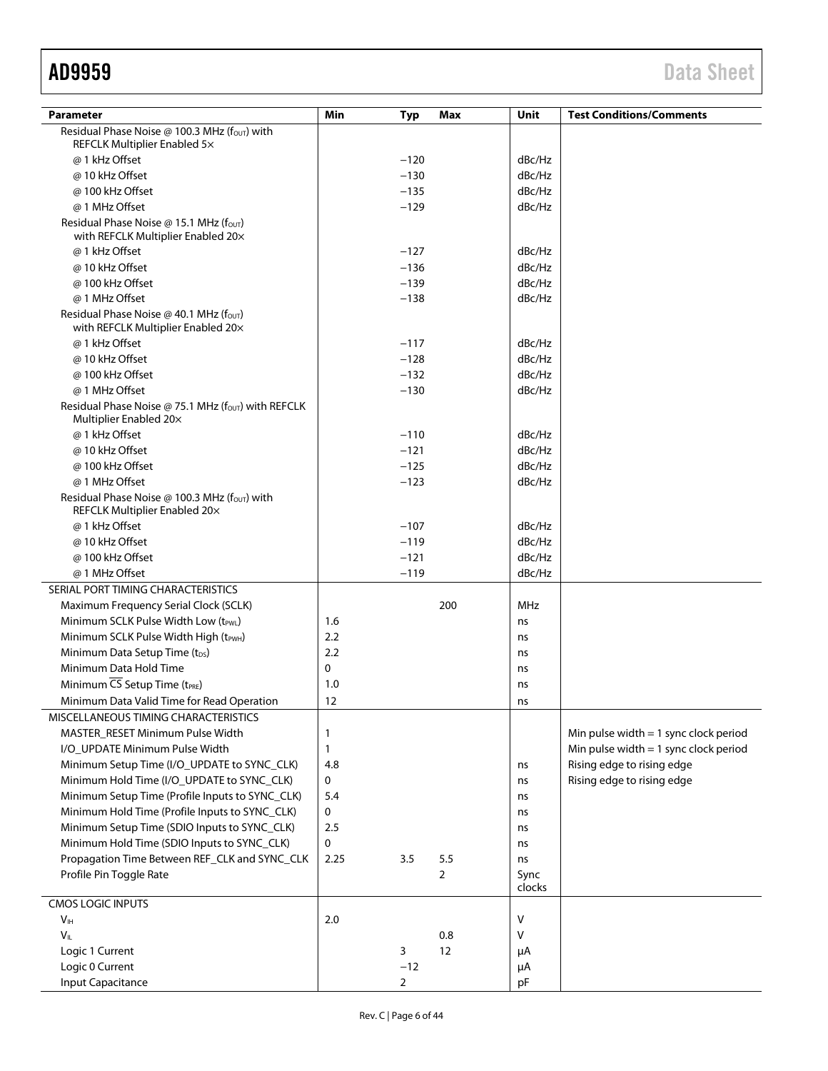| Parameter | Min | Typ | Max | Unit | Test Conditions/Comments |
|---|---|---|---|---|---|
| Residual Phase Noise @ 100.3 MHz ($f_{OUT}$) with REFCLK Multiplier Enabled 5× | | | | | |
| @ 1 kHz Offset | | −120 | | dBc/Hz | |
| @ 10 kHz Offset | | −130 | | dBc/Hz | |
| @ 100 kHz Offset | | −135 | | dBc/Hz | |
| @ 1 MHz Offset | | −129 | | dBc/Hz | |
| Residual Phase Noise @ 15.1 MHz ($f_{OUT}$) with REFCLK Multiplier Enabled 20× | | | | | |
| @ 1 kHz Offset | | −127 | | dBc/Hz | |
| @ 10 kHz Offset | | −136 | | dBc/Hz | |
| @ 100 kHz Offset | | −139 | | dBc/Hz | |
| @ 1 MHz Offset | | −138 | | dBc/Hz | |
| Residual Phase Noise @ 40.1 MHz ($f_{OUT}$) with REFCLK Multiplier Enabled 20× | | | | | |
| @ 1 kHz Offset | | −117 | | dBc/Hz | |
| @ 10 kHz Offset | | −128 | | dBc/Hz | |
| @ 100 kHz Offset | | −132 | | dBc/Hz | |
| @ 1 MHz Offset | | −130 | | dBc/Hz | |
| Residual Phase Noise @ 75.1 MHz ($f_{OUT}$) with REFCLK Multiplier Enabled 20× | | | | | |
| @ 1 kHz Offset | | −110 | | dBc/Hz | |
| @ 10 kHz Offset | | −121 | | dBc/Hz | |
| @ 100 kHz Offset | | −125 | | dBc/Hz | |
| @ 1 MHz Offset | | −123 | | dBc/Hz | |
| Residual Phase Noise @ 100.3 MHz ($f_{OUT}$) with REFCLK Multiplier Enabled 20× | | | | | |
| @ 1 kHz Offset | | −107 | | dBc/Hz | |
| @ 10 kHz Offset | | −119 | | dBc/Hz | |
| @ 100 kHz Offset | | −121 | | dBc/Hz | |
| @ 1 MHz Offset | | −119 | | dBc/Hz | |
| SERIAL PORT TIMING CHARACTERISTICS | | | | | |
| Maximum Frequency Serial Clock (SCLK) | | | 200 | MHz | |
| Minimum SCLK Pulse Width Low ($t_{PWL}$) | 1.6 | | | ns | |
| Minimum SCLK Pulse Width High ($t_{PWH}$) | 2.2 | | | ns | |
| Minimum Data Setup Time ($t_{DS}$) | 2.2 | | | ns | |
| Minimum Data Hold Time | 0 | | | ns | |
| Minimum $\overline{CS}$ Setup Time ($t_{PRE}$) | 1.0 | | | ns | |
| Minimum Data Valid Time for Read Operation | 12 | | | ns | |
| MISCELLANEOUS TIMING CHARACTERISTICS | | | | | |
| MASTER_RESET Minimum Pulse Width | 1 | | | | Min pulse width = 1 sync clock period |
| I/O_UPDATE Minimum Pulse Width | 1 | | | | Min pulse width = 1 sync clock period |
| Minimum Setup Time (I/O_UPDATE to SYNC_CLK) | 4.8 | | | ns | Rising edge to rising edge |
| Minimum Hold Time (I/O_UPDATE to SYNC_CLK) | 0 | | | ns | Rising edge to rising edge |
| Minimum Setup Time (Profile Inputs to SYNC_CLK) | 5.4 | | | ns | |
| Minimum Hold Time (Profile Inputs to SYNC_CLK) | 0 | | | ns | |
| Minimum Setup Time (SDIO Inputs to SYNC_CLK) | 2.5 | | | ns | |
| Minimum Hold Time (SDIO Inputs to SYNC_CLK) | 0 | | | ns | |
| Propagation Time Between REF_CLK and SYNC_CLK | 2.25 | 3.5 | 5.5 | ns | |
| Profile Pin Toggle Rate | | | 2 | Sync clocks | |
| CMOS LOGIC INPUTS | | | | | |
| $V_{IH}$ | 2.0 | | | V | |
| $V_{IL}$ | | | 0.8 | V | |
| Logic 1 Current | | 3 | 12 | μA | |
| Logic 0 Current | | −12 | | μA | |
| Input Capacitance | | 2 | | pF | |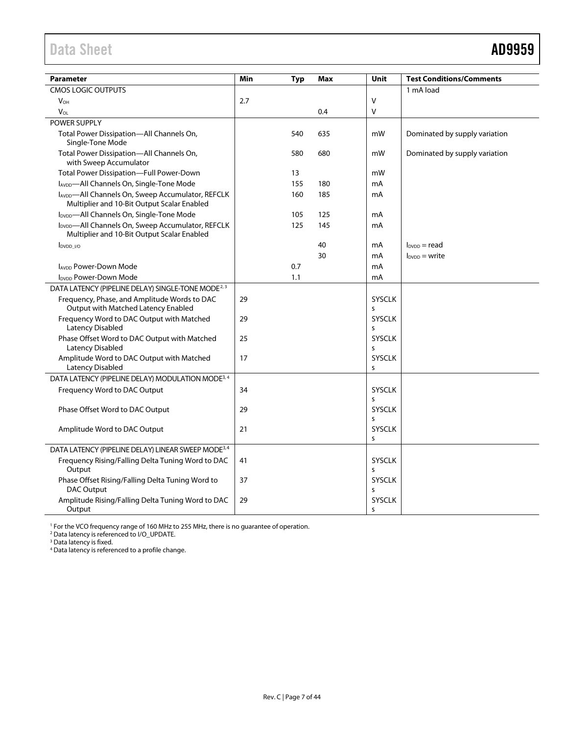| Parameter | Min | Typ | Max | Unit | Test Conditions/Comments |
|---|---|---|---|---|---|
| CMOS LOGIC OUTPUTS | | | | | 1 mA load |
| $V_{OH}$ | 2.7 | | | V | |
| $V_{OL}$ | | | 0.4 | V | |
| POWER SUPPLY | | | | | |
| Total Power Dissipation—All Channels On, Single-Tone Mode | | 540 | 635 | mW | Dominated by supply variation |
| Total Power Dissipation—All Channels On, with Sweep Accumulator | | 580 | 680 | mW | Dominated by supply variation |
| Total Power Dissipation—Full Power-Down | | 13 | | mW | |
| $I_{AVDD}$—All Channels On, Single-Tone Mode | | 155 | 180 | mA | |
| $I_{AVDD}$—All Channels On, Sweep Accumulator, REFCLK Multiplier and 10-Bit Output Scalar Enabled | | 160 | 185 | mA | |
| $I_{DVDD}$—All Channels On, Single-Tone Mode | | 105 | 125 | mA | |
| $I_{DVDD}$—All Channels On, Sweep Accumulator, REFCLK Multiplier and 10-Bit Output Scalar Enabled | | 125 | 145 | mA | |
| $I_{DVDD\_I/O}$ | | | 40 | mA | $I_{DVDD}$ = read |
| | | | 30 | mA | $I_{DVDD}$ = write |
| $I_{AVDD}$ Power-Down Mode | | 0.7 | | mA | |
| $I_{DVDD}$ Power-Down Mode | | 1.1 | | mA | |
| DATA LATENCY (PIPELINE DELAY) SINGLE-TONE MODE[2, 3] | | | | | |
| Frequency, Phase, and Amplitude Words to DAC Output with Matched Latency Enabled | 29 | | | SYSCLKs | |
| Frequency Word to DAC Output with Matched Latency Disabled | 29 | | | SYSCLKs | |
| Phase Offset Word to DAC Output with Matched Latency Disabled | 25 | | | SYSCLKs | |
| Amplitude Word to DAC Output with Matched Latency Disabled | 17 | | | SYSCLKs | |
| DATA LATENCY (PIPELINE DELAY) MODULATION MODE[3, 4] | | | | | |
| Frequency Word to DAC Output | 34 | | | SYSCLKs | |
| Phase Offset Word to DAC Output | 29 | | | SYSCLKs | |
| Amplitude Word to DAC Output | 21 | | | SYSCLKs | |
| DATA LATENCY (PIPELINE DELAY) LINEAR SWEEP MODE[3,4] | | | | | |
| Frequency Rising/Falling Delta Tuning Word to DAC Output | 41 | | | SYSCLKs | |
| Phase Offset Rising/Falling Delta Tuning Word to DAC Output | 37 | | | SYSCLKs | |
| Amplitude Rising/Falling Delta Tuning Word to DAC Output | 29 | | | SYSCLKs | |

[1] For the VCO frequency range of 160 MHz to 255 MHz, there is no guarantee of operation.
[2] Data latency is referenced to I/O_UPDATE.
[3] Data latency is fixed.
[4] Data latency is referenced to a profile change.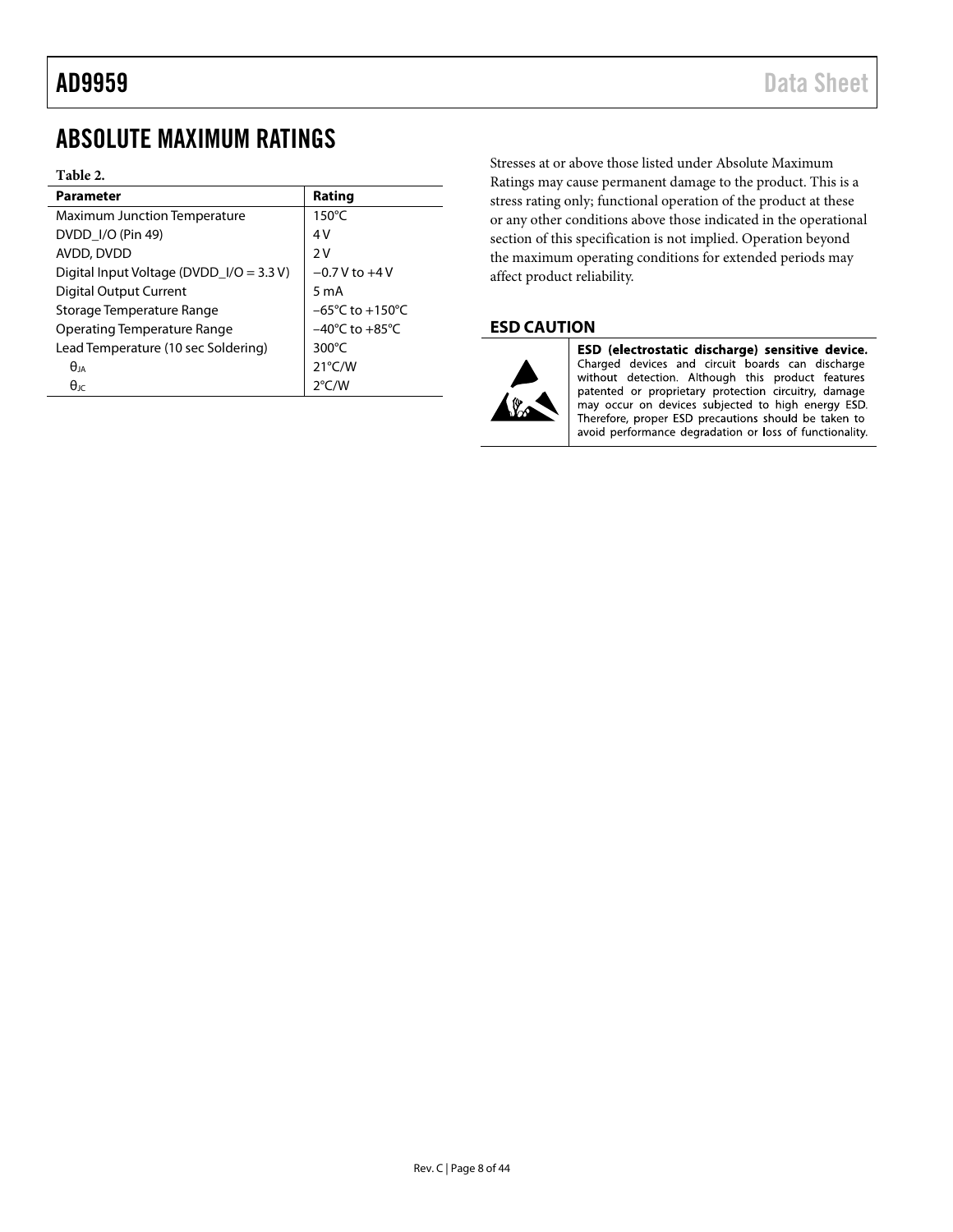# ABSOLUTE MAXIMUM RATINGS

**Table 2.**

| Parameter | Rating |
|---|---|
| Maximum Junction Temperature | 150°C |
| DVDD_I/O (Pin 49) | 4 V |
| AVDD, DVDD | 2 V |
| Digital Input Voltage (DVDD_I/O = 3.3 V) | −0.7 V to +4 V |
| Digital Output Current | 5 mA |
| Storage Temperature Range | −65°C to +150°C |
| Operating Temperature Range | −40°C to +85°C |
| Lead Temperature (10 sec Soldering) | 300°C |
| $\theta_{JA}$ | 21°C/W |
| $\theta_{JC}$ | 2°C/W |

Stresses at or above those listed under Absolute Maximum Ratings may cause permanent damage to the product. This is a stress rating only; functional operation of the product at these or any other conditions above those indicated in the operational section of this specification is not implied. Operation beyond the maximum operating conditions for extended periods may affect product reliability.

## ESD CAUTION

**ESD (electrostatic discharge) sensitive device.** Charged devices and circuit boards can discharge without detection. Although this product features patented or proprietary protection circuitry, damage may occur on devices subjected to high energy ESD. Therefore, proper ESD precautions should be taken to avoid performance degradation or loss of functionality.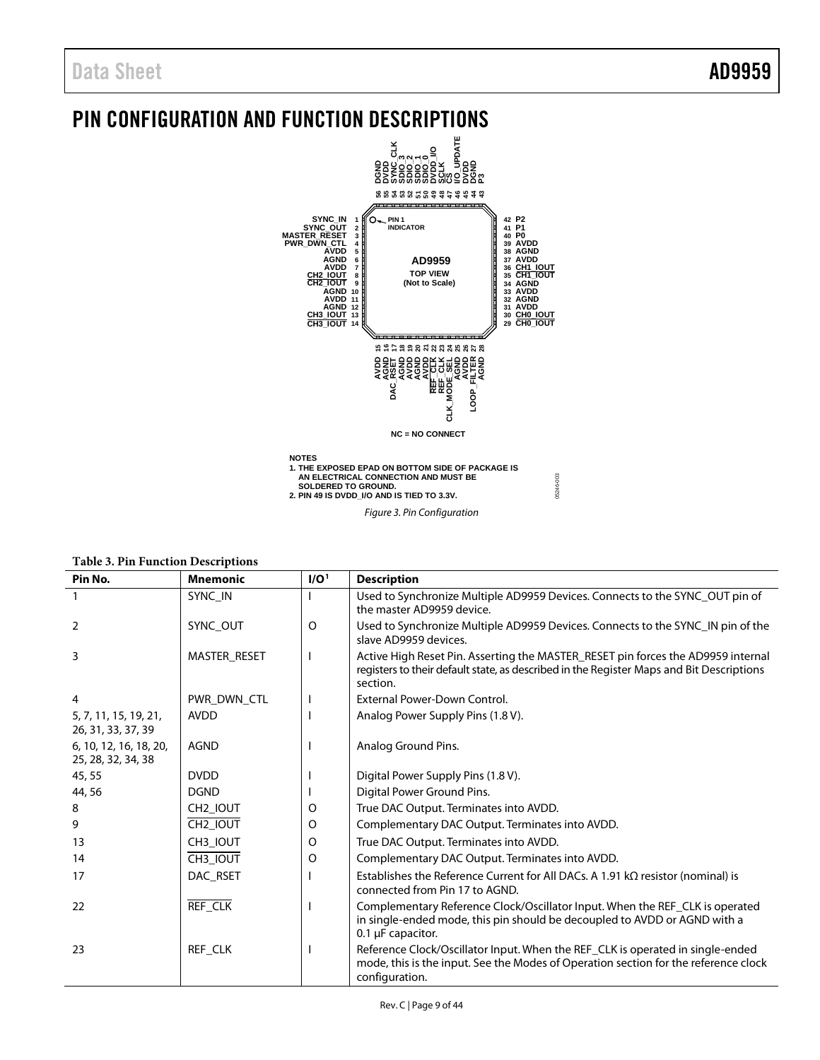# PIN CONFIGURATION AND FUNCTION DESCRIPTIONS

NOTES
1. THE EXPOSED EPAD ON BOTTOM SIDE OF PACKAGE IS AN ELECTRICAL CONNECTION AND MUST BE SOLDERED TO GROUND.
2. PIN 49 IS DVDD_I/O AND IS TIED TO 3.3V.

*Figure 3. Pin Configuration*

**Table 3. Pin Function Descriptions**

| Pin No. | Mnemonic | I/O[1] | Description |
|---|---|---|---|
| 1 | SYNC_IN | I | Used to Synchronize Multiple AD9959 Devices. Connects to the SYNC_OUT pin of the master AD9959 device. |
| 2 | SYNC_OUT | O | Used to Synchronize Multiple AD9959 Devices. Connects to the SYNC_IN pin of the slave AD9959 devices. |
| 3 | MASTER_RESET | I | Active High Reset Pin. Asserting the MASTER_RESET pin forces the AD9959 internal registers to their default state, as described in the Register Maps and Bit Descriptions section. |
| 4 | PWR_DWN_CTL | I | External Power-Down Control. |
| 5, 7, 11, 15, 19, 21, 26, 31, 33, 37, 39 | AVDD | I | Analog Power Supply Pins (1.8 V). |
| 6, 10, 12, 16, 18, 20, 25, 28, 32, 34, 38 | AGND | I | Analog Ground Pins. |
| 45, 55 | DVDD | I | Digital Power Supply Pins (1.8 V). |
| 44, 56 | DGND | I | Digital Power Ground Pins. |
| 8 | CH2_IOUT | O | True DAC Output. Terminates into AVDD. |
| 9 | $\overline{\text{CH2\_IOUT}}$ | O | Complementary DAC Output. Terminates into AVDD. |
| 13 | CH3_IOUT | O | True DAC Output. Terminates into AVDD. |
| 14 | $\overline{\text{CH3\_IOUT}}$ | O | Complementary DAC Output. Terminates into AVDD. |
| 17 | DAC_RSET | I | Establishes the Reference Current for All DACs. A 1.91 kΩ resistor (nominal) is connected from Pin 17 to AGND. |
| 22 | $\overline{\text{REF\_CLK}}$ | I | Complementary Reference Clock/Oscillator Input. When the REF_CLK is operated in single-ended mode, this pin should be decoupled to AVDD or AGND with a 0.1 µF capacitor. |
| 23 | REF_CLK | I | Reference Clock/Oscillator Input. When the REF_CLK is operated in single-ended mode, this is the input. See the Modes of Operation section for the reference clock configuration. |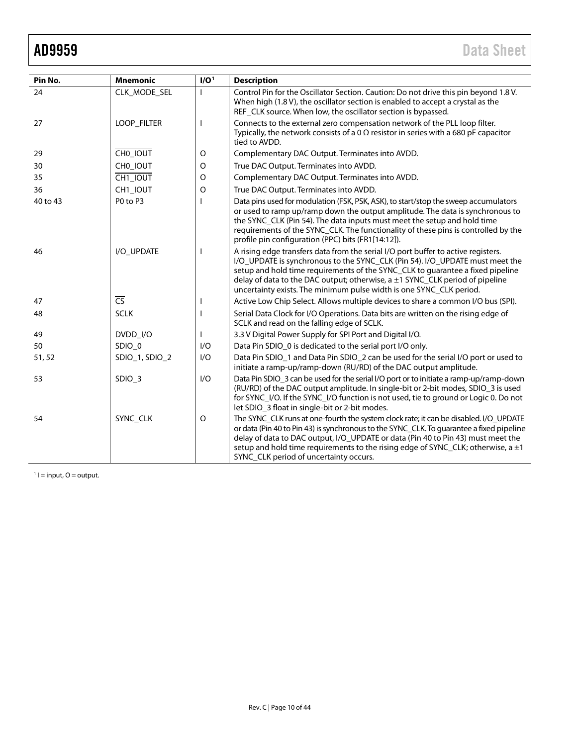| Pin No. | Mnemonic | I/O[1] | Description |
|---|---|---|---|
| 24 | CLK_MODE_SEL | I | Control Pin for the Oscillator Section. Caution: Do not drive this pin beyond 1.8 V. When high (1.8 V), the oscillator section is enabled to accept a crystal as the REF_CLK source. When low, the oscillator section is bypassed. |
| 27 | LOOP_FILTER | I | Connects to the external zero compensation network of the PLL loop filter. Typically, the network consists of a 0 Ω resistor in series with a 680 pF capacitor tied to AVDD. |
| 29 | $\overline{\text{CH0\_IOUT}}$ | O | Complementary DAC Output. Terminates into AVDD. |
| 30 | CH0_IOUT | O | True DAC Output. Terminates into AVDD. |
| 35 | $\overline{\text{CH1\_IOUT}}$ | O | Complementary DAC Output. Terminates into AVDD. |
| 36 | CH1_IOUT | O | True DAC Output. Terminates into AVDD. |
| 40 to 43 | P0 to P3 | I | Data pins used for modulation (FSK, PSK, ASK), to start/stop the sweep accumulators or used to ramp up/ramp down the output amplitude. The data is synchronous to the SYNC_CLK (Pin 54). The data inputs must meet the setup and hold time requirements of the SYNC_CLK. The functionality of these pins is controlled by the profile pin configuration (PPC) bits (FR1[14:12]). |
| 46 | I/O_UPDATE | I | A rising edge transfers data from the serial I/O port buffer to active registers. I/O_UPDATE is synchronous to the SYNC_CLK (Pin 54). I/O_UPDATE must meet the setup and hold time requirements of the SYNC_CLK to guarantee a fixed pipeline delay of data to the DAC output; otherwise, a ±1 SYNC_CLK period of pipeline uncertainty exists. The minimum pulse width is one SYNC_CLK period. |
| 47 | $\overline{\text{CS}}$ | I | Active Low Chip Select. Allows multiple devices to share a common I/O bus (SPI). |
| 48 | SCLK | I | Serial Data Clock for I/O Operations. Data bits are written on the rising edge of SCLK and read on the falling edge of SCLK. |
| 49 | DVDD_I/O | I | 3.3 V Digital Power Supply for SPI Port and Digital I/O. |
| 50 | SDIO_0 | I/O | Data Pin SDIO_0 is dedicated to the serial port I/O only. |
| 51, 52 | SDIO_1, SDIO_2 | I/O | Data Pin SDIO_1 and Data Pin SDIO_2 can be used for the serial I/O port or used to initiate a ramp-up/ramp-down (RU/RD) of the DAC output amplitude. |
| 53 | SDIO_3 | I/O | Data Pin SDIO_3 can be used for the serial I/O port or to initiate a ramp-up/ramp-down (RU/RD) of the DAC output amplitude. In single-bit or 2-bit modes, SDIO_3 is used for SYNC_I/O. If the SYNC_I/O function is not used, tie to ground or Logic 0. Do not let SDIO_3 float in single-bit or 2-bit modes. |
| 54 | SYNC_CLK | O | The SYNC_CLK runs at one-fourth the system clock rate; it can be disabled. I/O_UPDATE or data (Pin 40 to Pin 43) is synchronous to the SYNC_CLK. To guarantee a fixed pipeline delay of data to DAC output, I/O_UPDATE or data (Pin 40 to Pin 43) must meet the setup and hold time requirements to the rising edge of SYNC_CLK; otherwise, a ±1 SYNC_CLK period of uncertainty occurs. |

[1] I = input, O = output.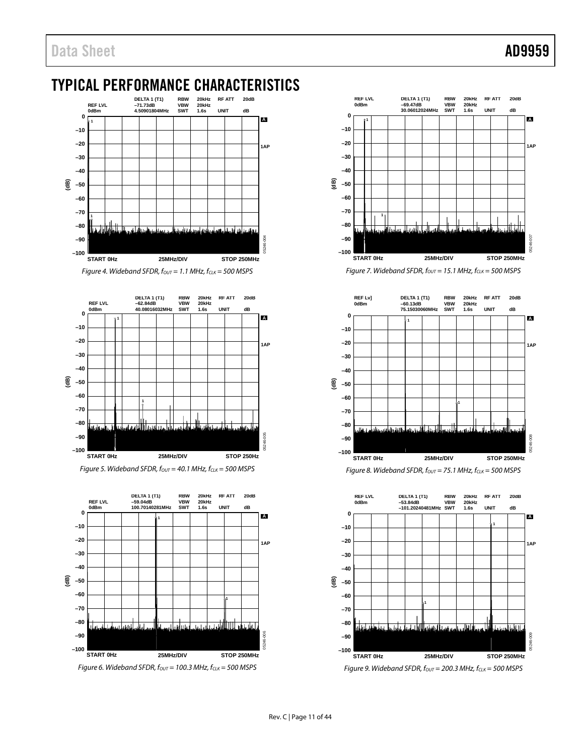## TYPICAL PERFORMANCE CHARACTERISTICS

Figure 4. Wideband SFDR, $f_{OUT}$ = 1.1 MHz, $f_{CLK}$ = 500 MSPS

Figure 5. Wideband SFDR, $f_{OUT}$ = 40.1 MHz, $f_{CLK}$ = 500 MSPS

Figure 6. Wideband SFDR, $f_{OUT}$ = 100.3 MHz, $f_{CLK}$ = 500 MSPS

Figure 7. Wideband SFDR, $f_{OUT}$ = 15.1 MHz, $f_{CLK}$ = 500 MSPS

Figure 8. Wideband SFDR, $f_{OUT}$ = 75.1 MHz, $f_{CLK}$ = 500 MSPS

Figure 9. Wideband SFDR, $f_{OUT}$ = 200.3 MHz, $f_{CLK}$ = 500 MSPS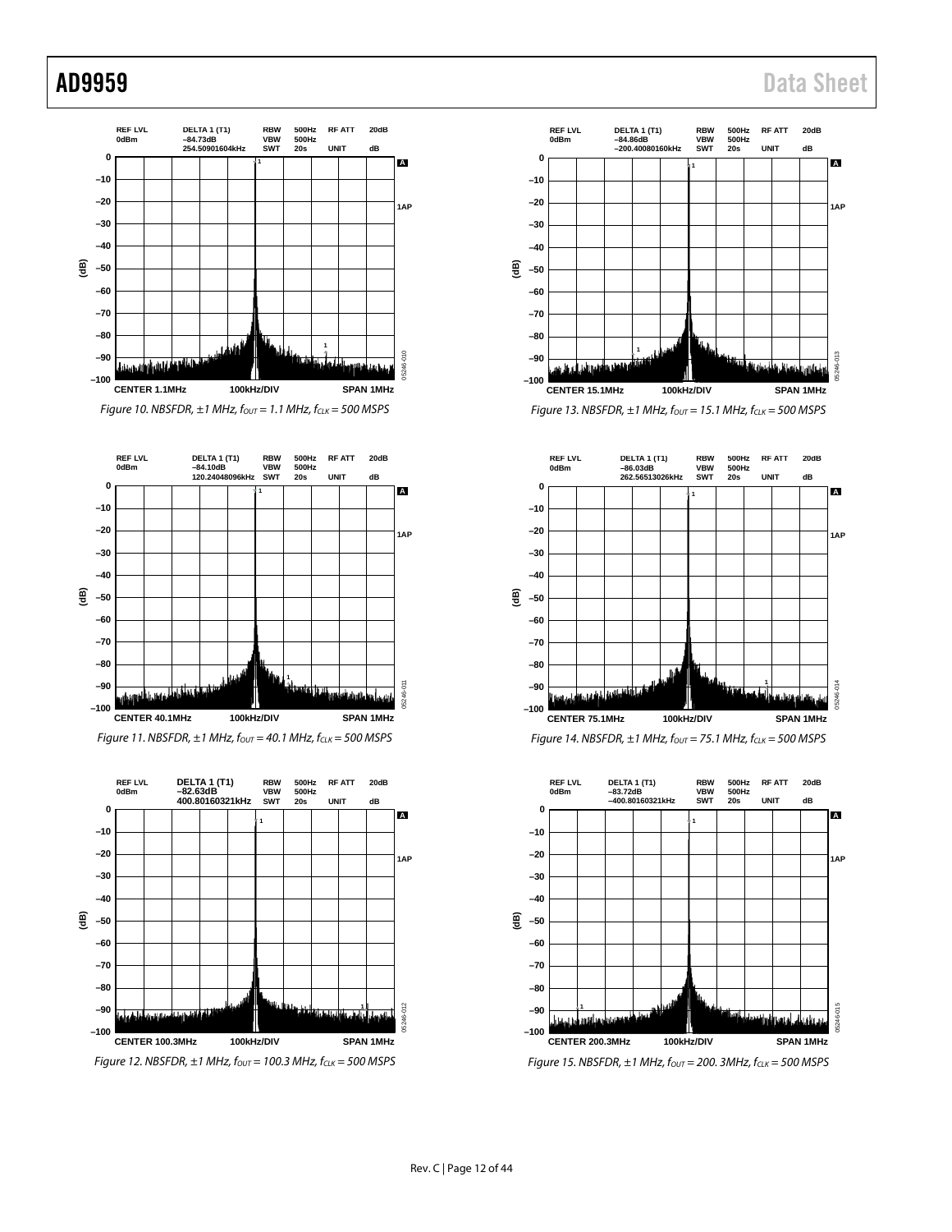*Figure 10. NBSFDR, ±1 MHz, $f_{OUT}$ = 1.1 MHz, $f_{CLK}$ = 500 MSPS*

*Figure 11. NBSFDR, ±1 MHz, $f_{OUT}$ = 40.1 MHz, $f_{CLK}$ = 500 MSPS*

*Figure 12. NBSFDR, ±1 MHz, $f_{OUT}$ = 100.3 MHz, $f_{CLK}$ = 500 MSPS*

*Figure 13. NBSFDR, ±1 MHz, $f_{OUT}$ = 15.1 MHz, $f_{CLK}$ = 500 MSPS*

*Figure 14. NBSFDR, ±1 MHz, $f_{OUT}$ = 75.1 MHz, $f_{CLK}$ = 500 MSPS*

*Figure 15. NBSFDR, ±1 MHz, $f_{OUT}$ = 200. 3MHz, $f_{CLK}$ = 500 MSPS*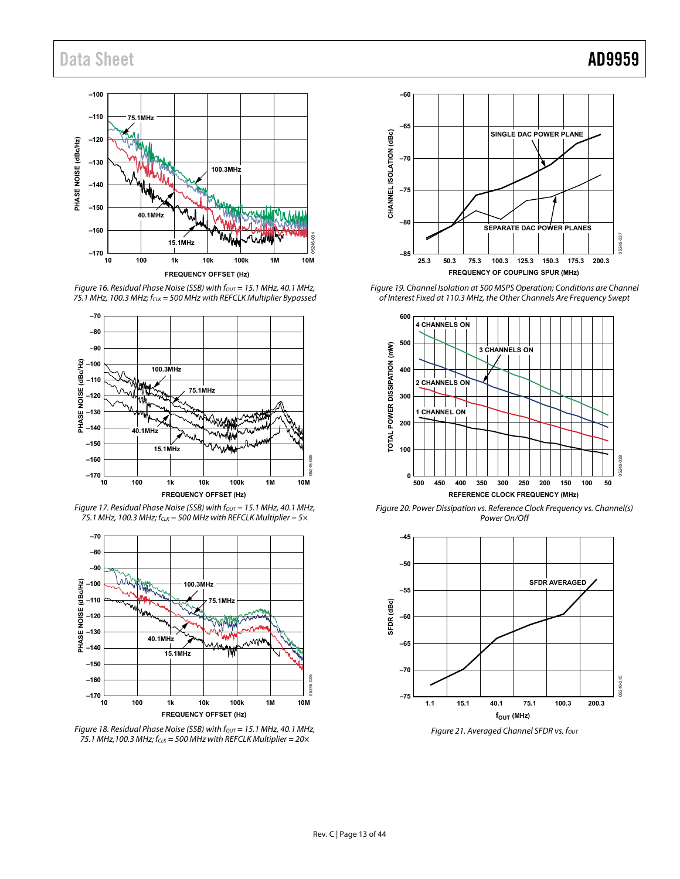Figure 16. Residual Phase Noise (SSB) with $f_{OUT}$ = 15.1 MHz, 40.1 MHz, 75.1 MHz, 100.3 MHz; $f_{CLK}$ = 500 MHz with REFCLK Multiplier Bypassed

Figure 17. Residual Phase Noise (SSB) with $f_{OUT}$ = 15.1 MHz, 40.1 MHz, 75.1 MHz, 100.3 MHz; $f_{CLK}$ = 500 MHz with REFCLK Multiplier = 5×

Figure 18. Residual Phase Noise (SSB) with $f_{OUT}$ = 15.1 MHz, 40.1 MHz, 75.1 MHz,100.3 MHz; $f_{CLK}$ = 500 MHz with REFCLK Multiplier = 20×

Figure 19. Channel Isolation at 500 MSPS Operation; Conditions are Channel of Interest Fixed at 110.3 MHz, the Other Channels Are Frequency Swept

Figure 20. Power Dissipation vs. Reference Clock Frequency vs. Channel(s) Power On/Off

Figure 21. Averaged Channel SFDR vs. $f_{OUT}$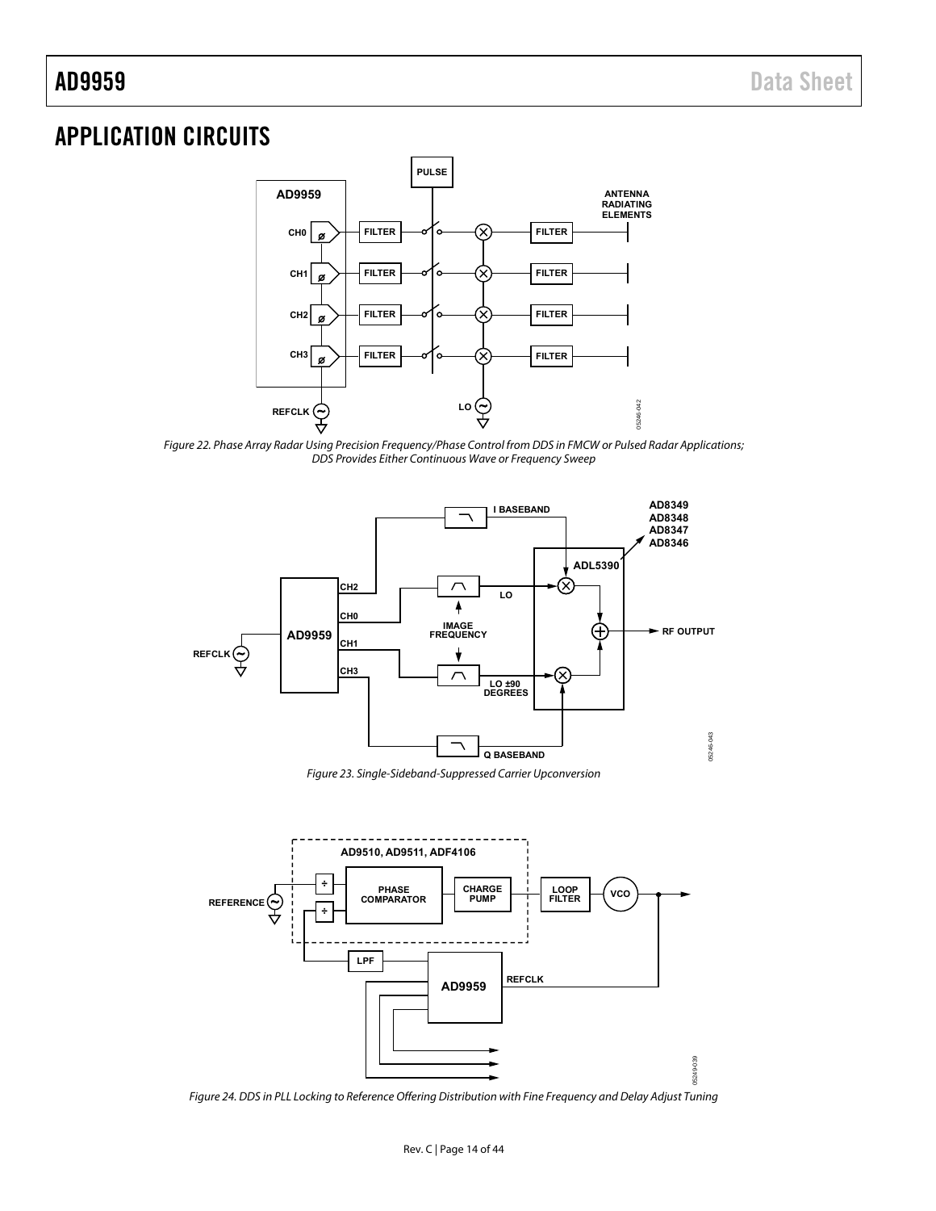## APPLICATION CIRCUITS

*Figure 22. Phase Array Radar Using Precision Frequency/Phase Control from DDS in FMCW or Pulsed Radar Applications; DDS Provides Either Continuous Wave or Frequency Sweep*

*Figure 23. Single-Sideband-Suppressed Carrier Upconversion*

*Figure 24. DDS in PLL Locking to Reference Offering Distribution with Fine Frequency and Delay Adjust Tuning*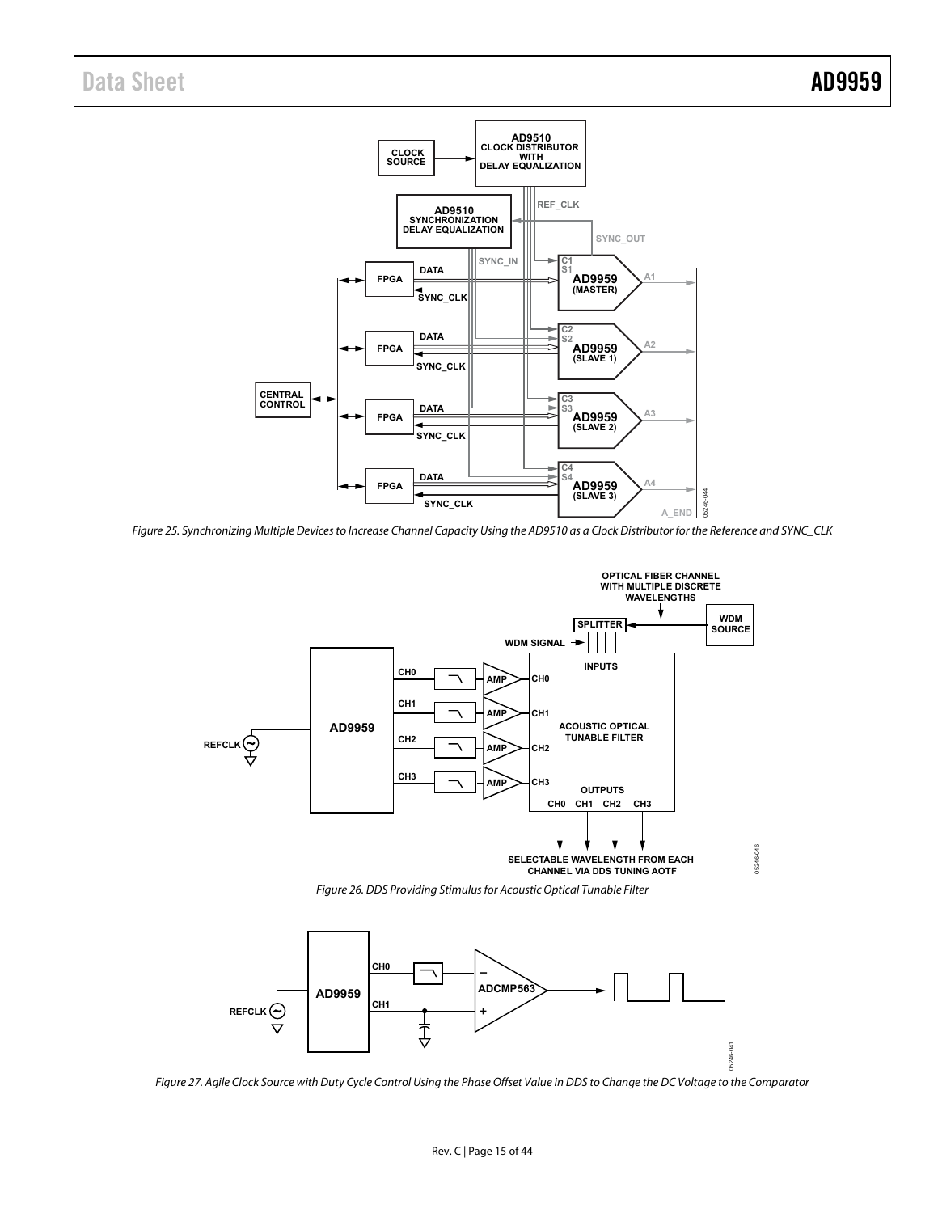Figure 25. Synchronizing Multiple Devices to Increase Channel Capacity Using the AD9510 as a Clock Distributor for the Reference and SYNC_CLK

Figure 26. DDS Providing Stimulus for Acoustic Optical Tunable Filter

Figure 27. Agile Clock Source with Duty Cycle Control Using the Phase Offset Value in DDS to Change the DC Voltage to the Comparator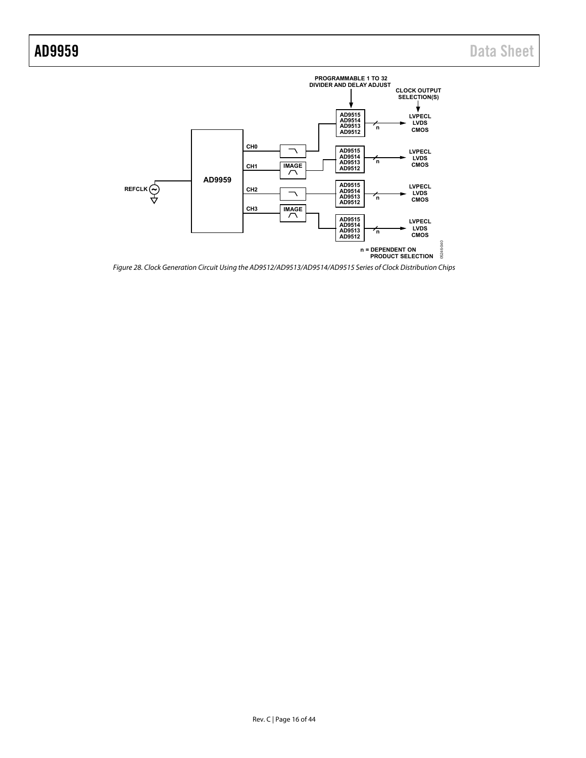Figure 28. Clock Generation Circuit Using the AD9512/AD9513/AD9514/AD9515 Series of Clock Distribution Chips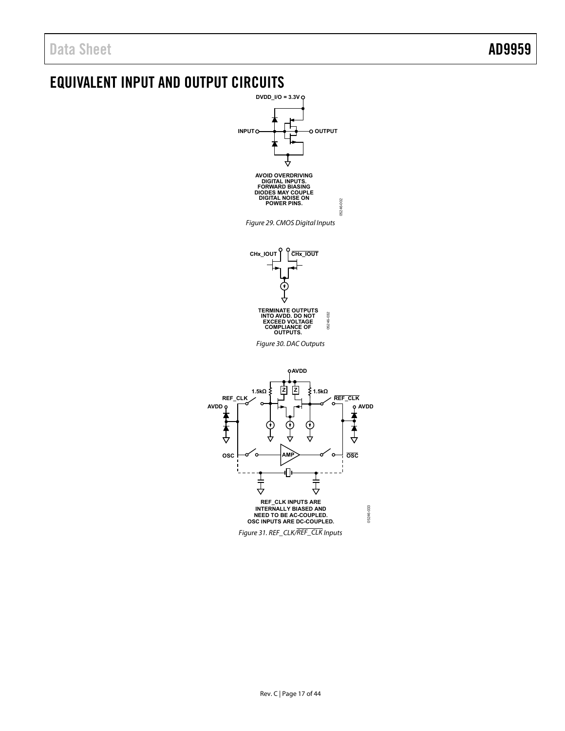# EQUIVALENT INPUT AND OUTPUT CIRCUITS

DVDD_I/O = 3.3V

INPUT

OUTPUT

AVOID OVERDRIVING DIGITAL INPUTS. FORWARD BIASING DIODES MAY COUPLE DIGITAL NOISE ON POWER PINS.

*Figure 29. CMOS Digital Inputs*

CHx_IOUT

$\overline{\text{CHx\_IOUT}}$

TERMINATE OUTPUTS INTO AVDD. DO NOT EXCEED VOLTAGE COMPLIANCE OF OUTPUTS.

*Figure 30. DAC Outputs*

AVDD

1.5kΩ

1.5kΩ

REF_CLK

$\overline{\text{REF\_CLK}}$

OSC

$\overline{\text{OSC}}$

AMP

REF_CLK INPUTS ARE INTERNALLY BIASED AND NEED TO BE AC-COUPLED. OSC INPUTS ARE DC-COUPLED.

*Figure 31. REF_CLK/$\overline{\text{REF\_CLK}}$ Inputs*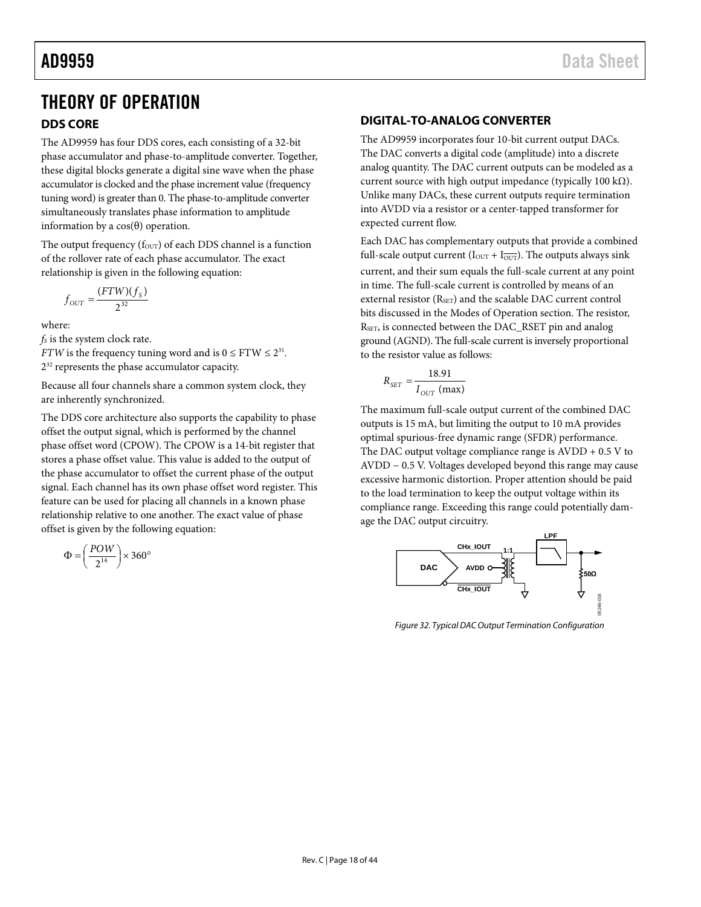# THEORY OF OPERATION

## DDS CORE

The AD9959 has four DDS cores, each consisting of a 32-bit phase accumulator and phase-to-amplitude converter. Together, these digital blocks generate a digital sine wave when the phase accumulator is clocked and the phase increment value (frequency tuning word) is greater than 0. The phase-to-amplitude converter simultaneously translates phase information to amplitude information by a cos(θ) operation.

The output frequency ($f_{OUT}$) of each DDS channel is a function of the rollover rate of each phase accumulator. The exact relationship is given in the following equation:

$$f_{OUT} = \frac{(FTW)(f_S)}{2^{32}}$$

where:
$f_S$ is the system clock rate.
*FTW* is the frequency tuning word and is $0 \leq \text{FTW} \leq 2^{31}$.
$2^{32}$ represents the phase accumulator capacity.

Because all four channels share a common system clock, they are inherently synchronized.

The DDS core architecture also supports the capability to phase offset the output signal, which is performed by the channel phase offset word (CPOW). The CPOW is a 14-bit register that stores a phase offset value. This value is added to the output of the phase accumulator to offset the current phase of the output signal. Each channel has its own phase offset word register. This feature can be used for placing all channels in a known phase relationship relative to one another. The exact value of phase offset is given by the following equation:

$$\Phi = \left(\frac{POW}{2^{14}}\right) \times 360°$$

## DIGITAL-TO-ANALOG CONVERTER

The AD9959 incorporates four 10-bit current output DACs. The DAC converts a digital code (amplitude) into a discrete analog quantity. The DAC current outputs can be modeled as a current source with high output impedance (typically 100 kΩ). Unlike many DACs, these current outputs require termination into AVDD via a resistor or a center-tapped transformer for expected current flow.

Each DAC has complementary outputs that provide a combined full-scale output current ($I_{OUT} + I_{\overline{OUT}}$). The outputs always sink current, and their sum equals the full-scale current at any point in time. The full-scale current is controlled by means of an external resistor ($R_{SET}$) and the scalable DAC current control bits discussed in the Modes of Operation section. The resistor, $R_{SET}$, is connected between the DAC_RSET pin and analog ground (AGND). The full-scale current is inversely proportional to the resistor value as follows:

$$R_{SET} = \frac{18.91}{I_{OUT}\ (\text{max})}$$

The maximum full-scale output current of the combined DAC outputs is 15 mA, but limiting the output to 10 mA provides optimal spurious-free dynamic range (SFDR) performance. The DAC output voltage compliance range is AVDD + 0.5 V to AVDD − 0.5 V. Voltages developed beyond this range may cause excessive harmonic distortion. Proper attention should be paid to the load termination to keep the output voltage within its compliance range. Exceeding this range could potentially damage the DAC output circuitry.

*Figure 32. Typical DAC Output Termination Configuration*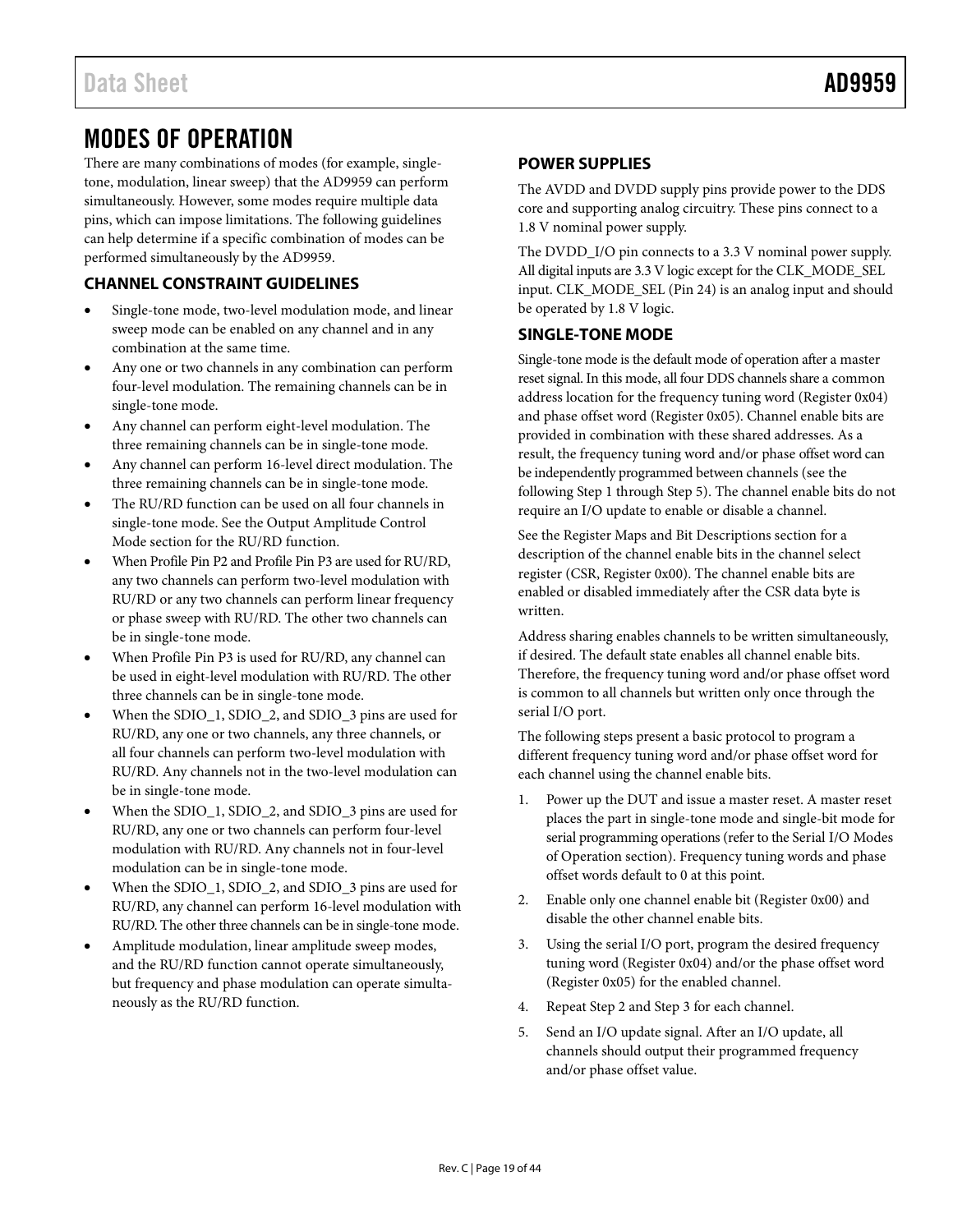# MODES OF OPERATION

There are many combinations of modes (for example, single-tone, modulation, linear sweep) that the AD9959 can perform simultaneously. However, some modes require multiple data pins, which can impose limitations. The following guidelines can help determine if a specific combination of modes can be performed simultaneously by the AD9959.

## CHANNEL CONSTRAINT GUIDELINES

- Single-tone mode, two-level modulation mode, and linear sweep mode can be enabled on any channel and in any combination at the same time.
- Any one or two channels in any combination can perform four-level modulation. The remaining channels can be in single-tone mode.
- Any channel can perform eight-level modulation. The three remaining channels can be in single-tone mode.
- Any channel can perform 16-level direct modulation. The three remaining channels can be in single-tone mode.
- The RU/RD function can be used on all four channels in single-tone mode. See the Output Amplitude Control Mode section for the RU/RD function.
- When Profile Pin P2 and Profile Pin P3 are used for RU/RD, any two channels can perform two-level modulation with RU/RD or any two channels can perform linear frequency or phase sweep with RU/RD. The other two channels can be in single-tone mode.
- When Profile Pin P3 is used for RU/RD, any channel can be used in eight-level modulation with RU/RD. The other three channels can be in single-tone mode.
- When the SDIO_1, SDIO_2, and SDIO_3 pins are used for RU/RD, any one or two channels, any three channels, or all four channels can perform two-level modulation with RU/RD. Any channels not in the two-level modulation can be in single-tone mode.
- When the SDIO_1, SDIO_2, and SDIO_3 pins are used for RU/RD, any one or two channels can perform four-level modulation with RU/RD. Any channels not in four-level modulation can be in single-tone mode.
- When the SDIO_1, SDIO_2, and SDIO_3 pins are used for RU/RD, any channel can perform 16-level modulation with RU/RD. The other three channels can be in single-tone mode.
- Amplitude modulation, linear amplitude sweep modes, and the RU/RD function cannot operate simultaneously, but frequency and phase modulation can operate simultaneously as the RU/RD function.

## POWER SUPPLIES

The AVDD and DVDD supply pins provide power to the DDS core and supporting analog circuitry. These pins connect to a 1.8 V nominal power supply.

The DVDD_I/O pin connects to a 3.3 V nominal power supply. All digital inputs are 3.3 V logic except for the CLK_MODE_SEL input. CLK_MODE_SEL (Pin 24) is an analog input and should be operated by 1.8 V logic.

## SINGLE-TONE MODE

Single-tone mode is the default mode of operation after a master reset signal. In this mode, all four DDS channels share a common address location for the frequency tuning word (Register 0x04) and phase offset word (Register 0x05). Channel enable bits are provided in combination with these shared addresses. As a result, the frequency tuning word and/or phase offset word can be independently programmed between channels (see the following Step 1 through Step 5). The channel enable bits do not require an I/O update to enable or disable a channel.

See the Register Maps and Bit Descriptions section for a description of the channel enable bits in the channel select register (CSR, Register 0x00). The channel enable bits are enabled or disabled immediately after the CSR data byte is written.

Address sharing enables channels to be written simultaneously, if desired. The default state enables all channel enable bits. Therefore, the frequency tuning word and/or phase offset word is common to all channels but written only once through the serial I/O port.

The following steps present a basic protocol to program a different frequency tuning word and/or phase offset word for each channel using the channel enable bits.

1. Power up the DUT and issue a master reset. A master reset places the part in single-tone mode and single-bit mode for serial programming operations (refer to the Serial I/O Modes of Operation section). Frequency tuning words and phase offset words default to 0 at this point.
2. Enable only one channel enable bit (Register 0x00) and disable the other channel enable bits.
3. Using the serial I/O port, program the desired frequency tuning word (Register 0x04) and/or the phase offset word (Register 0x05) for the enabled channel.
4. Repeat Step 2 and Step 3 for each channel.
5. Send an I/O update signal. After an I/O update, all channels should output their programmed frequency and/or phase offset value.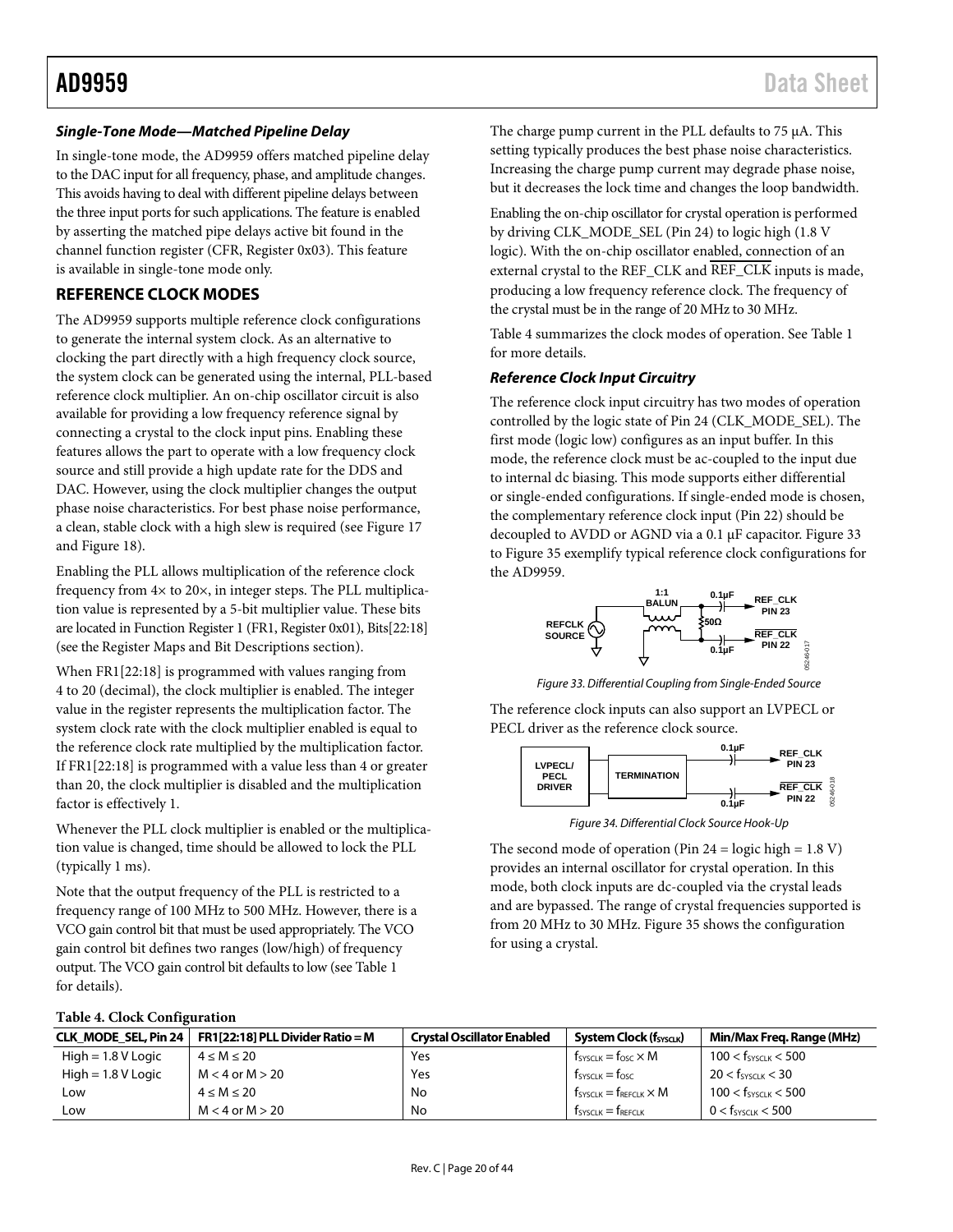### Single-Tone Mode—Matched Pipeline Delay

In single-tone mode, the AD9959 offers matched pipeline delay to the DAC input for all frequency, phase, and amplitude changes. This avoids having to deal with different pipeline delays between the three input ports for such applications. The feature is enabled by asserting the matched pipe delays active bit found in the channel function register (CFR, Register 0x03). This feature is available in single-tone mode only.

## REFERENCE CLOCK MODES

The AD9959 supports multiple reference clock configurations to generate the internal system clock. As an alternative to clocking the part directly with a high frequency clock source, the system clock can be generated using the internal, PLL-based reference clock multiplier. An on-chip oscillator circuit is also available for providing a low frequency reference signal by connecting a crystal to the clock input pins. Enabling these features allows the part to operate with a low frequency clock source and still provide a high update rate for the DDS and DAC. However, using the clock multiplier changes the output phase noise characteristics. For best phase noise performance, a clean, stable clock with a high slew is required (see Figure 17 and Figure 18).

Enabling the PLL allows multiplication of the reference clock frequency from 4× to 20×, in integer steps. The PLL multiplication value is represented by a 5-bit multiplier value. These bits are located in Function Register 1 (FR1, Register 0x01), Bits[22:18] (see the Register Maps and Bit Descriptions section).

When FR1[22:18] is programmed with values ranging from 4 to 20 (decimal), the clock multiplier is enabled. The integer value in the register represents the multiplication factor. The system clock rate with the clock multiplier enabled is equal to the reference clock rate multiplied by the multiplication factor. If FR1[22:18] is programmed with a value less than 4 or greater than 20, the clock multiplier is disabled and the multiplication factor is effectively 1.

Whenever the PLL clock multiplier is enabled or the multiplication value is changed, time should be allowed to lock the PLL (typically 1 ms).

Note that the output frequency of the PLL is restricted to a frequency range of 100 MHz to 500 MHz. However, there is a VCO gain control bit that must be used appropriately. The VCO gain control bit defines two ranges (low/high) of frequency output. The VCO gain control bit defaults to low (see Table 1 for details).

The charge pump current in the PLL defaults to 75 µA. This setting typically produces the best phase noise characteristics. Increasing the charge pump current may degrade phase noise, but it decreases the lock time and changes the loop bandwidth.

Enabling the on-chip oscillator for crystal operation is performed by driving CLK_MODE_SEL (Pin 24) to logic high (1.8 V logic). With the on-chip oscillator enabled, connection of an external crystal to the REF_CLK and $\overline{\text{REF\_CLK}}$ inputs is made, producing a low frequency reference clock. The frequency of the crystal must be in the range of 20 MHz to 30 MHz.

Table 4 summarizes the clock modes of operation. See Table 1 for more details.

### Reference Clock Input Circuitry

The reference clock input circuitry has two modes of operation controlled by the logic state of Pin 24 (CLK_MODE_SEL). The first mode (logic low) configures as an input buffer. In this mode, the reference clock must be ac-coupled to the input due to internal dc biasing. This mode supports either differential or single-ended configurations. If single-ended mode is chosen, the complementary reference clock input (Pin 22) should be decoupled to AVDD or AGND via a 0.1 µF capacitor. Figure 33 to Figure 35 exemplify typical reference clock configurations for the AD9959.

Figure 33. Differential Coupling from Single-Ended Source

The reference clock inputs can also support an LVPECL or PECL driver as the reference clock source.

Figure 34. Differential Clock Source Hook-Up

The second mode of operation (Pin 24 = logic high = 1.8 V) provides an internal oscillator for crystal operation. In this mode, both clock inputs are dc-coupled via the crystal leads and are bypassed. The range of crystal frequencies supported is from 20 MHz to 30 MHz. Figure 35 shows the configuration for using a crystal.

**Table 4. Clock Configuration**

| CLK_MODE_SEL, Pin 24 | FR1[22:18] PLL Divider Ratio = M | Crystal Oscillator Enabled | System Clock ($f_{SYSCLK}$) | Min/Max Freq. Range (MHz) |
|---|---|---|---|---|
| High = 1.8 V Logic | $4 \leq M \leq 20$ | Yes | $f_{SYSCLK} = f_{OSC} \times M$ | $100 < f_{SYSCLK} < 500$ |
| High = 1.8 V Logic | $M < 4$ or $M > 20$ | Yes | $f_{SYSCLK} = f_{OSC}$ | $20 < f_{SYSCLK} < 30$ |
| Low | $4 \leq M \leq 20$ | No | $f_{SYSCLK} = f_{REFCLK} \times M$ | $100 < f_{SYSCLK} < 500$ |
| Low | $M < 4$ or $M > 20$ | No | $f_{SYSCLK} = f_{REFCLK}$ | $0 < f_{SYSCLK} < 500$ |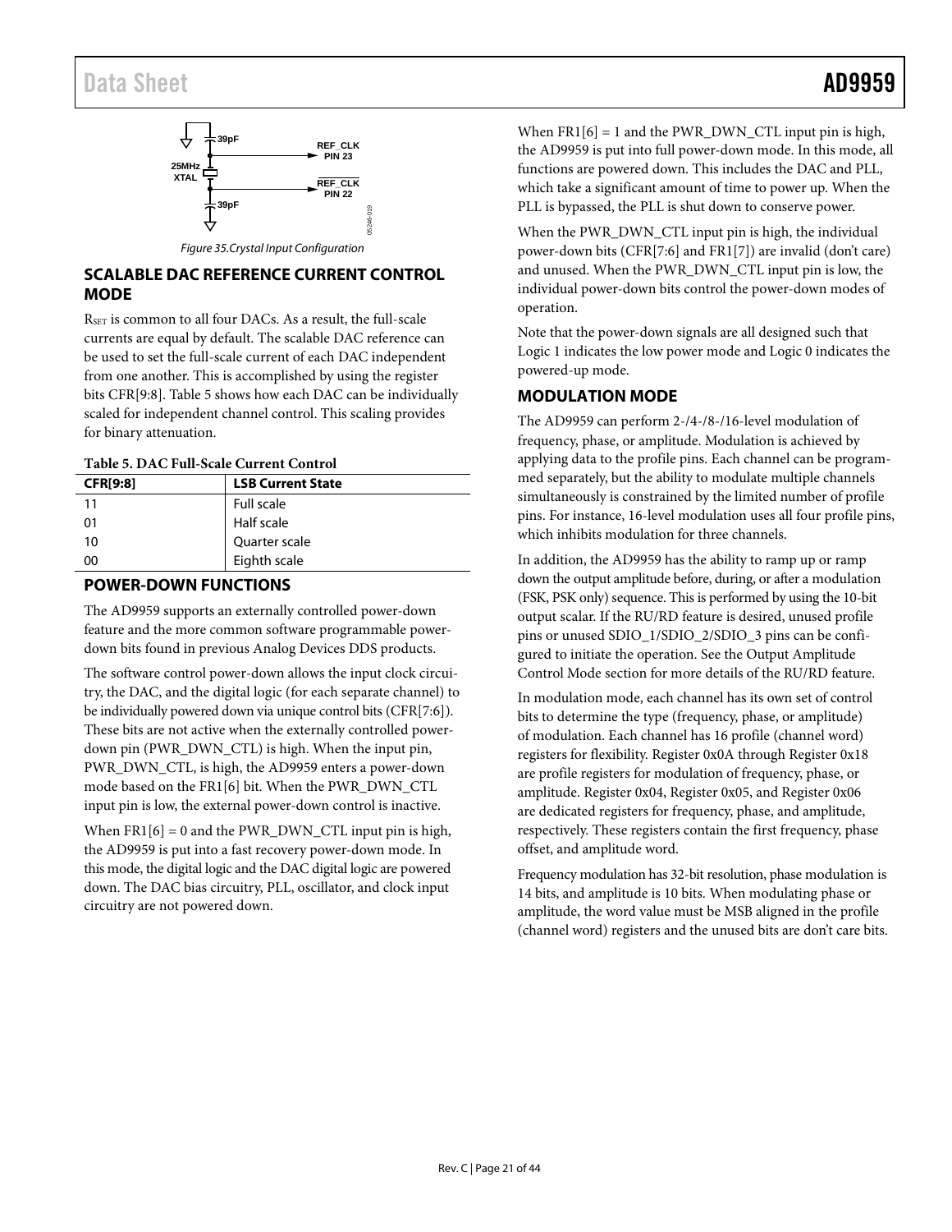Figure 35.Crystal Input Configuration

## SCALABLE DAC REFERENCE CURRENT CONTROL MODE

$R_{SET}$ is common to all four DACs. As a result, the full-scale currents are equal by default. The scalable DAC reference can be used to set the full-scale current of each DAC independent from one another. This is accomplished by using the register bits CFR[9:8]. Table 5 shows how each DAC can be individually scaled for independent channel control. This scaling provides for binary attenuation.

**Table 5. DAC Full-Scale Current Control**

| CFR[9:8] | LSB Current State |
|---|---|
| 11 | Full scale |
| 01 | Half scale |
| 10 | Quarter scale |
| 00 | Eighth scale |

## POWER-DOWN FUNCTIONS

The AD9959 supports an externally controlled power-down feature and the more common software programmable power-down bits found in previous Analog Devices DDS products.

The software control power-down allows the input clock circuitry, the DAC, and the digital logic (for each separate channel) to be individually powered down via unique control bits (CFR[7:6]). These bits are not active when the externally controlled power-down pin (PWR_DWN_CTL) is high. When the input pin, PWR_DWN_CTL, is high, the AD9959 enters a power-down mode based on the FR1[6] bit. When the PWR_DWN_CTL input pin is low, the external power-down control is inactive.

When FR1[6] = 0 and the PWR_DWN_CTL input pin is high, the AD9959 is put into a fast recovery power-down mode. In this mode, the digital logic and the DAC digital logic are powered down. The DAC bias circuitry, PLL, oscillator, and clock input circuitry are not powered down.

When FR1[6] = 1 and the PWR_DWN_CTL input pin is high, the AD9959 is put into full power-down mode. In this mode, all functions are powered down. This includes the DAC and PLL, which take a significant amount of time to power up. When the PLL is bypassed, the PLL is shut down to conserve power.

When the PWR_DWN_CTL input pin is high, the individual power-down bits (CFR[7:6] and FR1[7]) are invalid (don't care) and unused. When the PWR_DWN_CTL input pin is low, the individual power-down bits control the power-down modes of operation.

Note that the power-down signals are all designed such that Logic 1 indicates the low power mode and Logic 0 indicates the powered-up mode.

## MODULATION MODE

The AD9959 can perform 2-/4-/8-/16-level modulation of frequency, phase, or amplitude. Modulation is achieved by applying data to the profile pins. Each channel can be programmed separately, but the ability to modulate multiple channels simultaneously is constrained by the limited number of profile pins. For instance, 16-level modulation uses all four profile pins, which inhibits modulation for three channels.

In addition, the AD9959 has the ability to ramp up or ramp down the output amplitude before, during, or after a modulation (FSK, PSK only) sequence. This is performed by using the 10-bit output scalar. If the RU/RD feature is desired, unused profile pins or unused SDIO_1/SDIO_2/SDIO_3 pins can be configured to initiate the operation. See the Output Amplitude Control Mode section for more details of the RU/RD feature.

In modulation mode, each channel has its own set of control bits to determine the type (frequency, phase, or amplitude) of modulation. Each channel has 16 profile (channel word) registers for flexibility. Register 0x0A through Register 0x18 are profile registers for modulation of frequency, phase, or amplitude. Register 0x04, Register 0x05, and Register 0x06 are dedicated registers for frequency, phase, and amplitude, respectively. These registers contain the first frequency, phase offset, and amplitude word.

Frequency modulation has 32-bit resolution, phase modulation is 14 bits, and amplitude is 10 bits. When modulating phase or amplitude, the word value must be MSB aligned in the profile (channel word) registers and the unused bits are don't care bits.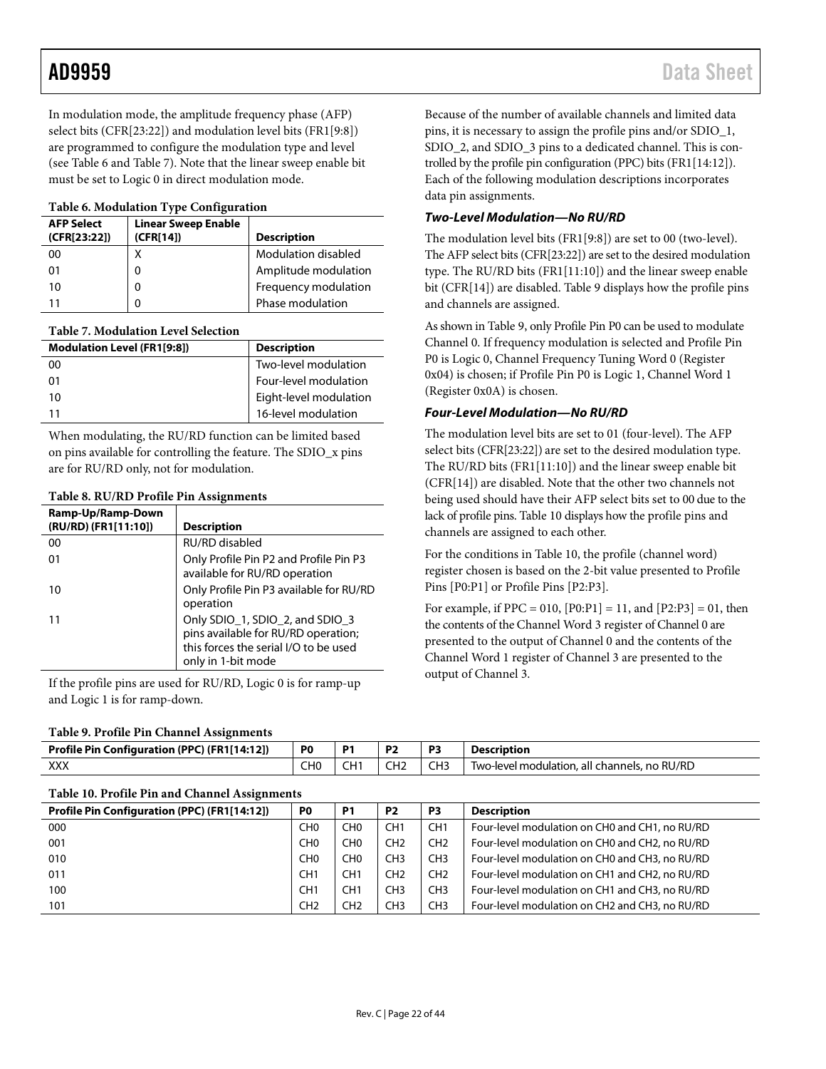In modulation mode, the amplitude frequency phase (AFP) select bits (CFR[23:22]) and modulation level bits (FR1[9:8]) are programmed to configure the modulation type and level (see Table 6 and Table 7). Note that the linear sweep enable bit must be set to Logic 0 in direct modulation mode.

**Table 6. Modulation Type Configuration**

| AFP Select (CFR[23:22]) | Linear Sweep Enable (CFR[14]) | Description |
|---|---|---|
| 00 | X | Modulation disabled |
| 01 | 0 | Amplitude modulation |
| 10 | 0 | Frequency modulation |
| 11 | 0 | Phase modulation |

**Table 7. Modulation Level Selection**

| Modulation Level (FR1[9:8]) | Description |
|---|---|
| 00 | Two-level modulation |
| 01 | Four-level modulation |
| 10 | Eight-level modulation |
| 11 | 16-level modulation |

When modulating, the RU/RD function can be limited based on pins available for controlling the feature. The SDIO_x pins are for RU/RD only, not for modulation.

**Table 8. RU/RD Profile Pin Assignments**

| Ramp-Up/Ramp-Down (RU/RD) (FR1[11:10]) | Description |
|---|---|
| 00 | RU/RD disabled |
| 01 | Only Profile Pin P2 and Profile Pin P3 available for RU/RD operation |
| 10 | Only Profile Pin P3 available for RU/RD operation |
| 11 | Only SDIO_1, SDIO_2, and SDIO_3 pins available for RU/RD operation; this forces the serial I/O to be used only in 1-bit mode |

If the profile pins are used for RU/RD, Logic 0 is for ramp-up and Logic 1 is for ramp-down.

Because of the number of available channels and limited data pins, it is necessary to assign the profile pins and/or SDIO_1, SDIO_2, and SDIO_3 pins to a dedicated channel. This is controlled by the profile pin configuration (PPC) bits (FR1[14:12]). Each of the following modulation descriptions incorporates data pin assignments.

### *Two-Level Modulation—No RU/RD*

The modulation level bits (FR1[9:8]) are set to 00 (two-level). The AFP select bits (CFR[23:22]) are set to the desired modulation type. The RU/RD bits (FR1[11:10]) and the linear sweep enable bit (CFR[14]) are disabled. Table 9 displays how the profile pins and channels are assigned.

As shown in Table 9, only Profile Pin P0 can be used to modulate Channel 0. If frequency modulation is selected and Profile Pin P0 is Logic 0, Channel Frequency Tuning Word 0 (Register 0x04) is chosen; if Profile Pin P0 is Logic 1, Channel Word 1 (Register 0x0A) is chosen.

### *Four-Level Modulation—No RU/RD*

The modulation level bits are set to 01 (four-level). The AFP select bits (CFR[23:22]) are set to the desired modulation type. The RU/RD bits (FR1[11:10]) and the linear sweep enable bit (CFR[14]) are disabled. Note that the other two channels not being used should have their AFP select bits set to 00 due to the lack of profile pins. Table 10 displays how the profile pins and channels are assigned to each other.

For the conditions in Table 10, the profile (channel word) register chosen is based on the 2-bit value presented to Profile Pins [P0:P1] or Profile Pins [P2:P3].

For example, if PPC = 010, [P0:P1] = 11, and [P2:P3] = 01, then the contents of the Channel Word 3 register of Channel 0 are presented to the output of Channel 0 and the contents of the Channel Word 1 register of Channel 3 are presented to the output of Channel 3.

**Table 9. Profile Pin Channel Assignments**

| Profile Pin Configuration (PPC) (FR1[14:12]) | P0 | P1 | P2 | P3 | Description |
|---|---|---|---|---|---|
| XXX | CH0 | CH1 | CH2 | CH3 | Two-level modulation, all channels, no RU/RD |

**Table 10. Profile Pin and Channel Assignments**

| Profile Pin Configuration (PPC) (FR1[14:12]) | P0 | P1 | P2 | P3 | Description |
|---|---|---|---|---|---|
| 000 | CH0 | CH0 | CH1 | CH1 | Four-level modulation on CH0 and CH1, no RU/RD |
| 001 | CH0 | CH0 | CH2 | CH2 | Four-level modulation on CH0 and CH2, no RU/RD |
| 010 | CH0 | CH0 | CH3 | CH3 | Four-level modulation on CH0 and CH3, no RU/RD |
| 011 | CH1 | CH1 | CH2 | CH2 | Four-level modulation on CH1 and CH2, no RU/RD |
| 100 | CH1 | CH1 | CH3 | CH3 | Four-level modulation on CH1 and CH3, no RU/RD |
| 101 | CH2 | CH2 | CH3 | CH3 | Four-level modulation on CH2 and CH3, no RU/RD |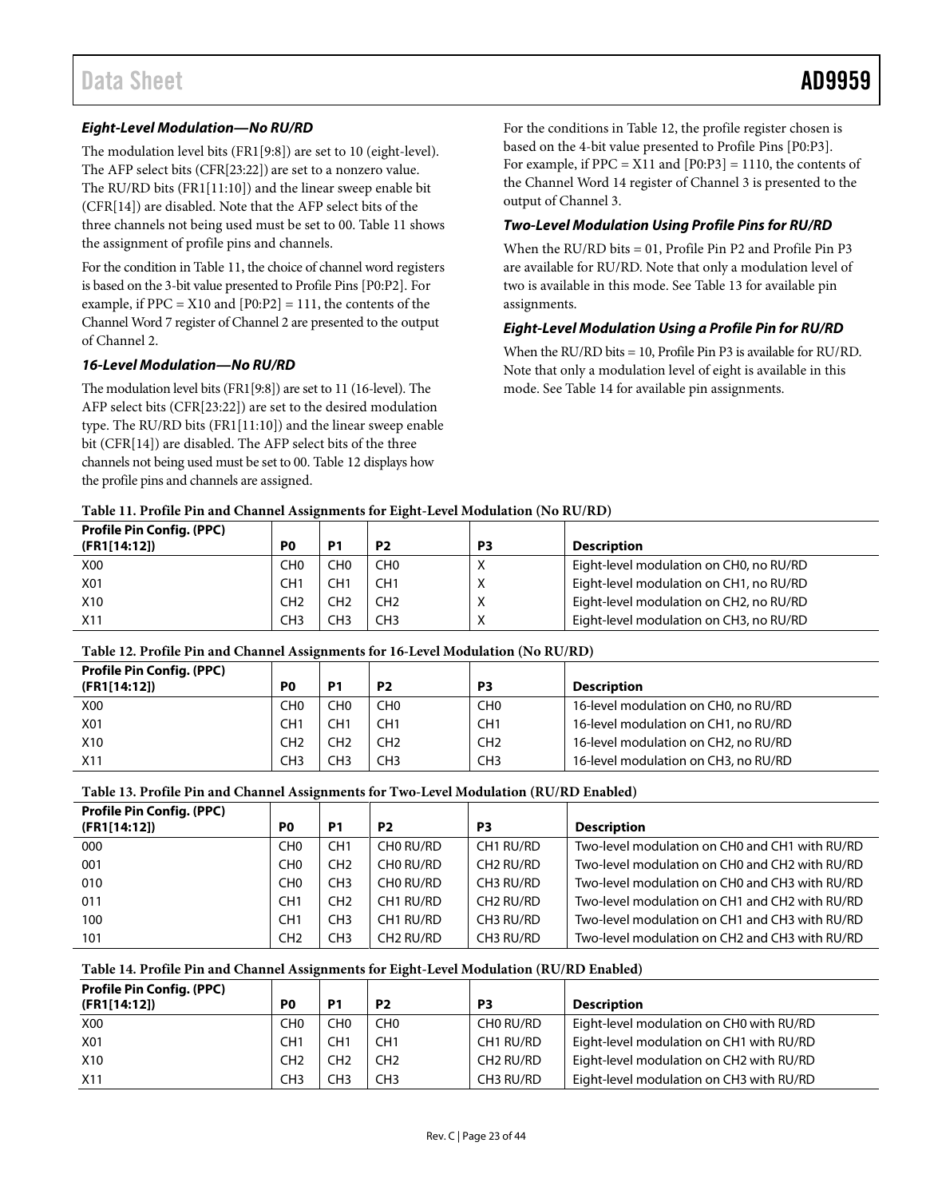### *Eight-Level Modulation—No RU/RD*

The modulation level bits (FR1[9:8]) are set to 10 (eight-level). The AFP select bits (CFR[23:22]) are set to a nonzero value. The RU/RD bits (FR1[11:10]) and the linear sweep enable bit (CFR[14]) are disabled. Note that the AFP select bits of the three channels not being used must be set to 00. Table 11 shows the assignment of profile pins and channels.

For the condition in Table 11, the choice of channel word registers is based on the 3-bit value presented to Profile Pins [P0:P2]. For example, if PPC = X10 and [P0:P2] = 111, the contents of the Channel Word 7 register of Channel 2 are presented to the output of Channel 2.

### *16-Level Modulation—No RU/RD*

The modulation level bits (FR1[9:8]) are set to 11 (16-level). The AFP select bits (CFR[23:22]) are set to the desired modulation type. The RU/RD bits (FR1[11:10]) and the linear sweep enable bit (CFR[14]) are disabled. The AFP select bits of the three channels not being used must be set to 00. Table 12 displays how the profile pins and channels are assigned.

For the conditions in Table 12, the profile register chosen is based on the 4-bit value presented to Profile Pins [P0:P3]. For example, if PPC = X11 and [P0:P3] = 1110, the contents of the Channel Word 14 register of Channel 3 is presented to the output of Channel 3.

### *Two-Level Modulation Using Profile Pins for RU/RD*

When the RU/RD bits = 01, Profile Pin P2 and Profile Pin P3 are available for RU/RD. Note that only a modulation level of two is available in this mode. See Table 13 for available pin assignments.

### *Eight-Level Modulation Using a Profile Pin for RU/RD*

When the RU/RD bits = 10, Profile Pin P3 is available for RU/RD. Note that only a modulation level of eight is available in this mode. See Table 14 for available pin assignments.

**Table 11. Profile Pin and Channel Assignments for Eight-Level Modulation (No RU/RD)**

| Profile Pin Config. (PPC) (FR1[14:12]) | P0 | P1 | P2 | P3 | Description |
|---|---|---|---|---|---|
| X00 | CH0 | CH0 | CH0 | X | Eight-level modulation on CH0, no RU/RD |
| X01 | CH1 | CH1 | CH1 | X | Eight-level modulation on CH1, no RU/RD |
| X10 | CH2 | CH2 | CH2 | X | Eight-level modulation on CH2, no RU/RD |
| X11 | CH3 | CH3 | CH3 | X | Eight-level modulation on CH3, no RU/RD |

**Table 12. Profile Pin and Channel Assignments for 16-Level Modulation (No RU/RD)**

| Profile Pin Config. (PPC) (FR1[14:12]) | P0 | P1 | P2 | P3 | Description |
|---|---|---|---|---|---|
| X00 | CH0 | CH0 | CH0 | CH0 | 16-level modulation on CH0, no RU/RD |
| X01 | CH1 | CH1 | CH1 | CH1 | 16-level modulation on CH1, no RU/RD |
| X10 | CH2 | CH2 | CH2 | CH2 | 16-level modulation on CH2, no RU/RD |
| X11 | CH3 | CH3 | CH3 | CH3 | 16-level modulation on CH3, no RU/RD |

**Table 13. Profile Pin and Channel Assignments for Two-Level Modulation (RU/RD Enabled)**

| Profile Pin Config. (PPC) (FR1[14:12]) | P0 | P1 | P2 | P3 | Description |
|---|---|---|---|---|---|
| 000 | CH0 | CH1 | CH0 RU/RD | CH1 RU/RD | Two-level modulation on CH0 and CH1 with RU/RD |
| 001 | CH0 | CH2 | CH0 RU/RD | CH2 RU/RD | Two-level modulation on CH0 and CH2 with RU/RD |
| 010 | CH0 | CH3 | CH0 RU/RD | CH3 RU/RD | Two-level modulation on CH0 and CH3 with RU/RD |
| 011 | CH1 | CH2 | CH1 RU/RD | CH2 RU/RD | Two-level modulation on CH1 and CH2 with RU/RD |
| 100 | CH1 | CH3 | CH1 RU/RD | CH3 RU/RD | Two-level modulation on CH1 and CH3 with RU/RD |
| 101 | CH2 | CH3 | CH2 RU/RD | CH3 RU/RD | Two-level modulation on CH2 and CH3 with RU/RD |

**Table 14. Profile Pin and Channel Assignments for Eight-Level Modulation (RU/RD Enabled)**

| Profile Pin Config. (PPC) (FR1[14:12]) | P0 | P1 | P2 | P3 | Description |
|---|---|---|---|---|---|
| X00 | CH0 | CH0 | CH0 | CH0 RU/RD | Eight-level modulation on CH0 with RU/RD |
| X01 | CH1 | CH1 | CH1 | CH1 RU/RD | Eight-level modulation on CH1 with RU/RD |
| X10 | CH2 | CH2 | CH2 | CH2 RU/RD | Eight-level modulation on CH2 with RU/RD |
| X11 | CH3 | CH3 | CH3 | CH3 RU/RD | Eight-level modulation on CH3 with RU/RD |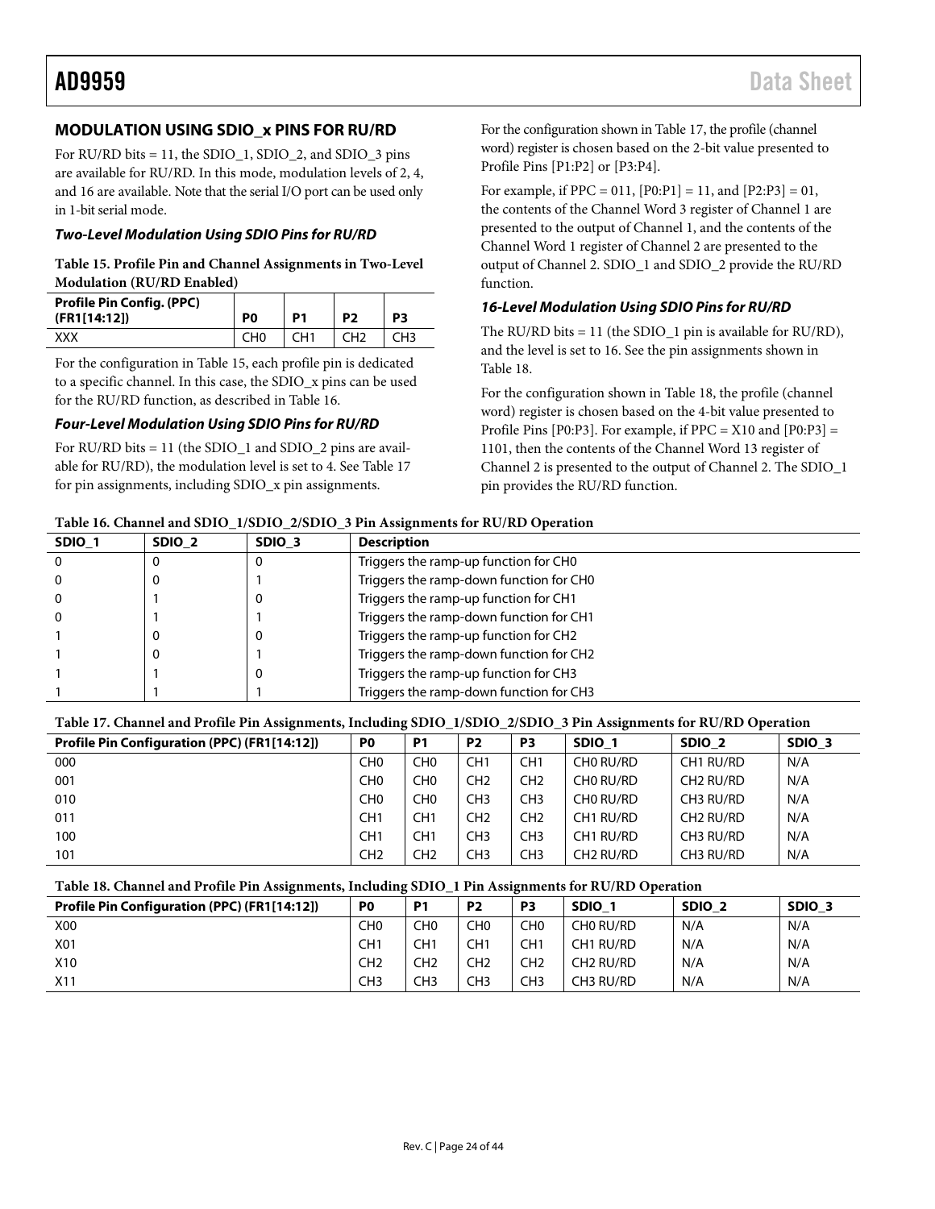## MODULATION USING SDIO_x PINS FOR RU/RD

For RU/RD bits = 11, the SDIO_1, SDIO_2, and SDIO_3 pins are available for RU/RD. In this mode, modulation levels of 2, 4, and 16 are available. Note that the serial I/O port can be used only in 1-bit serial mode.

### *Two-Level Modulation Using SDIO Pins for RU/RD*

**Table 15. Profile Pin and Channel Assignments in Two-Level Modulation (RU/RD Enabled)**

| Profile Pin Config. (PPC) (FR1[14:12]) | P0 | P1 | P2 | P3 |
|---|---|---|---|---|
| XXX | CH0 | CH1 | CH2 | CH3 |

For the configuration in Table 15, each profile pin is dedicated to a specific channel. In this case, the SDIO_x pins can be used for the RU/RD function, as described in Table 16.

### *Four-Level Modulation Using SDIO Pins for RU/RD*

For RU/RD bits = 11 (the SDIO_1 and SDIO_2 pins are available for RU/RD), the modulation level is set to 4. See Table 17 for pin assignments, including SDIO_x pin assignments.

For the configuration shown in Table 17, the profile (channel word) register is chosen based on the 2-bit value presented to Profile Pins [P1:P2] or [P3:P4].

For example, if PPC = 011, [P0:P1] = 11, and [P2:P3] = 01, the contents of the Channel Word 3 register of Channel 1 are presented to the output of Channel 1, and the contents of the Channel Word 1 register of Channel 2 are presented to the output of Channel 2. SDIO_1 and SDIO_2 provide the RU/RD function.

### *16-Level Modulation Using SDIO Pins for RU/RD*

The RU/RD bits = 11 (the SDIO_1 pin is available for RU/RD), and the level is set to 16. See the pin assignments shown in Table 18.

For the configuration shown in Table 18, the profile (channel word) register is chosen based on the 4-bit value presented to Profile Pins [P0:P3]. For example, if PPC = X10 and [P0:P3] = 1101, then the contents of the Channel Word 13 register of Channel 2 is presented to the output of Channel 2. The SDIO_1 pin provides the RU/RD function.

**Table 16. Channel and SDIO_1/SDIO_2/SDIO_3 Pin Assignments for RU/RD Operation**

| SDIO_1 | SDIO_2 | SDIO_3 | Description |
|---|---|---|---|
| 0 | 0 | 0 | Triggers the ramp-up function for CH0 |
| 0 | 0 | 1 | Triggers the ramp-down function for CH0 |
| 0 | 1 | 0 | Triggers the ramp-up function for CH1 |
| 0 | 1 | 1 | Triggers the ramp-down function for CH1 |
| 1 | 0 | 0 | Triggers the ramp-up function for CH2 |
| 1 | 0 | 1 | Triggers the ramp-down function for CH2 |
| 1 | 1 | 0 | Triggers the ramp-up function for CH3 |
| 1 | 1 | 1 | Triggers the ramp-down function for CH3 |

**Table 17. Channel and Profile Pin Assignments, Including SDIO_1/SDIO_2/SDIO_3 Pin Assignments for RU/RD Operation**

| Profile Pin Configuration (PPC) (FR1[14:12]) | P0 | P1 | P2 | P3 | SDIO_1 | SDIO_2 | SDIO_3 |
|---|---|---|---|---|---|---|---|
| 000 | CH0 | CH0 | CH1 | CH1 | CH0 RU/RD | CH1 RU/RD | N/A |
| 001 | CH0 | CH0 | CH2 | CH2 | CH0 RU/RD | CH2 RU/RD | N/A |
| 010 | CH0 | CH0 | CH3 | CH3 | CH0 RU/RD | CH3 RU/RD | N/A |
| 011 | CH1 | CH1 | CH2 | CH2 | CH1 RU/RD | CH2 RU/RD | N/A |
| 100 | CH1 | CH1 | CH3 | CH3 | CH1 RU/RD | CH3 RU/RD | N/A |
| 101 | CH2 | CH2 | CH3 | CH3 | CH2 RU/RD | CH3 RU/RD | N/A |

**Table 18. Channel and Profile Pin Assignments, Including SDIO_1 Pin Assignments for RU/RD Operation**

| Profile Pin Configuration (PPC) (FR1[14:12]) | P0 | P1 | P2 | P3 | SDIO_1 | SDIO_2 | SDIO_3 |
|---|---|---|---|---|---|---|---|
| X00 | CH0 | CH0 | CH0 | CH0 | CH0 RU/RD | N/A | N/A |
| X01 | CH1 | CH1 | CH1 | CH1 | CH1 RU/RD | N/A | N/A |
| X10 | CH2 | CH2 | CH2 | CH2 | CH2 RU/RD | N/A | N/A |
| X11 | CH3 | CH3 | CH3 | CH3 | CH3 RU/RD | N/A | N/A |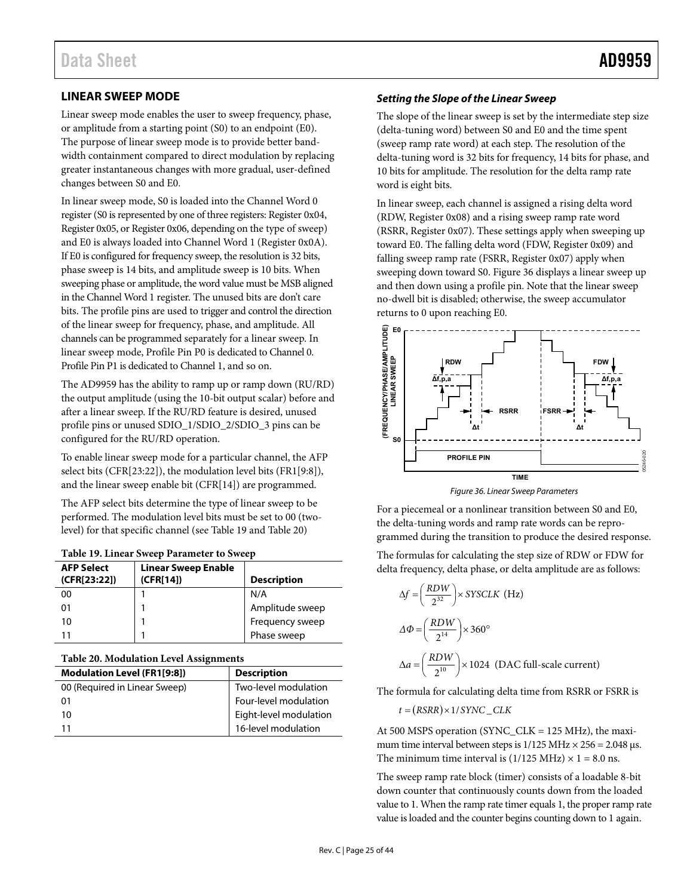## LINEAR SWEEP MODE

Linear sweep mode enables the user to sweep frequency, phase, or amplitude from a starting point (S0) to an endpoint (E0). The purpose of linear sweep mode is to provide better bandwidth containment compared to direct modulation by replacing greater instantaneous changes with more gradual, user-defined changes between S0 and E0.

In linear sweep mode, S0 is loaded into the Channel Word 0 register (S0 is represented by one of three registers: Register 0x04, Register 0x05, or Register 0x06, depending on the type of sweep) and E0 is always loaded into Channel Word 1 (Register 0x0A). If E0 is configured for frequency sweep, the resolution is 32 bits, phase sweep is 14 bits, and amplitude sweep is 10 bits. When sweeping phase or amplitude, the word value must be MSB aligned in the Channel Word 1 register. The unused bits are don't care bits. The profile pins are used to trigger and control the direction of the linear sweep for frequency, phase, and amplitude. All channels can be programmed separately for a linear sweep. In linear sweep mode, Profile Pin P0 is dedicated to Channel 0. Profile Pin P1 is dedicated to Channel 1, and so on.

The AD9959 has the ability to ramp up or ramp down (RU/RD) the output amplitude (using the 10-bit output scalar) before and after a linear sweep. If the RU/RD feature is desired, unused profile pins or unused SDIO_1/SDIO_2/SDIO_3 pins can be configured for the RU/RD operation.

To enable linear sweep mode for a particular channel, the AFP select bits (CFR[23:22]), the modulation level bits (FR1[9:8]), and the linear sweep enable bit (CFR[14]) are programmed.

The AFP select bits determine the type of linear sweep to be performed. The modulation level bits must be set to 00 (two-level) for that specific channel (see Table 19 and Table 20)

**Table 19. Linear Sweep Parameter to Sweep**

| AFP Select (CFR[23:22]) | Linear Sweep Enable (CFR[14]) | Description |
|---|---|---|
| 00 | 1 | N/A |
| 01 | 1 | Amplitude sweep |
| 10 | 1 | Frequency sweep |
| 11 | 1 | Phase sweep |

**Table 20. Modulation Level Assignments**

| Modulation Level (FR1[9:8]) | Description |
|---|---|
| 00 (Required in Linear Sweep) | Two-level modulation |
| 01 | Four-level modulation |
| 10 | Eight-level modulation |
| 11 | 16-level modulation |

### *Setting the Slope of the Linear Sweep*

The slope of the linear sweep is set by the intermediate step size (delta-tuning word) between S0 and E0 and the time spent (sweep ramp rate word) at each step. The resolution of the delta-tuning word is 32 bits for frequency, 14 bits for phase, and 10 bits for amplitude. The resolution for the delta ramp rate word is eight bits.

In linear sweep, each channel is assigned a rising delta word (RDW, Register 0x08) and a rising sweep ramp rate word (RSRR, Register 0x07). These settings apply when sweeping up toward E0. The falling delta word (FDW, Register 0x09) and falling sweep ramp rate (FSRR, Register 0x07) apply when sweeping down toward S0. Figure 36 displays a linear sweep up and then down using a profile pin. Note that the linear sweep no-dwell bit is disabled; otherwise, the sweep accumulator returns to 0 upon reaching E0.

*Figure 36. Linear Sweep Parameters*

For a piecemeal or a nonlinear transition between S0 and E0, the delta-tuning words and ramp rate words can be reprogrammed during the transition to produce the desired response.

The formulas for calculating the step size of RDW or FDW for delta frequency, delta phase, or delta amplitude are as follows:

$$\Delta f = \left(\frac{RDW}{2^{32}}\right) \times SYSCLK \text{ (Hz)}$$

$$\Delta\Phi = \left(\frac{RDW}{2^{14}}\right) \times 360°$$

$$\Delta a = \left(\frac{RDW}{2^{10}}\right) \times 1024 \text{ (DAC full-scale current)}$$

The formula for calculating delta time from RSRR or FSRR is

$$t = (RSRR) \times 1/SYNC\_CLK$$

At 500 MSPS operation (SYNC_CLK = 125 MHz), the maximum time interval between steps is 1/125 MHz × 256 = 2.048 µs. The minimum time interval is (1/125 MHz) × 1 = 8.0 ns.

The sweep ramp rate block (timer) consists of a loadable 8-bit down counter that continuously counts down from the loaded value to 1. When the ramp rate timer equals 1, the proper ramp rate value is loaded and the counter begins counting down to 1 again.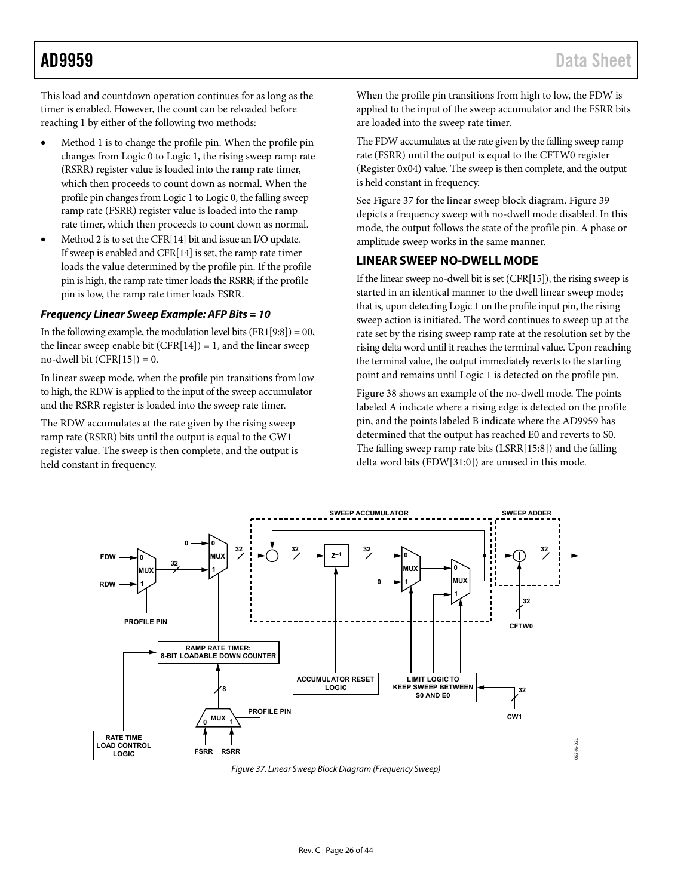This load and countdown operation continues for as long as the timer is enabled. However, the count can be reloaded before reaching 1 by either of the following two methods:

- Method 1 is to change the profile pin. When the profile pin changes from Logic 0 to Logic 1, the rising sweep ramp rate (RSRR) register value is loaded into the ramp rate timer, which then proceeds to count down as normal. When the profile pin changes from Logic 1 to Logic 0, the falling sweep ramp rate (FSRR) register value is loaded into the ramp rate timer, which then proceeds to count down as normal.
- Method 2 is to set the CFR[14] bit and issue an I/O update. If sweep is enabled and CFR[14] is set, the ramp rate timer loads the value determined by the profile pin. If the profile pin is high, the ramp rate timer loads the RSRR; if the profile pin is low, the ramp rate timer loads FSRR.

#### *Frequency Linear Sweep Example: AFP Bits = 10*

In the following example, the modulation level bits (FR1[9:8]) = 00, the linear sweep enable bit (CFR[14]) = 1, and the linear sweep no-dwell bit (CFR[15]) = 0.

In linear sweep mode, when the profile pin transitions from low to high, the RDW is applied to the input of the sweep accumulator and the RSRR register is loaded into the sweep rate timer.

The RDW accumulates at the rate given by the rising sweep ramp rate (RSRR) bits until the output is equal to the CW1 register value. The sweep is then complete, and the output is held constant in frequency.

When the profile pin transitions from high to low, the FDW is applied to the input of the sweep accumulator and the FSRR bits are loaded into the sweep rate timer.

The FDW accumulates at the rate given by the falling sweep ramp rate (FSRR) until the output is equal to the CFTW0 register (Register 0x04) value. The sweep is then complete, and the output is held constant in frequency.

See Figure 37 for the linear sweep block diagram. Figure 39 depicts a frequency sweep with no-dwell mode disabled. In this mode, the output follows the state of the profile pin. A phase or amplitude sweep works in the same manner.

### LINEAR SWEEP NO-DWELL MODE

If the linear sweep no-dwell bit is set (CFR[15]), the rising sweep is started in an identical manner to the dwell linear sweep mode; that is, upon detecting Logic 1 on the profile input pin, the rising sweep action is initiated. The word continues to sweep up at the rate set by the rising sweep ramp rate at the resolution set by the rising delta word until it reaches the terminal value. Upon reaching the terminal value, the output immediately reverts to the starting point and remains until Logic 1 is detected on the profile pin.

Figure 38 shows an example of the no-dwell mode. The points labeled A indicate where a rising edge is detected on the profile pin, and the points labeled B indicate where the AD9959 has determined that the output has reached E0 and reverts to S0. The falling sweep ramp rate bits (LSRR[15:8]) and the falling delta word bits (FDW[31:0]) are unused in this mode.

*Figure 37. Linear Sweep Block Diagram (Frequency Sweep)*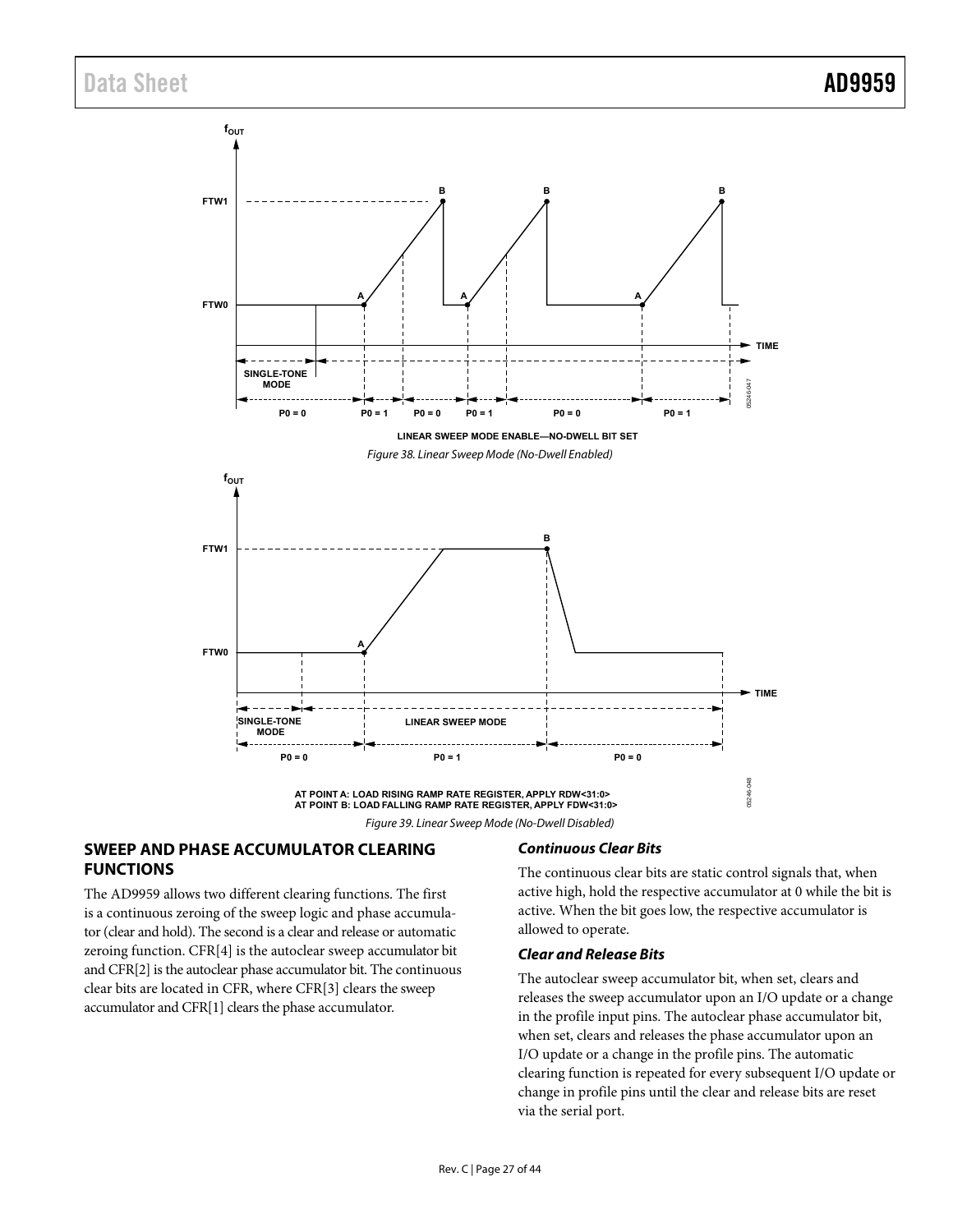LINEAR SWEEP MODE ENABLE—NO-DWELL BIT SET

*Figure 38. Linear Sweep Mode (No-Dwell Enabled)*

AT POINT A: LOAD RISING RAMP RATE REGISTER, APPLY RDW<31:0>
AT POINT B: LOAD FALLING RAMP RATE REGISTER, APPLY FDW<31:0>

*Figure 39. Linear Sweep Mode (No-Dwell Disabled)*

## SWEEP AND PHASE ACCUMULATOR CLEARING FUNCTIONS

The AD9959 allows two different clearing functions. The first is a continuous zeroing of the sweep logic and phase accumulator (clear and hold). The second is a clear and release or automatic zeroing function. CFR[4] is the autoclear sweep accumulator bit and CFR[2] is the autoclear phase accumulator bit. The continuous clear bits are located in CFR, where CFR[3] clears the sweep accumulator and CFR[1] clears the phase accumulator.

### *Continuous Clear Bits*

The continuous clear bits are static control signals that, when active high, hold the respective accumulator at 0 while the bit is active. When the bit goes low, the respective accumulator is allowed to operate.

### *Clear and Release Bits*

The autoclear sweep accumulator bit, when set, clears and releases the sweep accumulator upon an I/O update or a change in the profile input pins. The autoclear phase accumulator bit, when set, clears and releases the phase accumulator upon an I/O update or a change in the profile pins. The automatic clearing function is repeated for every subsequent I/O update or change in profile pins until the clear and release bits are reset via the serial port.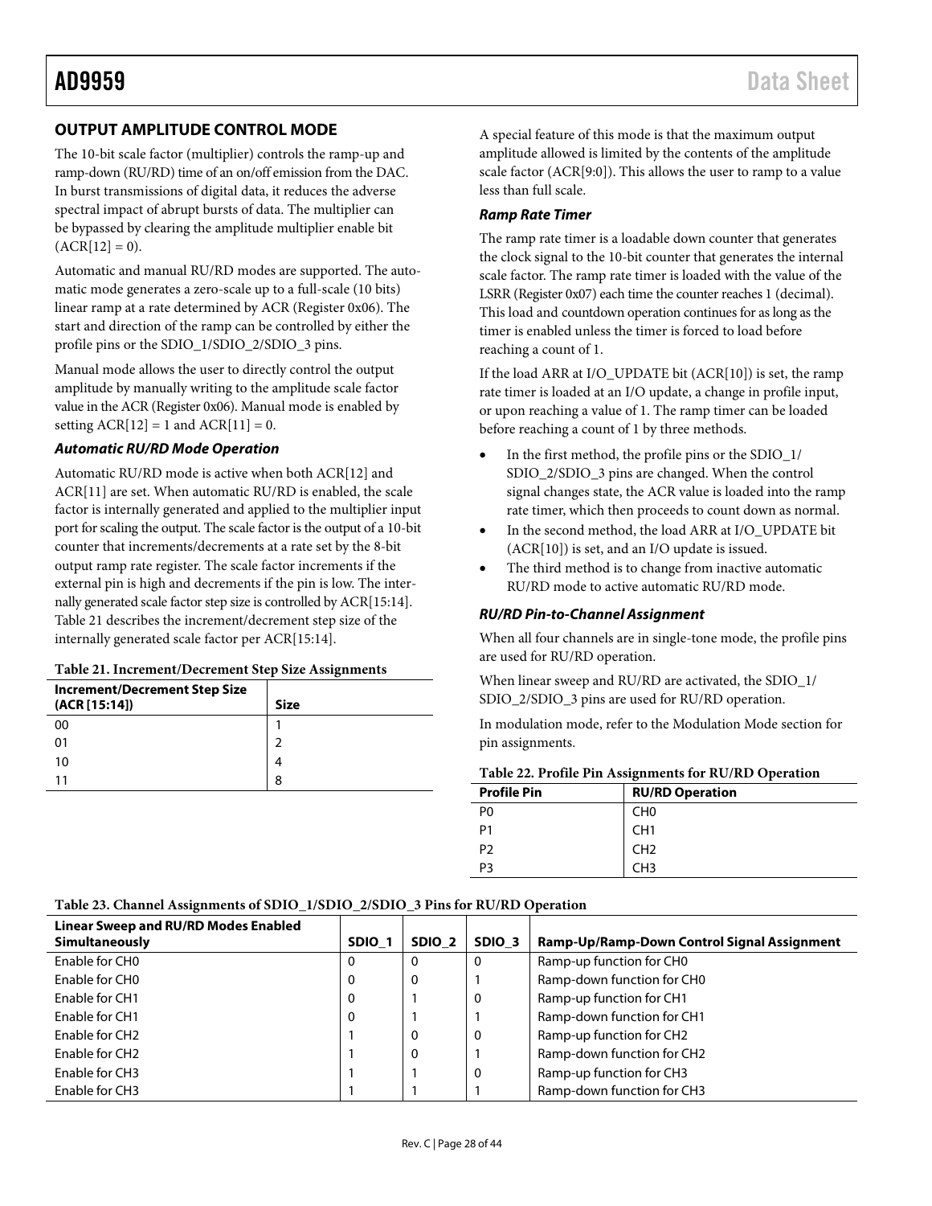## OUTPUT AMPLITUDE CONTROL MODE

The 10-bit scale factor (multiplier) controls the ramp-up and ramp-down (RU/RD) time of an on/off emission from the DAC. In burst transmissions of digital data, it reduces the adverse spectral impact of abrupt bursts of data. The multiplier can be bypassed by clearing the amplitude multiplier enable bit (ACR[12] = 0).

Automatic and manual RU/RD modes are supported. The automatic mode generates a zero-scale up to a full-scale (10 bits) linear ramp at a rate determined by ACR (Register 0x06). The start and direction of the ramp can be controlled by either the profile pins or the SDIO_1/SDIO_2/SDIO_3 pins.

Manual mode allows the user to directly control the output amplitude by manually writing to the amplitude scale factor value in the ACR (Register 0x06). Manual mode is enabled by setting ACR[12] = 1 and ACR[11] = 0.

### *Automatic RU/RD Mode Operation*

Automatic RU/RD mode is active when both ACR[12] and ACR[11] are set. When automatic RU/RD is enabled, the scale factor is internally generated and applied to the multiplier input port for scaling the output. The scale factor is the output of a 10-bit counter that increments/decrements at a rate set by the 8-bit output ramp rate register. The scale factor increments if the external pin is high and decrements if the pin is low. The internally generated scale factor step size is controlled by ACR[15:14]. Table 21 describes the increment/decrement step size of the internally generated scale factor per ACR[15:14].

**Table 21. Increment/Decrement Step Size Assignments**

| Increment/Decrement Step Size (ACR [15:14]) | Size |
|---|---|
| 00 | 1 |
| 01 | 2 |
| 10 | 4 |
| 11 | 8 |

A special feature of this mode is that the maximum output amplitude allowed is limited by the contents of the amplitude scale factor (ACR[9:0]). This allows the user to ramp to a value less than full scale.

### *Ramp Rate Timer*

The ramp rate timer is a loadable down counter that generates the clock signal to the 10-bit counter that generates the internal scale factor. The ramp rate timer is loaded with the value of the LSRR (Register 0x07) each time the counter reaches 1 (decimal). This load and countdown operation continues for as long as the timer is enabled unless the timer is forced to load before reaching a count of 1.

If the load ARR at I/O_UPDATE bit (ACR[10]) is set, the ramp rate timer is loaded at an I/O update, a change in profile input, or upon reaching a value of 1. The ramp timer can be loaded before reaching a count of 1 by three methods.

- In the first method, the profile pins or the SDIO_1/SDIO_2/SDIO_3 pins are changed. When the control signal changes state, the ACR value is loaded into the ramp rate timer, which then proceeds to count down as normal.
- In the second method, the load ARR at I/O_UPDATE bit (ACR[10]) is set, and an I/O update is issued.
- The third method is to change from inactive automatic RU/RD mode to active automatic RU/RD mode.

### *RU/RD Pin-to-Channel Assignment*

When all four channels are in single-tone mode, the profile pins are used for RU/RD operation.

When linear sweep and RU/RD are activated, the SDIO_1/SDIO_2/SDIO_3 pins are used for RU/RD operation.

In modulation mode, refer to the Modulation Mode section for pin assignments.

**Table 22. Profile Pin Assignments for RU/RD Operation**

| Profile Pin | RU/RD Operation |
|---|---|
| P0 | CH0 |
| P1 | CH1 |
| P2 | CH2 |
| P3 | CH3 |

**Table 23. Channel Assignments of SDIO_1/SDIO_2/SDIO_3 Pins for RU/RD Operation**

| Linear Sweep and RU/RD Modes Enabled Simultaneously | SDIO_1 | SDIO_2 | SDIO_3 | Ramp-Up/Ramp-Down Control Signal Assignment |
|---|---|---|---|---|
| Enable for CH0 | 0 | 0 | 0 | Ramp-up function for CH0 |
| Enable for CH0 | 0 | 0 | 1 | Ramp-down function for CH0 |
| Enable for CH1 | 0 | 1 | 0 | Ramp-up function for CH1 |
| Enable for CH1 | 0 | 1 | 1 | Ramp-down function for CH1 |
| Enable for CH2 | 1 | 0 | 0 | Ramp-up function for CH2 |
| Enable for CH2 | 1 | 0 | 1 | Ramp-down function for CH2 |
| Enable for CH3 | 1 | 1 | 0 | Ramp-up function for CH3 |
| Enable for CH3 | 1 | 1 | 1 | Ramp-down function for CH3 |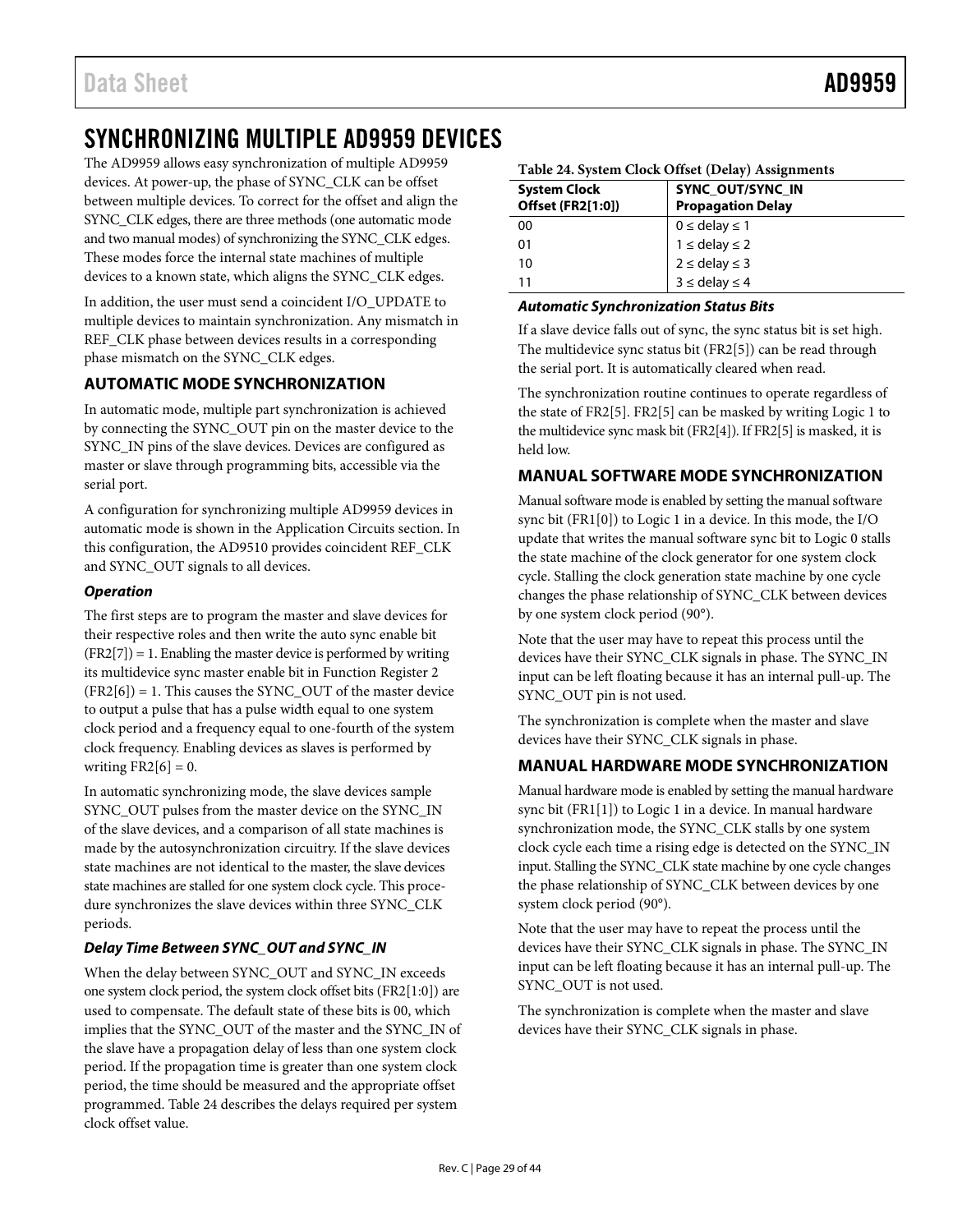# SYNCHRONIZING MULTIPLE AD9959 DEVICES

The AD9959 allows easy synchronization of multiple AD9959 devices. At power-up, the phase of SYNC_CLK can be offset between multiple devices. To correct for the offset and align the SYNC_CLK edges, there are three methods (one automatic mode and two manual modes) of synchronizing the SYNC_CLK edges. These modes force the internal state machines of multiple devices to a known state, which aligns the SYNC_CLK edges.

In addition, the user must send a coincident I/O_UPDATE to multiple devices to maintain synchronization. Any mismatch in REF_CLK phase between devices results in a corresponding phase mismatch on the SYNC_CLK edges.

## AUTOMATIC MODE SYNCHRONIZATION

In automatic mode, multiple part synchronization is achieved by connecting the SYNC_OUT pin on the master device to the SYNC_IN pins of the slave devices. Devices are configured as master or slave through programming bits, accessible via the serial port.

A configuration for synchronizing multiple AD9959 devices in automatic mode is shown in the Application Circuits section. In this configuration, the AD9510 provides coincident REF_CLK and SYNC_OUT signals to all devices.

### *Operation*

The first steps are to program the master and slave devices for their respective roles and then write the auto sync enable bit (FR2[7]) = 1. Enabling the master device is performed by writing its multidevice sync master enable bit in Function Register 2 (FR2[6]) = 1. This causes the SYNC_OUT of the master device to output a pulse that has a pulse width equal to one system clock period and a frequency equal to one-fourth of the system clock frequency. Enabling devices as slaves is performed by writing FR2[6] = 0.

In automatic synchronizing mode, the slave devices sample SYNC_OUT pulses from the master device on the SYNC_IN of the slave devices, and a comparison of all state machines is made by the autosynchronization circuitry. If the slave devices state machines are not identical to the master, the slave devices state machines are stalled for one system clock cycle. This procedure synchronizes the slave devices within three SYNC_CLK periods.

### *Delay Time Between SYNC_OUT and SYNC_IN*

When the delay between SYNC_OUT and SYNC_IN exceeds one system clock period, the system clock offset bits (FR2[1:0]) are used to compensate. The default state of these bits is 00, which implies that the SYNC_OUT of the master and the SYNC_IN of the slave have a propagation delay of less than one system clock period. If the propagation time is greater than one system clock period, the time should be measured and the appropriate offset programmed. Table 24 describes the delays required per system clock offset value.

**Table 24. System Clock Offset (Delay) Assignments**

| System Clock Offset (FR2[1:0]) | SYNC_OUT/SYNC_IN Propagation Delay |
|---|---|
| 00 | 0 ≤ delay ≤ 1 |
| 01 | 1 ≤ delay ≤ 2 |
| 10 | 2 ≤ delay ≤ 3 |
| 11 | 3 ≤ delay ≤ 4 |

### *Automatic Synchronization Status Bits*

If a slave device falls out of sync, the sync status bit is set high. The multidevice sync status bit (FR2[5]) can be read through the serial port. It is automatically cleared when read.

The synchronization routine continues to operate regardless of the state of FR2[5]. FR2[5] can be masked by writing Logic 1 to the multidevice sync mask bit (FR2[4]). If FR2[5] is masked, it is held low.

## MANUAL SOFTWARE MODE SYNCHRONIZATION

Manual software mode is enabled by setting the manual software sync bit (FR1[0]) to Logic 1 in a device. In this mode, the I/O update that writes the manual software sync bit to Logic 0 stalls the state machine of the clock generator for one system clock cycle. Stalling the clock generation state machine by one cycle changes the phase relationship of SYNC_CLK between devices by one system clock period (90°).

Note that the user may have to repeat this process until the devices have their SYNC_CLK signals in phase. The SYNC_IN input can be left floating because it has an internal pull-up. The SYNC_OUT pin is not used.

The synchronization is complete when the master and slave devices have their SYNC_CLK signals in phase.

## MANUAL HARDWARE MODE SYNCHRONIZATION

Manual hardware mode is enabled by setting the manual hardware sync bit (FR1[1]) to Logic 1 in a device. In manual hardware synchronization mode, the SYNC_CLK stalls by one system clock cycle each time a rising edge is detected on the SYNC_IN input. Stalling the SYNC_CLK state machine by one cycle changes the phase relationship of SYNC_CLK between devices by one system clock period (90°).

Note that the user may have to repeat the process until the devices have their SYNC_CLK signals in phase. The SYNC_IN input can be left floating because it has an internal pull-up. The SYNC_OUT is not used.

The synchronization is complete when the master and slave devices have their SYNC_CLK signals in phase.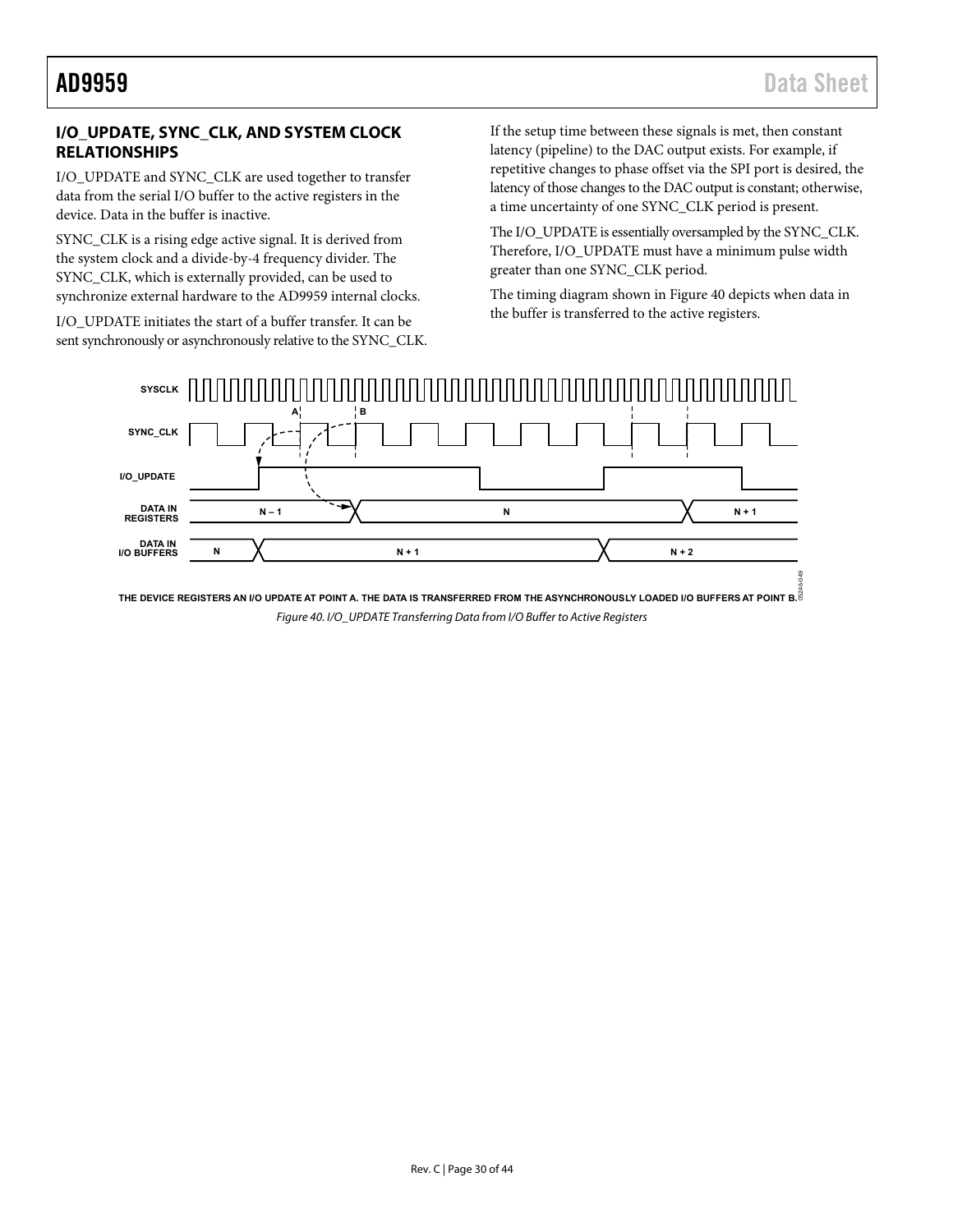## I/O_UPDATE, SYNC_CLK, AND SYSTEM CLOCK RELATIONSHIPS

I/O_UPDATE and SYNC_CLK are used together to transfer data from the serial I/O buffer to the active registers in the device. Data in the buffer is inactive.

SYNC_CLK is a rising edge active signal. It is derived from the system clock and a divide-by-4 frequency divider. The SYNC_CLK, which is externally provided, can be used to synchronize external hardware to the AD9959 internal clocks.

I/O_UPDATE initiates the start of a buffer transfer. It can be sent synchronously or asynchronously relative to the SYNC_CLK. If the setup time between these signals is met, then constant latency (pipeline) to the DAC output exists. For example, if repetitive changes to phase offset via the SPI port is desired, the latency of those changes to the DAC output is constant; otherwise, a time uncertainty of one SYNC_CLK period is present.

The I/O_UPDATE is essentially oversampled by the SYNC_CLK. Therefore, I/O_UPDATE must have a minimum pulse width greater than one SYNC_CLK period.

The timing diagram shown in Figure 40 depicts when data in the buffer is transferred to the active registers.

SYSCLK

SYNC_CLK

I/O_UPDATE

DATA IN REGISTERS: N – 1, N, N + 1

DATA IN I/O BUFFERS: N, N + 1, N + 2

THE DEVICE REGISTERS AN I/O UPDATE AT POINT A. THE DATA IS TRANSFERRED FROM THE ASYNCHRONOUSLY LOADED I/O BUFFERS AT POINT B.

*Figure 40. I/O_UPDATE Transferring Data from I/O Buffer to Active Registers*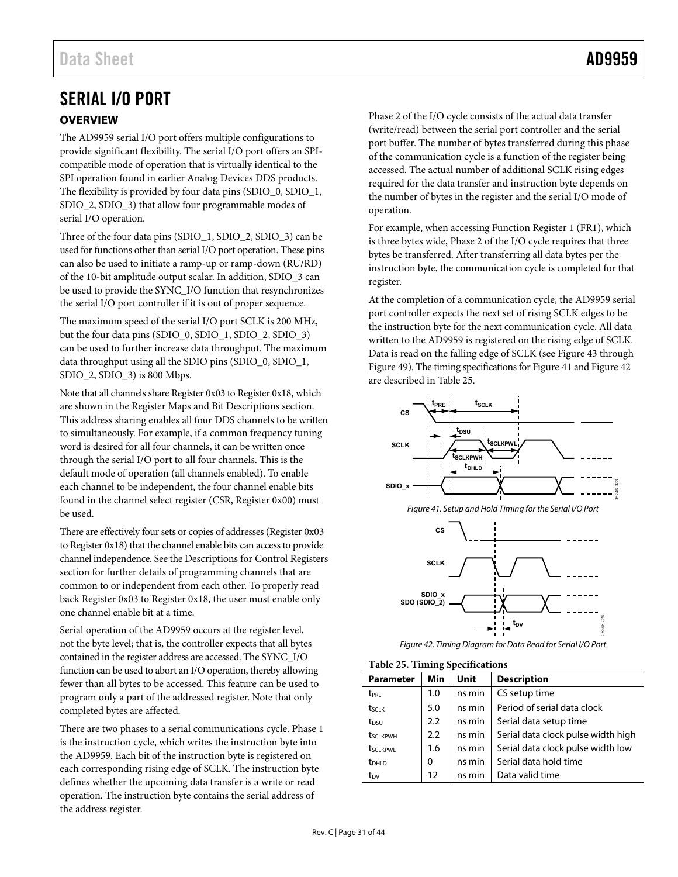# SERIAL I/O PORT

## OVERVIEW

The AD9959 serial I/O port offers multiple configurations to provide significant flexibility. The serial I/O port offers an SPI-compatible mode of operation that is virtually identical to the SPI operation found in earlier Analog Devices DDS products. The flexibility is provided by four data pins (SDIO_0, SDIO_1, SDIO_2, SDIO_3) that allow four programmable modes of serial I/O operation.

Three of the four data pins (SDIO_1, SDIO_2, SDIO_3) can be used for functions other than serial I/O port operation. These pins can also be used to initiate a ramp-up or ramp-down (RU/RD) of the 10-bit amplitude output scalar. In addition, SDIO_3 can be used to provide the SYNC_I/O function that resynchronizes the serial I/O port controller if it is out of proper sequence.

The maximum speed of the serial I/O port SCLK is 200 MHz, but the four data pins (SDIO_0, SDIO_1, SDIO_2, SDIO_3) can be used to further increase data throughput. The maximum data throughput using all the SDIO pins (SDIO_0, SDIO_1, SDIO_2, SDIO_3) is 800 Mbps.

Note that all channels share Register 0x03 to Register 0x18, which are shown in the Register Maps and Bit Descriptions section. This address sharing enables all four DDS channels to be written to simultaneously. For example, if a common frequency tuning word is desired for all four channels, it can be written once through the serial I/O port to all four channels. This is the default mode of operation (all channels enabled). To enable each channel to be independent, the four channel enable bits found in the channel select register (CSR, Register 0x00) must be used.

There are effectively four sets or copies of addresses (Register 0x03 to Register 0x18) that the channel enable bits can access to provide channel independence. See the Descriptions for Control Registers section for further details of programming channels that are common to or independent from each other. To properly read back Register 0x03 to Register 0x18, the user must enable only one channel enable bit at a time.

Serial operation of the AD9959 occurs at the register level, not the byte level; that is, the controller expects that all bytes contained in the register address are accessed. The SYNC_I/O function can be used to abort an I/O operation, thereby allowing fewer than all bytes to be accessed. This feature can be used to program only a part of the addressed register. Note that only completed bytes are affected.

There are two phases to a serial communications cycle. Phase 1 is the instruction cycle, which writes the instruction byte into the AD9959. Each bit of the instruction byte is registered on each corresponding rising edge of SCLK. The instruction byte defines whether the upcoming data transfer is a write or read operation. The instruction byte contains the serial address of the address register.

Phase 2 of the I/O cycle consists of the actual data transfer (write/read) between the serial port controller and the serial port buffer. The number of bytes transferred during this phase of the communication cycle is a function of the register being accessed. The actual number of additional SCLK rising edges required for the data transfer and instruction byte depends on the number of bytes in the register and the serial I/O mode of operation.

For example, when accessing Function Register 1 (FR1), which is three bytes wide, Phase 2 of the I/O cycle requires that three bytes be transferred. After transferring all data bytes per the instruction byte, the communication cycle is completed for that register.

At the completion of a communication cycle, the AD9959 serial port controller expects the next set of rising SCLK edges to be the instruction byte for the next communication cycle. All data written to the AD9959 is registered on the rising edge of SCLK. Data is read on the falling edge of SCLK (see Figure 43 through Figure 49). The timing specifications for Figure 41 and Figure 42 are described in Table 25.

Figure 41. Setup and Hold Timing for the Serial I/O Port

Figure 42. Timing Diagram for Data Read for Serial I/O Port

**Table 25. Timing Specifications**

| Parameter | Min | Unit | Description |
|---|---|---|---|
| $t_{PRE}$ | 1.0 | ns min | CS setup time |
| $t_{SCLK}$ | 5.0 | ns min | Period of serial data clock |
| $t_{DSU}$ | 2.2 | ns min | Serial data setup time |
| $t_{SCLKPWH}$ | 2.2 | ns min | Serial data clock pulse width high |
| $t_{SCLKPWL}$ | 1.6 | ns min | Serial data clock pulse width low |
| $t_{DHLD}$ | 0 | ns min | Serial data hold time |
| $t_{DV}$ | 12 | ns min | Data valid time |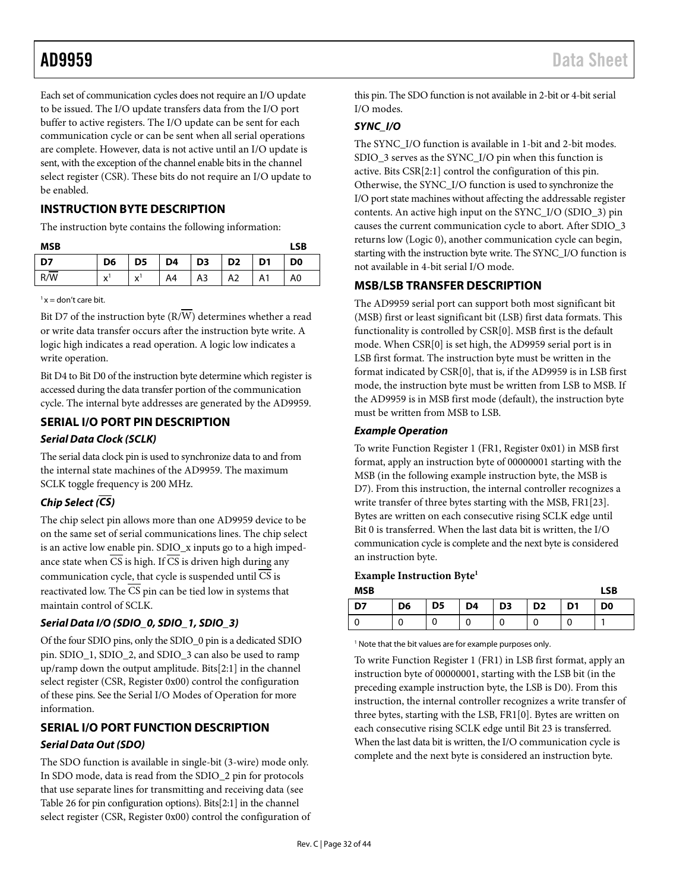Each set of communication cycles does not require an I/O update to be issued. The I/O update transfers data from the I/O port buffer to active registers. The I/O update can be sent for each communication cycle or can be sent when all serial operations are complete. However, data is not active until an I/O update is sent, with the exception of the channel enable bits in the channel select register (CSR). These bits do not require an I/O update to be enabled.

## INSTRUCTION BYTE DESCRIPTION

The instruction byte contains the following information:

| MSB | | | | | | | LSB |
|---|---|---|---|---|---|---|---|
| D7 | D6 | D5 | D4 | D3 | D2 | D1 | D0 |
| R/$\overline{W}$ | x[1] | x[1] | A4 | A3 | A2 | A1 | A0 |

[1] x = don't care bit.

Bit D7 of the instruction byte (R/$\overline{W}$) determines whether a read or write data transfer occurs after the instruction byte write. A logic high indicates a read operation. A logic low indicates a write operation.

Bit D4 to Bit D0 of the instruction byte determine which register is accessed during the data transfer portion of the communication cycle. The internal byte addresses are generated by the AD9959.

## SERIAL I/O PORT PIN DESCRIPTION

### *Serial Data Clock (SCLK)*

The serial data clock pin is used to synchronize data to and from the internal state machines of the AD9959. The maximum SCLK toggle frequency is 200 MHz.

### *Chip Select ($\overline{CS}$)*

The chip select pin allows more than one AD9959 device to be on the same set of serial communications lines. The chip select is an active low enable pin. SDIO_x inputs go to a high impedance state when $\overline{CS}$ is high. If $\overline{CS}$ is driven high during any communication cycle, that cycle is suspended until $\overline{CS}$ is reactivated low. The $\overline{CS}$ pin can be tied low in systems that maintain control of SCLK.

### *Serial Data I/O (SDIO_0, SDIO_1, SDIO_3)*

Of the four SDIO pins, only the SDIO_0 pin is a dedicated SDIO pin. SDIO_1, SDIO_2, and SDIO_3 can also be used to ramp up/ramp down the output amplitude. Bits[2:1] in the channel select register (CSR, Register 0x00) control the configuration of these pins. See the Serial I/O Modes of Operation for more information.

## SERIAL I/O PORT FUNCTION DESCRIPTION

### *Serial Data Out (SDO)*

The SDO function is available in single-bit (3-wire) mode only. In SDO mode, data is read from the SDIO_2 pin for protocols that use separate lines for transmitting and receiving data (see Table 26 for pin configuration options). Bits[2:1] in the channel select register (CSR, Register 0x00) control the configuration of this pin. The SDO function is not available in 2-bit or 4-bit serial I/O modes.

### *SYNC_I/O*

The SYNC_I/O function is available in 1-bit and 2-bit modes. SDIO_3 serves as the SYNC_I/O pin when this function is active. Bits CSR[2:1] control the configuration of this pin. Otherwise, the SYNC_I/O function is used to synchronize the I/O port state machines without affecting the addressable register contents. An active high input on the SYNC_I/O (SDIO_3) pin causes the current communication cycle to abort. After SDIO_3 returns low (Logic 0), another communication cycle can begin, starting with the instruction byte write. The SYNC_I/O function is not available in 4-bit serial I/O mode.

## MSB/LSB TRANSFER DESCRIPTION

The AD9959 serial port can support both most significant bit (MSB) first or least significant bit (LSB) first data formats. This functionality is controlled by CSR[0]. MSB first is the default mode. When CSR[0] is set high, the AD9959 serial port is in LSB first format. The instruction byte must be written in the format indicated by CSR[0], that is, if the AD9959 is in LSB first mode, the instruction byte must be written from LSB to MSB. If the AD9959 is in MSB first mode (default), the instruction byte must be written from MSB to LSB.

### *Example Operation*

To write Function Register 1 (FR1, Register 0x01) in MSB first format, apply an instruction byte of 00000001 starting with the MSB (in the following example instruction byte, the MSB is D7). From this instruction, the internal controller recognizes a write transfer of three bytes starting with the MSB, FR1[23]. Bytes are written on each consecutive rising SCLK edge until Bit 0 is transferred. When the last data bit is written, the I/O communication cycle is complete and the next byte is considered an instruction byte.

**Example Instruction Byte[1]**

| MSB | | | | | | | LSB |
|---|---|---|---|---|---|---|---|
| D7 | D6 | D5 | D4 | D3 | D2 | D1 | D0 |
| 0 | 0 | 0 | 0 | 0 | 0 | 0 | 1 |

[1] Note that the bit values are for example purposes only.

To write Function Register 1 (FR1) in LSB first format, apply an instruction byte of 00000001, starting with the LSB bit (in the preceding example instruction byte, the LSB is D0). From this instruction, the internal controller recognizes a write transfer of three bytes, starting with the LSB, FR1[0]. Bytes are written on each consecutive rising SCLK edge until Bit 23 is transferred. When the last data bit is written, the I/O communication cycle is complete and the next byte is considered an instruction byte.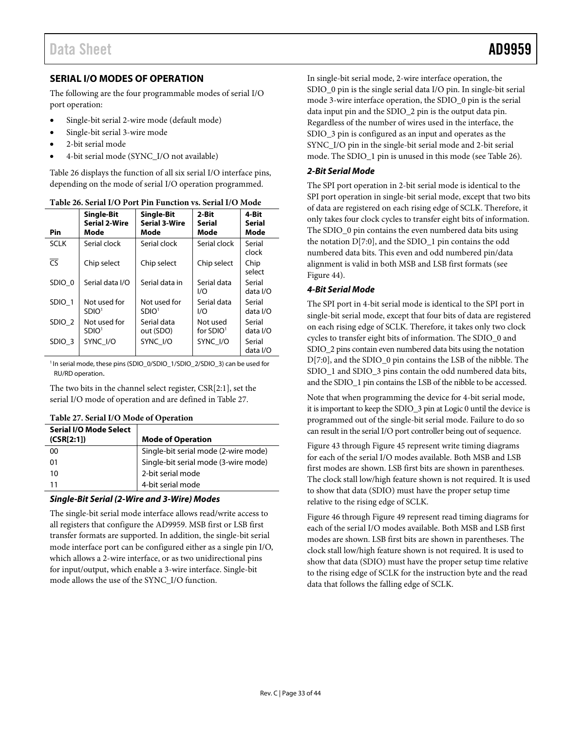## SERIAL I/O MODES OF OPERATION

The following are the four programmable modes of serial I/O port operation:

- Single-bit serial 2-wire mode (default mode)
- Single-bit serial 3-wire mode
- 2-bit serial mode
- 4-bit serial mode (SYNC_I/O not available)

Table 26 displays the function of all six serial I/O interface pins, depending on the mode of serial I/O operation programmed.

**Table 26. Serial I/O Port Pin Function vs. Serial I/O Mode**

| Pin | Single-Bit Serial 2-Wire Mode | Single-Bit Serial 3-Wire Mode | 2-Bit Serial Mode | 4-Bit Serial Mode |
|---|---|---|---|---|
| SCLK | Serial clock | Serial clock | Serial clock | Serial clock |
| $\overline{CS}$ | Chip select | Chip select | Chip select | Chip select |
| SDIO_0 | Serial data I/O | Serial data in | Serial data I/O | Serial data I/O |
| SDIO_1 | Not used for SDIO[1] | Not used for SDIO[1] | Serial data I/O | Serial data I/O |
| SDIO_2 | Not used for SDIO[1] | Serial data out (SDO) | Not used for SDIO[1] | Serial data I/O |
| SDIO_3 | SYNC_I/O | SYNC_I/O | SYNC_I/O | Serial data I/O |

[1] In serial mode, these pins (SDIO_0/SDIO_1/SDIO_2/SDIO_3) can be used for RU/RD operation.

The two bits in the channel select register, CSR[2:1], set the serial I/O mode of operation and are defined in Table 27.

**Table 27. Serial I/O Mode of Operation**

| Serial I/O Mode Select (CSR[2:1]) | Mode of Operation |
|---|---|
| 00 | Single-bit serial mode (2-wire mode) |
| 01 | Single-bit serial mode (3-wire mode) |
| 10 | 2-bit serial mode |
| 11 | 4-bit serial mode |

### *Single-Bit Serial (2-Wire and 3-Wire) Modes*

The single-bit serial mode interface allows read/write access to all registers that configure the AD9959. MSB first or LSB first transfer formats are supported. In addition, the single-bit serial mode interface port can be configured either as a single pin I/O, which allows a 2-wire interface, or as two unidirectional pins for input/output, which enable a 3-wire interface. Single-bit mode allows the use of the SYNC_I/O function.

In single-bit serial mode, 2-wire interface operation, the SDIO_0 pin is the single serial data I/O pin. In single-bit serial mode 3-wire interface operation, the SDIO_0 pin is the serial data input pin and the SDIO_2 pin is the output data pin. Regardless of the number of wires used in the interface, the SDIO_3 pin is configured as an input and operates as the SYNC_I/O pin in the single-bit serial mode and 2-bit serial mode. The SDIO_1 pin is unused in this mode (see Table 26).

### *2-Bit Serial Mode*

The SPI port operation in 2-bit serial mode is identical to the SPI port operation in single-bit serial mode, except that two bits of data are registered on each rising edge of SCLK. Therefore, it only takes four clock cycles to transfer eight bits of information. The SDIO_0 pin contains the even numbered data bits using the notation D[7:0], and the SDIO_1 pin contains the odd numbered data bits. This even and odd numbered pin/data alignment is valid in both MSB and LSB first formats (see Figure 44).

### *4-Bit Serial Mode*

The SPI port in 4-bit serial mode is identical to the SPI port in single-bit serial mode, except that four bits of data are registered on each rising edge of SCLK. Therefore, it takes only two clock cycles to transfer eight bits of information. The SDIO_0 and SDIO_2 pins contain even numbered data bits using the notation D[7:0], and the SDIO_0 pin contains the LSB of the nibble. The SDIO_1 and SDIO_3 pins contain the odd numbered data bits, and the SDIO_1 pin contains the LSB of the nibble to be accessed.

Note that when programming the device for 4-bit serial mode, it is important to keep the SDIO_3 pin at Logic 0 until the device is programmed out of the single-bit serial mode. Failure to do so can result in the serial I/O port controller being out of sequence.

Figure 43 through Figure 45 represent write timing diagrams for each of the serial I/O modes available. Both MSB and LSB first modes are shown. LSB first bits are shown in parentheses. The clock stall low/high feature shown is not required. It is used to show that data (SDIO) must have the proper setup time relative to the rising edge of SCLK.

Figure 46 through Figure 49 represent read timing diagrams for each of the serial I/O modes available. Both MSB and LSB first modes are shown. LSB first bits are shown in parentheses. The clock stall low/high feature shown is not required. It is used to show that data (SDIO) must have the proper setup time relative to the rising edge of SCLK for the instruction byte and the read data that follows the falling edge of SCLK.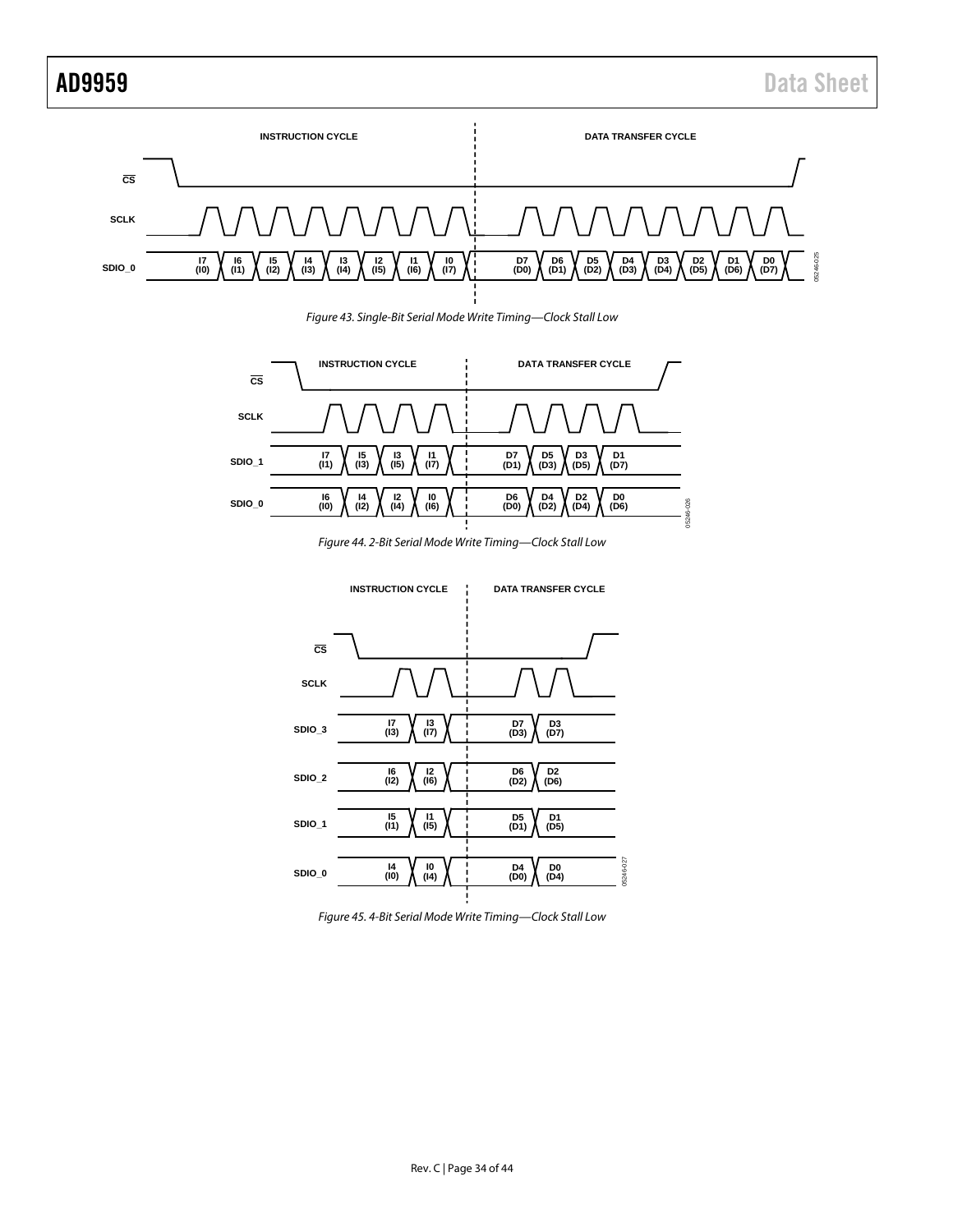Figure 43. Single-Bit Serial Mode Write Timing—Clock Stall Low

Figure 44. 2-Bit Serial Mode Write Timing—Clock Stall Low

Figure 45. 4-Bit Serial Mode Write Timing—Clock Stall Low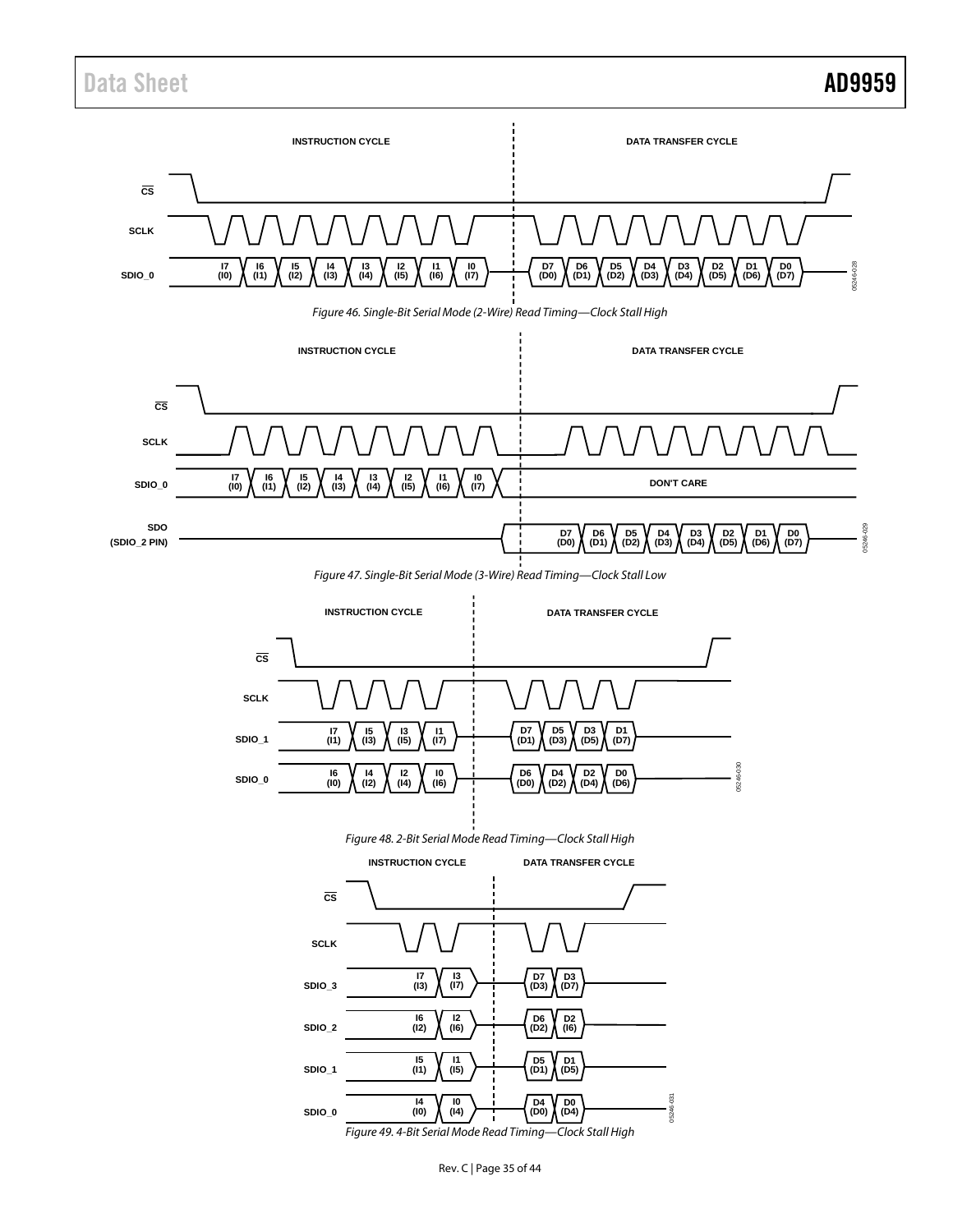Figure 46. Single-Bit Serial Mode (2-Wire) Read Timing—Clock Stall High

Figure 47. Single-Bit Serial Mode (3-Wire) Read Timing—Clock Stall Low

Figure 48. 2-Bit Serial Mode Read Timing—Clock Stall High

Figure 49. 4-Bit Serial Mode Read Timing—Clock Stall High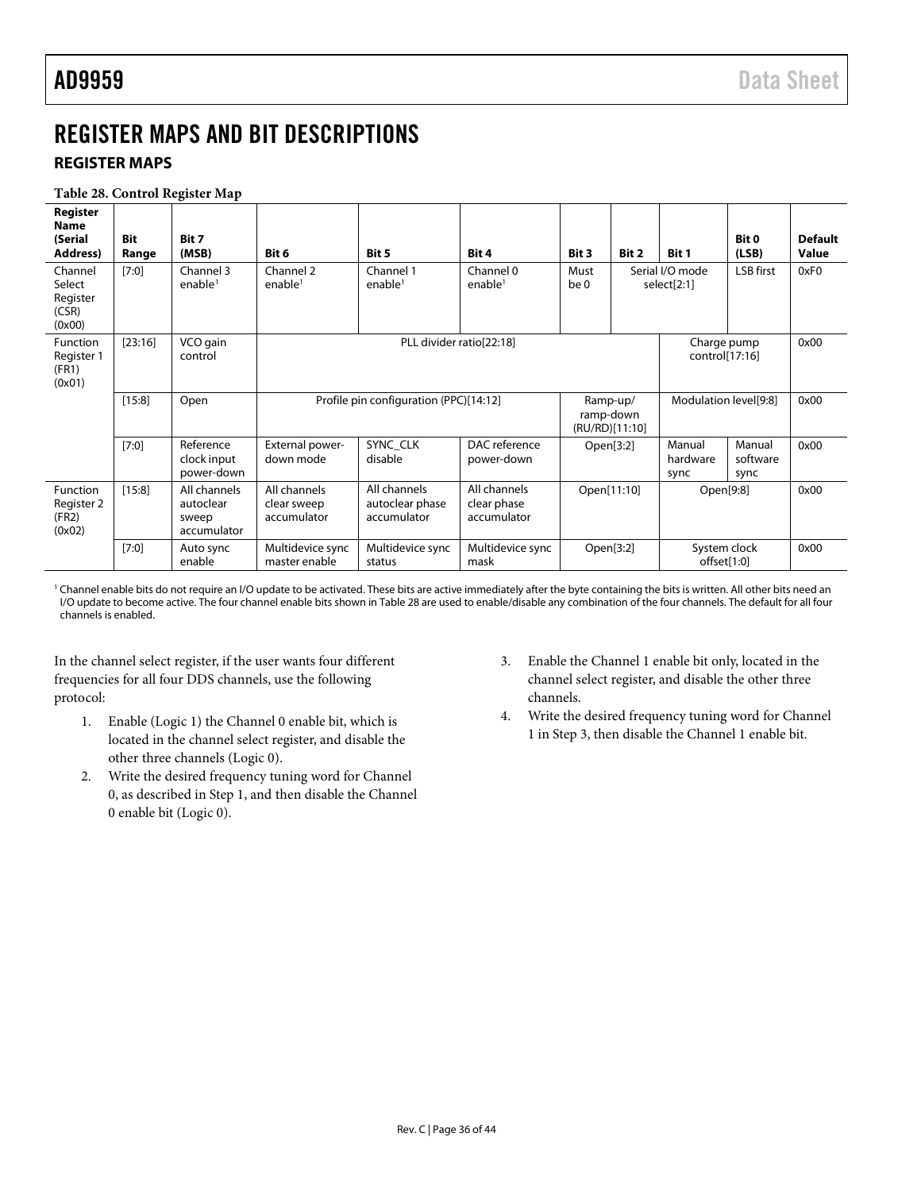# REGISTER MAPS AND BIT DESCRIPTIONS

## REGISTER MAPS

**Table 28. Control Register Map**

| Register Name (Serial Address) | Bit Range | Bit 7 (MSB) | Bit 6 | Bit 5 | Bit 4 | Bit 3 | Bit 2 | Bit 1 | Bit 0 (LSB) | Default Value |
|---|---|---|---|---|---|---|---|---|---|---|
| Channel Select Register (CSR) (0x00) | [7:0] | Channel 3 enable[1] | Channel 2 enable[1] | Channel 1 enable[1] | Channel 0 enable[1] | Must be 0 | Serial I/O mode select[2:1] | | LSB first | 0xF0 |
| Function Register 1 (FR1) (0x01) | [23:16] | VCO gain control | PLL divider ratio[22:18] | | | | | Charge pump control[17:16] | | 0x00 |
| | [15:8] | Open | Profile pin configuration (PPC)[14:12] | | | Ramp-up/ ramp-down (RU/RD)[11:10] | | Modulation level[9:8] | | 0x00 |
| | [7:0] | Reference clock input power-down | External power-down mode | SYNC_CLK disable | DAC reference power-down | Open[3:2] | | Manual hardware sync | Manual software sync | 0x00 |
| Function Register 2 (FR2) (0x02) | [15:8] | All channels autoclear sweep accumulator | All channels clear sweep accumulator | All channels autoclear phase accumulator | All channels clear phase accumulator | Open[11:10] | | Open[9:8] | | 0x00 |
| | [7:0] | Auto sync enable | Multidevice sync master enable | Multidevice sync status | Multidevice sync mask | Open[3:2] | | System clock offset[1:0] | | 0x00 |

[1] Channel enable bits do not require an I/O update to be activated. These bits are active immediately after the byte containing the bits is written. All other bits need an I/O update to become active. The four channel enable bits shown in Table 28 are used to enable/disable any combination of the four channels. The default for all four channels is enabled.

In the channel select register, if the user wants four different frequencies for all four DDS channels, use the following protocol:

1. Enable (Logic 1) the Channel 0 enable bit, which is located in the channel select register, and disable the other three channels (Logic 0).
2. Write the desired frequency tuning word for Channel 0, as described in Step 1, and then disable the Channel 0 enable bit (Logic 0).
3. Enable the Channel 1 enable bit only, located in the channel select register, and disable the other three channels.
4. Write the desired frequency tuning word for Channel 1 in Step 3, then disable the Channel 1 enable bit.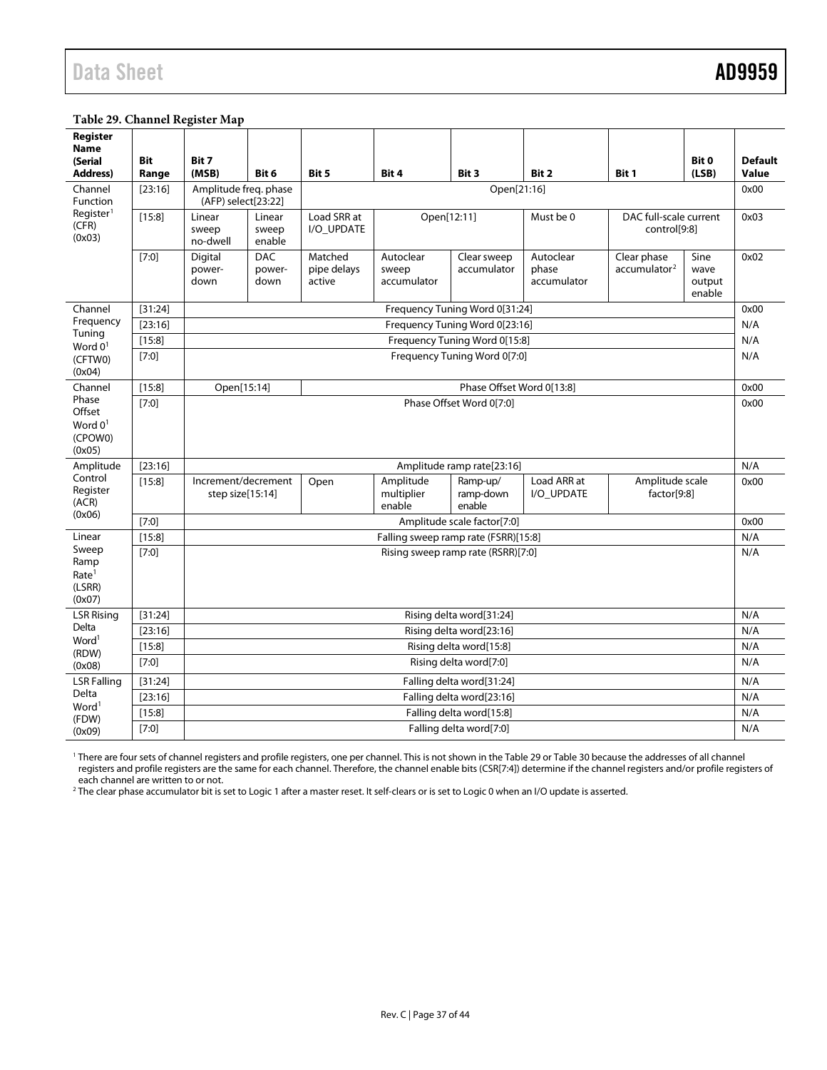**Table 29. Channel Register Map**

| Register Name (Serial Address) | Bit Range | Bit 7 (MSB) | Bit 6 | Bit 5 | Bit 4 | Bit 3 | Bit 2 | Bit 1 | Bit 0 (LSB) | Default Value |
|---|---|---|---|---|---|---|---|---|---|---|
| Channel Function Register[1] (CFR) (0x03) | [23:16] | Amplitude freq. phase (AFP) select[23:22] | | Open[21:16] | | | | | | 0x00 |
| | [15:8] | Linear sweep no-dwell | Linear sweep enable | Load SRR at I/O_UPDATE | Open[12:11] | | Must be 0 | DAC full-scale current control[9:8] | | 0x03 |
| | [7:0] | Digital power-down | DAC power-down | Matched pipe delays active | Autoclear sweep accumulator | Clear sweep accumulator | Autoclear phase accumulator | Clear phase accumulator[2] | Sine wave output enable | 0x02 |
| Channel Frequency Tuning Word 0[1] (CFTW0) (0x04) | [31:24] | Frequency Tuning Word 0[31:24] | | | | | | | | 0x00 |
| | [23:16] | Frequency Tuning Word 0[23:16] | | | | | | | | N/A |
| | [15:8] | Frequency Tuning Word 0[15:8] | | | | | | | | N/A |
| | [7:0] | Frequency Tuning Word 0[7:0] | | | | | | | | N/A |
| Channel Phase Offset Word 0[1] (CPOW0) (0x05) | [15:8] | Open[15:14] | | Phase Offset Word 0[13:8] | | | | | | 0x00 |
| | [7:0] | Phase Offset Word 0[7:0] | | | | | | | | 0x00 |
| Amplitude Control Register (ACR) (0x06) | [23:16] | Amplitude ramp rate[23:16] | | | | | | | | N/A |
| | [15:8] | Increment/decrement step size[15:14] | | Open | Amplitude multiplier enable | Ramp-up/ ramp-down enable | Load ARR at I/O_UPDATE | Amplitude scale factor[9:8] | | 0x00 |
| | [7:0] | Amplitude scale factor[7:0] | | | | | | | | 0x00 |
| Linear Sweep Ramp Rate[1] (LSRR) (0x07) | [15:8] | Falling sweep ramp rate (FSRR)[15:8] | | | | | | | | N/A |
| | [7:0] | Rising sweep ramp rate (RSRR)[7:0] | | | | | | | | N/A |
| LSR Rising Delta Word[1] (RDW) (0x08) | [31:24] | Rising delta word[31:24] | | | | | | | | N/A |
| | [23:16] | Rising delta word[23:16] | | | | | | | | N/A |
| | [15:8] | Rising delta word[15:8] | | | | | | | | N/A |
| | [7:0] | Rising delta word[7:0] | | | | | | | | N/A |
| LSR Falling Delta Word[1] (FDW) (0x09) | [31:24] | Falling delta word[31:24] | | | | | | | | N/A |
| | [23:16] | Falling delta word[23:16] | | | | | | | | N/A |
| | [15:8] | Falling delta word[15:8] | | | | | | | | N/A |
| | [7:0] | Falling delta word[7:0] | | | | | | | | N/A |

[1] There are four sets of channel registers and profile registers, one per channel. This is not shown in the Table 29 or Table 30 because the addresses of all channel registers and profile registers are the same for each channel. Therefore, the channel enable bits (CSR[7:4]) determine if the channel registers and/or profile registers of each channel are written to or not.

[2] The clear phase accumulator bit is set to Logic 1 after a master reset. It self-clears or is set to Logic 0 when an I/O update is asserted.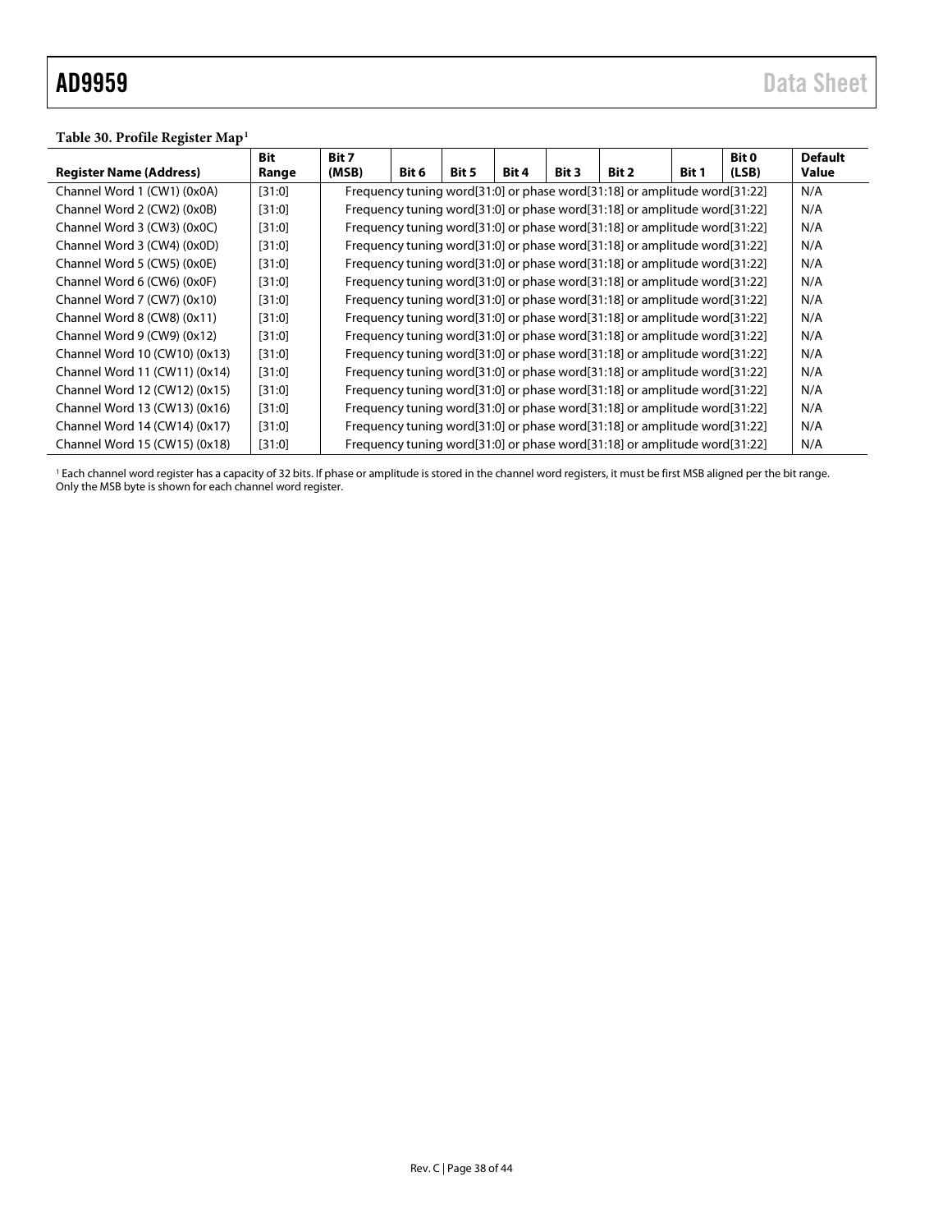**Table 30. Profile Register Map[1]**

| Register Name (Address) | Bit Range | Bit 7 (MSB) | Bit 6 | Bit 5 | Bit 4 | Bit 3 | Bit 2 | Bit 1 | Bit 0 (LSB) | Default Value |
|---|---|---|---|---|---|---|---|---|---|---|
| Channel Word 1 (CW1) (0x0A) | [31:0] | Frequency tuning word[31:0] or phase word[31:18] or amplitude word[31:22] | | | | | | | | N/A |
| Channel Word 2 (CW2) (0x0B) | [31:0] | Frequency tuning word[31:0] or phase word[31:18] or amplitude word[31:22] | | | | | | | | N/A |
| Channel Word 3 (CW3) (0x0C) | [31:0] | Frequency tuning word[31:0] or phase word[31:18] or amplitude word[31:22] | | | | | | | | N/A |
| Channel Word 3 (CW4) (0x0D) | [31:0] | Frequency tuning word[31:0] or phase word[31:18] or amplitude word[31:22] | | | | | | | | N/A |
| Channel Word 5 (CW5) (0x0E) | [31:0] | Frequency tuning word[31:0] or phase word[31:18] or amplitude word[31:22] | | | | | | | | N/A |
| Channel Word 6 (CW6) (0x0F) | [31:0] | Frequency tuning word[31:0] or phase word[31:18] or amplitude word[31:22] | | | | | | | | N/A |
| Channel Word 7 (CW7) (0x10) | [31:0] | Frequency tuning word[31:0] or phase word[31:18] or amplitude word[31:22] | | | | | | | | N/A |
| Channel Word 8 (CW8) (0x11) | [31:0] | Frequency tuning word[31:0] or phase word[31:18] or amplitude word[31:22] | | | | | | | | N/A |
| Channel Word 9 (CW9) (0x12) | [31:0] | Frequency tuning word[31:0] or phase word[31:18] or amplitude word[31:22] | | | | | | | | N/A |
| Channel Word 10 (CW10) (0x13) | [31:0] | Frequency tuning word[31:0] or phase word[31:18] or amplitude word[31:22] | | | | | | | | N/A |
| Channel Word 11 (CW11) (0x14) | [31:0] | Frequency tuning word[31:0] or phase word[31:18] or amplitude word[31:22] | | | | | | | | N/A |
| Channel Word 12 (CW12) (0x15) | [31:0] | Frequency tuning word[31:0] or phase word[31:18] or amplitude word[31:22] | | | | | | | | N/A |
| Channel Word 13 (CW13) (0x16) | [31:0] | Frequency tuning word[31:0] or phase word[31:18] or amplitude word[31:22] | | | | | | | | N/A |
| Channel Word 14 (CW14) (0x17) | [31:0] | Frequency tuning word[31:0] or phase word[31:18] or amplitude word[31:22] | | | | | | | | N/A |
| Channel Word 15 (CW15) (0x18) | [31:0] | Frequency tuning word[31:0] or phase word[31:18] or amplitude word[31:22] | | | | | | | | N/A |

[1] Each channel word register has a capacity of 32 bits. If phase or amplitude is stored in the channel word registers, it must be first MSB aligned per the bit range. Only the MSB byte is shown for each channel word register.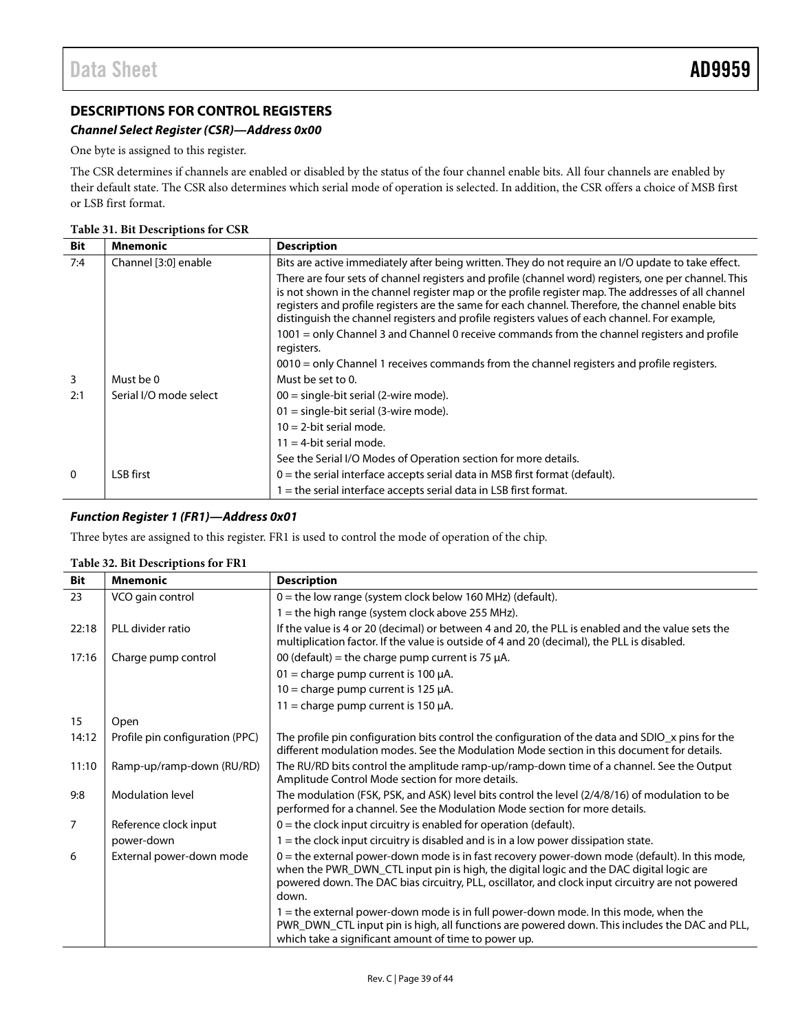## DESCRIPTIONS FOR CONTROL REGISTERS

### *Channel Select Register (CSR)—Address 0x00*

One byte is assigned to this register.

The CSR determines if channels are enabled or disabled by the status of the four channel enable bits. All four channels are enabled by their default state. The CSR also determines which serial mode of operation is selected. In addition, the CSR offers a choice of MSB first or LSB first format.

**Table 31. Bit Descriptions for CSR**

| Bit | Mnemonic | Description |
|---|---|---|
| 7:4 | Channel [3:0] enable | Bits are active immediately after being written. They do not require an I/O update to take effect. |
| | | There are four sets of channel registers and profile (channel word) registers, one per channel. This is not shown in the channel register map or the profile register map. The addresses of all channel registers and profile registers are the same for each channel. Therefore, the channel enable bits distinguish the channel registers and profile registers values of each channel. For example, |
| | | 1001 = only Channel 3 and Channel 0 receive commands from the channel registers and profile registers. |
| | | 0010 = only Channel 1 receives commands from the channel registers and profile registers. |
| 3 | Must be 0 | Must be set to 0. |
| 2:1 | Serial I/O mode select | 00 = single-bit serial (2-wire mode). |
| | | 01 = single-bit serial (3-wire mode). |
| | | 10 = 2-bit serial mode. |
| | | 11 = 4-bit serial mode. |
| | | See the Serial I/O Modes of Operation section for more details. |
| 0 | LSB first | 0 = the serial interface accepts serial data in MSB first format (default). |
| | | 1 = the serial interface accepts serial data in LSB first format. |

### *Function Register 1 (FR1)—Address 0x01*

Three bytes are assigned to this register. FR1 is used to control the mode of operation of the chip.

**Table 32. Bit Descriptions for FR1**

| Bit | Mnemonic | Description |
|---|---|---|
| 23 | VCO gain control | 0 = the low range (system clock below 160 MHz) (default). |
| | | 1 = the high range (system clock above 255 MHz). |
| 22:18 | PLL divider ratio | If the value is 4 or 20 (decimal) or between 4 and 20, the PLL is enabled and the value sets the multiplication factor. If the value is outside of 4 and 20 (decimal), the PLL is disabled. |
| 17:16 | Charge pump control | 00 (default) = the charge pump current is 75 μA. |
| | | 01 = charge pump current is 100 μA. |
| | | 10 = charge pump current is 125 μA. |
| | | 11 = charge pump current is 150 μA. |
| 15 | Open | |
| 14:12 | Profile pin configuration (PPC) | The profile pin configuration bits control the configuration of the data and SDIO_x pins for the different modulation modes. See the Modulation Mode section in this document for details. |
| 11:10 | Ramp-up/ramp-down (RU/RD) | The RU/RD bits control the amplitude ramp-up/ramp-down time of a channel. See the Output Amplitude Control Mode section for more details. |
| 9:8 | Modulation level | The modulation (FSK, PSK, and ASK) level bits control the level (2/4/8/16) of modulation to be performed for a channel. See the Modulation Mode section for more details. |
| 7 | Reference clock input power-down | 0 = the clock input circuitry is enabled for operation (default). |
| | | 1 = the clock input circuitry is disabled and is in a low power dissipation state. |
| 6 | External power-down mode | 0 = the external power-down mode is in fast recovery power-down mode (default). In this mode, when the PWR_DWN_CTL input pin is high, the digital logic and the DAC digital logic are powered down. The DAC bias circuitry, PLL, oscillator, and clock input circuitry are not powered down. |
| | | 1 = the external power-down mode is in full power-down mode. In this mode, when the PWR_DWN_CTL input pin is high, all functions are powered down. This includes the DAC and PLL, which take a significant amount of time to power up. |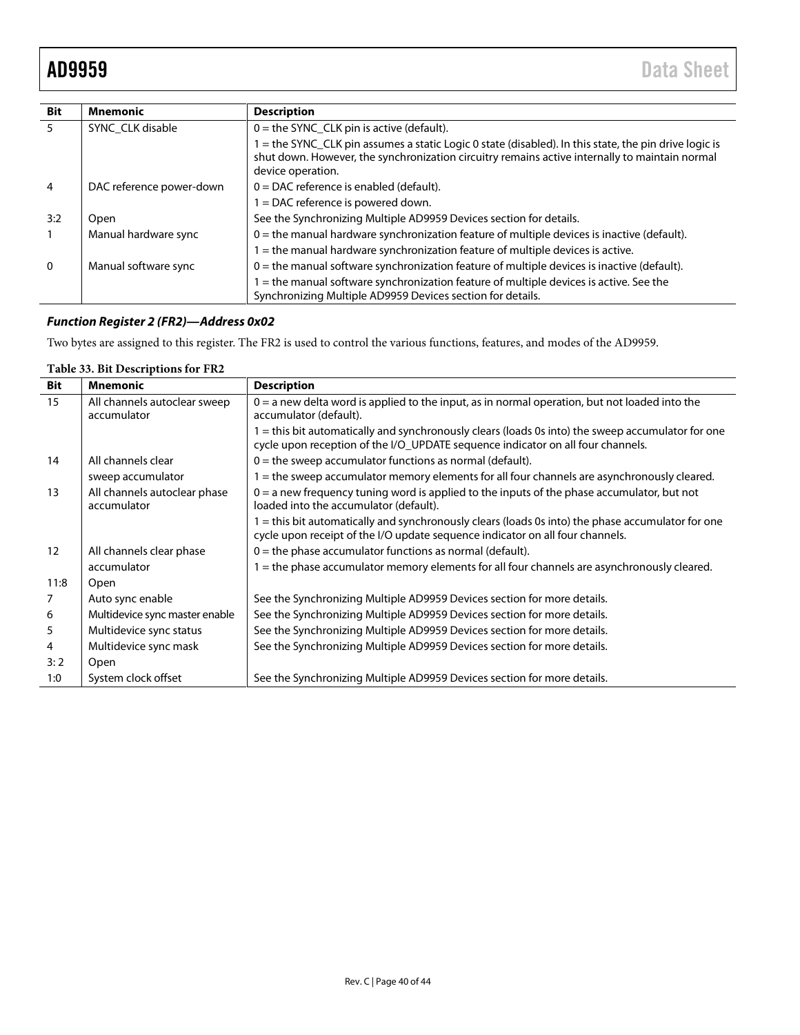| Bit | Mnemonic | Description |
|---|---|---|
| 5 | SYNC_CLK disable | 0 = the SYNC_CLK pin is active (default). |
| | | 1 = the SYNC_CLK pin assumes a static Logic 0 state (disabled). In this state, the pin drive logic is shut down. However, the synchronization circuitry remains active internally to maintain normal device operation. |
| 4 | DAC reference power-down | 0 = DAC reference is enabled (default). |
| | | 1 = DAC reference is powered down. |
| 3:2 | Open | See the Synchronizing Multiple AD9959 Devices section for details. |
| 1 | Manual hardware sync | 0 = the manual hardware synchronization feature of multiple devices is inactive (default). |
| | | 1 = the manual hardware synchronization feature of multiple devices is active. |
| 0 | Manual software sync | 0 = the manual software synchronization feature of multiple devices is inactive (default). |
| | | 1 = the manual software synchronization feature of multiple devices is active. See the Synchronizing Multiple AD9959 Devices section for details. |

### *Function Register 2 (FR2)—Address 0x02*

Two bytes are assigned to this register. The FR2 is used to control the various functions, features, and modes of the AD9959.

**Table 33. Bit Descriptions for FR2**

| Bit | Mnemonic | Description |
|---|---|---|
| 15 | All channels autoclear sweep accumulator | 0 = a new delta word is applied to the input, as in normal operation, but not loaded into the accumulator (default). |
| | | 1 = this bit automatically and synchronously clears (loads 0s into) the sweep accumulator for one cycle upon reception of the I/O_UPDATE sequence indicator on all four channels. |
| 14 | All channels clear sweep accumulator | 0 = the sweep accumulator functions as normal (default). |
| | | 1 = the sweep accumulator memory elements for all four channels are asynchronously cleared. |
| 13 | All channels autoclear phase accumulator | 0 = a new frequency tuning word is applied to the inputs of the phase accumulator, but not loaded into the accumulator (default). |
| | | 1 = this bit automatically and synchronously clears (loads 0s into) the phase accumulator for one cycle upon receipt of the I/O update sequence indicator on all four channels. |
| 12 | All channels clear phase accumulator | 0 = the phase accumulator functions as normal (default). |
| | | 1 = the phase accumulator memory elements for all four channels are asynchronously cleared. |
| 11:8 | Open | |
| 7 | Auto sync enable | See the Synchronizing Multiple AD9959 Devices section for more details. |
| 6 | Multidevice sync master enable | See the Synchronizing Multiple AD9959 Devices section for more details. |
| 5 | Multidevice sync status | See the Synchronizing Multiple AD9959 Devices section for more details. |
| 4 | Multidevice sync mask | See the Synchronizing Multiple AD9959 Devices section for more details. |
| 3: 2 | Open | |
| 1:0 | System clock offset | See the Synchronizing Multiple AD9959 Devices section for more details. |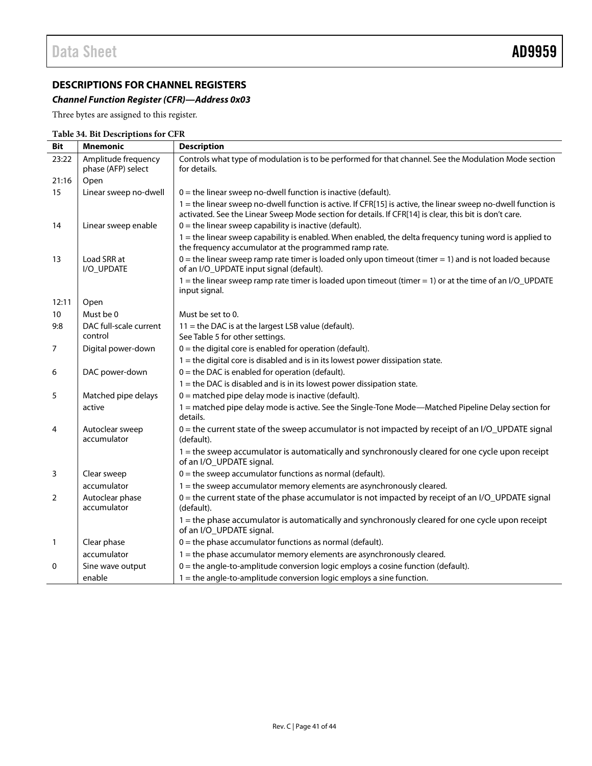## DESCRIPTIONS FOR CHANNEL REGISTERS

### *Channel Function Register (CFR)—Address 0x03*

Three bytes are assigned to this register.

**Table 34. Bit Descriptions for CFR**

| Bit | Mnemonic | Description |
|---|---|---|
| 23:22 | Amplitude frequency phase (AFP) select | Controls what type of modulation is to be performed for that channel. See the Modulation Mode section for details. |
| 21:16 | Open | |
| 15 | Linear sweep no-dwell | 0 = the linear sweep no-dwell function is inactive (default). |
| | | 1 = the linear sweep no-dwell function is active. If CFR[15] is active, the linear sweep no-dwell function is activated. See the Linear Sweep Mode section for details. If CFR[14] is clear, this bit is don't care. |
| 14 | Linear sweep enable | 0 = the linear sweep capability is inactive (default). |
| | | 1 = the linear sweep capability is enabled. When enabled, the delta frequency tuning word is applied to the frequency accumulator at the programmed ramp rate. |
| 13 | Load SRR at I/O_UPDATE | 0 = the linear sweep ramp rate timer is loaded only upon timeout (timer = 1) and is not loaded because of an I/O_UPDATE input signal (default). |
| | | 1 = the linear sweep ramp rate timer is loaded upon timeout (timer = 1) or at the time of an I/O_UPDATE input signal. |
| 12:11 | Open | |
| 10 | Must be 0 | Must be set to 0. |
| 9:8 | DAC full-scale current control | 11 = the DAC is at the largest LSB value (default). See Table 5 for other settings. |
| 7 | Digital power-down | 0 = the digital core is enabled for operation (default). |
| | | 1 = the digital core is disabled and is in its lowest power dissipation state. |
| 6 | DAC power-down | 0 = the DAC is enabled for operation (default). |
| | | 1 = the DAC is disabled and is in its lowest power dissipation state. |
| 5 | Matched pipe delays active | 0 = matched pipe delay mode is inactive (default). |
| | | 1 = matched pipe delay mode is active. See the Single-Tone Mode—Matched Pipeline Delay section for details. |
| 4 | Autoclear sweep accumulator | 0 = the current state of the sweep accumulator is not impacted by receipt of an I/O_UPDATE signal (default). |
| | | 1 = the sweep accumulator is automatically and synchronously cleared for one cycle upon receipt of an I/O_UPDATE signal. |
| 3 | Clear sweep accumulator | 0 = the sweep accumulator functions as normal (default). |
| | | 1 = the sweep accumulator memory elements are asynchronously cleared. |
| 2 | Autoclear phase accumulator | 0 = the current state of the phase accumulator is not impacted by receipt of an I/O_UPDATE signal (default). |
| | | 1 = the phase accumulator is automatically and synchronously cleared for one cycle upon receipt of an I/O_UPDATE signal. |
| 1 | Clear phase accumulator | 0 = the phase accumulator functions as normal (default). |
| | | 1 = the phase accumulator memory elements are asynchronously cleared. |
| 0 | Sine wave output enable | 0 = the angle-to-amplitude conversion logic employs a cosine function (default). |
| | | 1 = the angle-to-amplitude conversion logic employs a sine function. |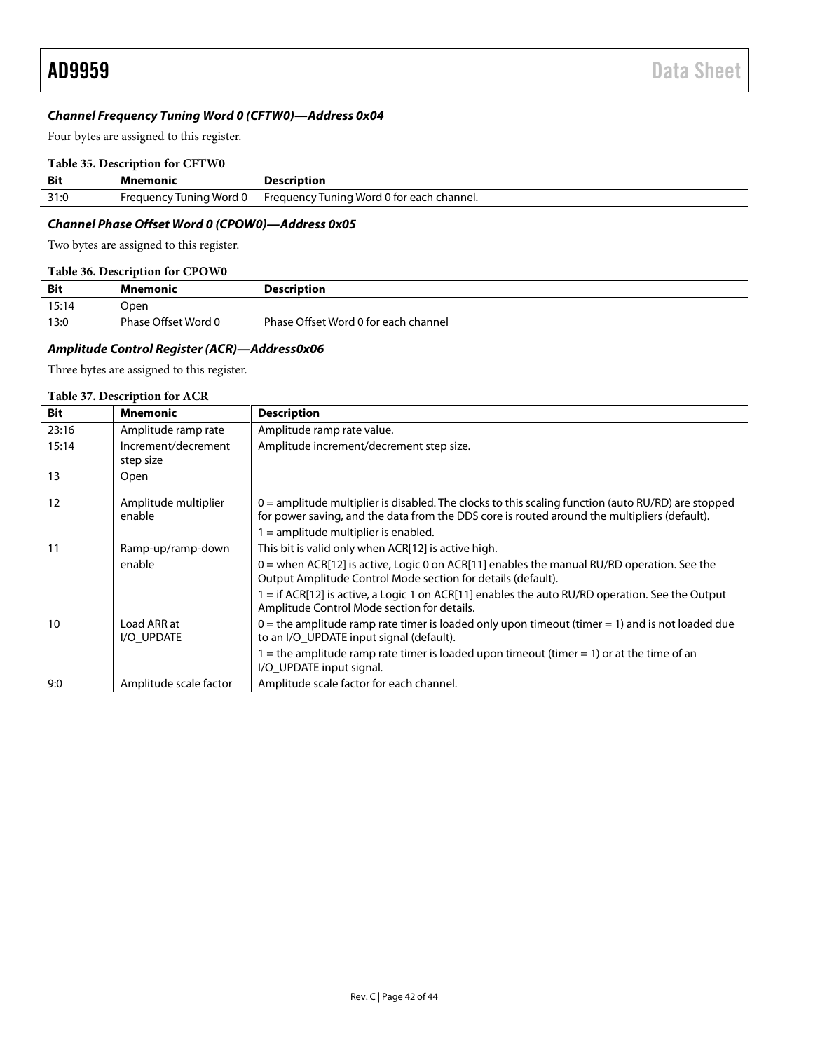### *Channel Frequency Tuning Word 0 (CFTW0)—Address 0x04*

Four bytes are assigned to this register.

**Table 35. Description for CFTW0**

| Bit | Mnemonic | Description |
|---|---|---|
| 31:0 | Frequency Tuning Word 0 | Frequency Tuning Word 0 for each channel. |

### *Channel Phase Offset Word 0 (CPOW0)—Address 0x05*

Two bytes are assigned to this register.

**Table 36. Description for CPOW0**

| Bit | Mnemonic | Description |
|---|---|---|
| 15:14 | Open | |
| 13:0 | Phase Offset Word 0 | Phase Offset Word 0 for each channel |

### *Amplitude Control Register (ACR)—Address0x06*

Three bytes are assigned to this register.

**Table 37. Description for ACR**

| Bit | Mnemonic | Description |
|---|---|---|
| 23:16 | Amplitude ramp rate | Amplitude ramp rate value. |
| 15:14 | Increment/decrement step size | Amplitude increment/decrement step size. |
| 13 | Open | |
| 12 | Amplitude multiplier enable | 0 = amplitude multiplier is disabled. The clocks to this scaling function (auto RU/RD) are stopped for power saving, and the data from the DDS core is routed around the multipliers (default). 1 = amplitude multiplier is enabled. |
| 11 | Ramp-up/ramp-down enable | This bit is valid only when ACR[12] is active high. 0 = when ACR[12] is active, Logic 0 on ACR[11] enables the manual RU/RD operation. See the Output Amplitude Control Mode section for details (default). 1 = if ACR[12] is active, a Logic 1 on ACR[11] enables the auto RU/RD operation. See the Output Amplitude Control Mode section for details. |
| 10 | Load ARR at I/O_UPDATE | 0 = the amplitude ramp rate timer is loaded only upon timeout (timer = 1) and is not loaded due to an I/O_UPDATE input signal (default). 1 = the amplitude ramp rate timer is loaded upon timeout (timer = 1) or at the time of an I/O_UPDATE input signal. |
| 9:0 | Amplitude scale factor | Amplitude scale factor for each channel. |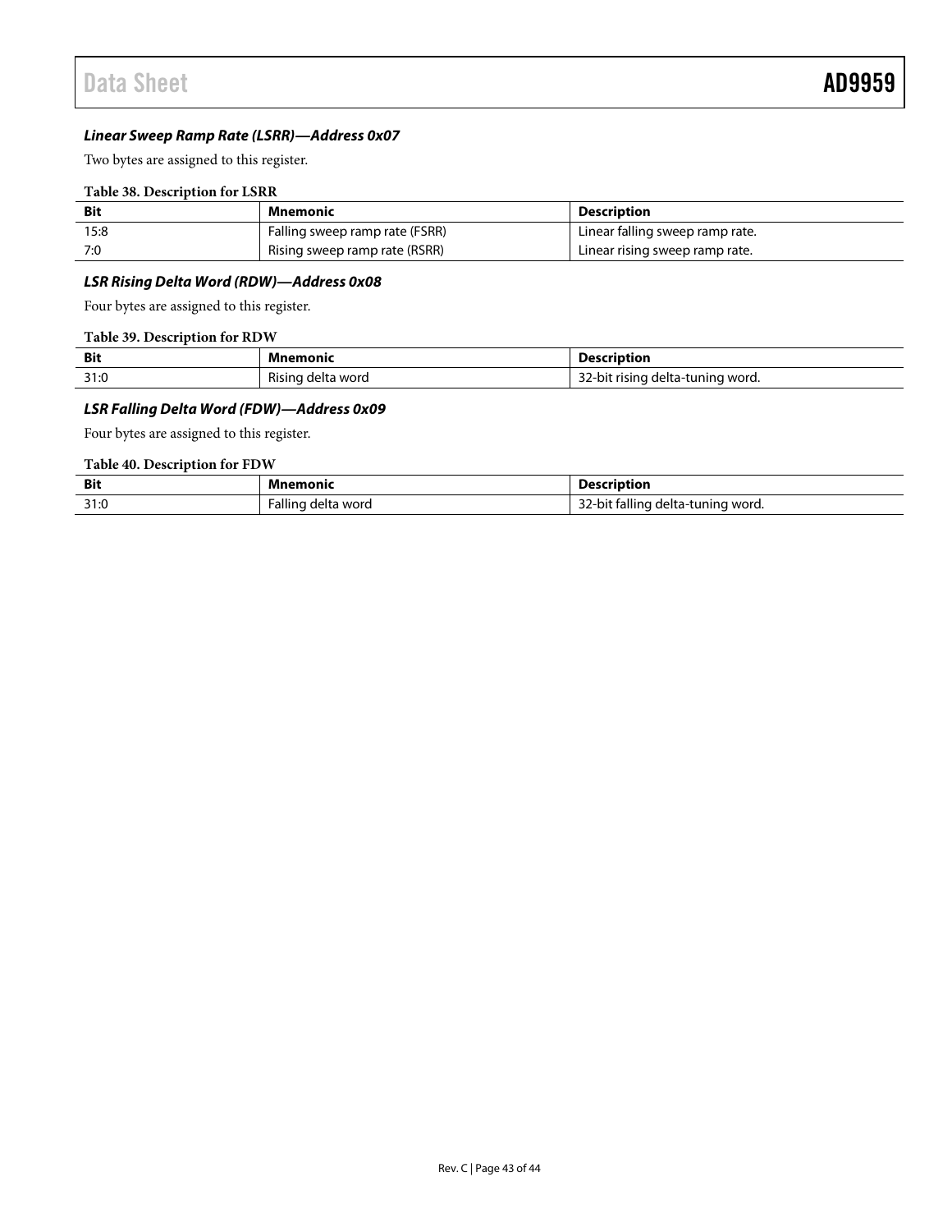### *Linear Sweep Ramp Rate (LSRR)—Address 0x07*

Two bytes are assigned to this register.

**Table 38. Description for LSRR**

| Bit | Mnemonic | Description |
|---|---|---|
| 15:8 | Falling sweep ramp rate (FSRR) | Linear falling sweep ramp rate. |
| 7:0 | Rising sweep ramp rate (RSRR) | Linear rising sweep ramp rate. |

### *LSR Rising Delta Word (RDW)—Address 0x08*

Four bytes are assigned to this register.

**Table 39. Description for RDW**

| Bit | Mnemonic | Description |
|---|---|---|
| 31:0 | Rising delta word | 32-bit rising delta-tuning word. |

### *LSR Falling Delta Word (FDW)—Address 0x09*

Four bytes are assigned to this register.

**Table 40. Description for FDW**

| Bit | Mnemonic | Description |
|---|---|---|
| 31:0 | Falling delta word | 32-bit falling delta-tuning word. |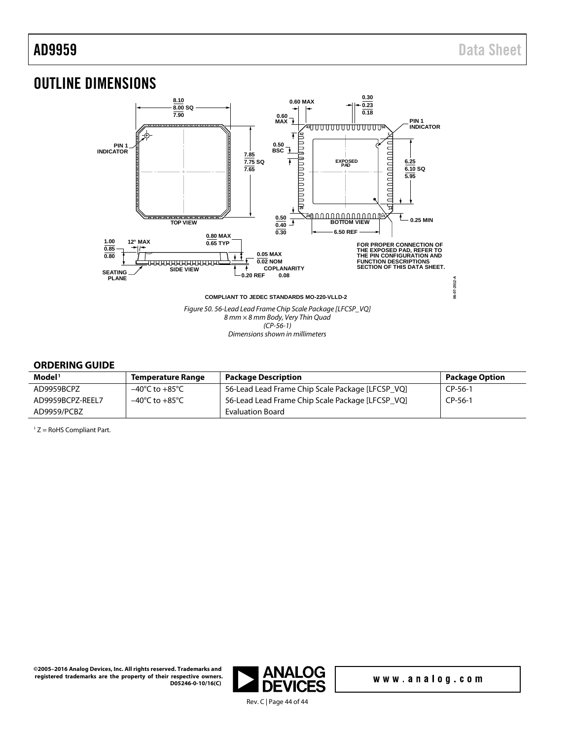# OUTLINE DIMENSIONS

8.10
8.00 SQ
7.90

PIN 1 INDICATOR

7.85
7.75 SQ
7.65

TOP VIEW

0.60 MAX

0.60 MAX

0.30
0.23
0.18

43
56
42
1

PIN 1 INDICATOR

0.50 BSC

EXPOSED PAD

6.25
6.10 SQ
5.95

29
14
28
15

0.50
0.40
0.30

BOTTOM VIEW

0.25 MIN

6.50 REF

1.00
0.85
0.80

12° MAX

0.80 MAX
0.65 TYP

0.05 MAX
0.02 NOM

COPLANARITY
0.08

0.20 REF

SEATING PLANE

SIDE VIEW

FOR PROPER CONNECTION OF THE EXPOSED PAD, REFER TO THE PIN CONFIGURATION AND FUNCTION DESCRIPTIONS SECTION OF THIS DATA SHEET.

COMPLIANT TO JEDEC STANDARDS MO-220-VLLD-2

06-07-2012-A

*Figure 50. 56-Lead Lead Frame Chip Scale Package [LFCSP_VQ]*
*8 mm × 8 mm Body, Very Thin Quad*
*(CP-56-1)*
*Dimensions shown in millimeters*

## ORDERING GUIDE

| Model[1] | Temperature Range | Package Description | Package Option |
|---|---|---|---|
| AD9959BCPZ | −40°C to +85°C | 56-Lead Lead Frame Chip Scale Package [LFCSP_VQ] | CP-56-1 |
| AD9959BCPZ-REEL7 | −40°C to +85°C | 56-Lead Lead Frame Chip Scale Package [LFCSP_VQ] | CP-56-1 |
| AD9959/PCBZ | | Evaluation Board | |

[1] Z = RoHS Compliant Part.

**©2005–2016 Analog Devices, Inc. All rights reserved. Trademarks and registered trademarks are the property of their respective owners. D05246-0-10/16(C)**

www.analog.com